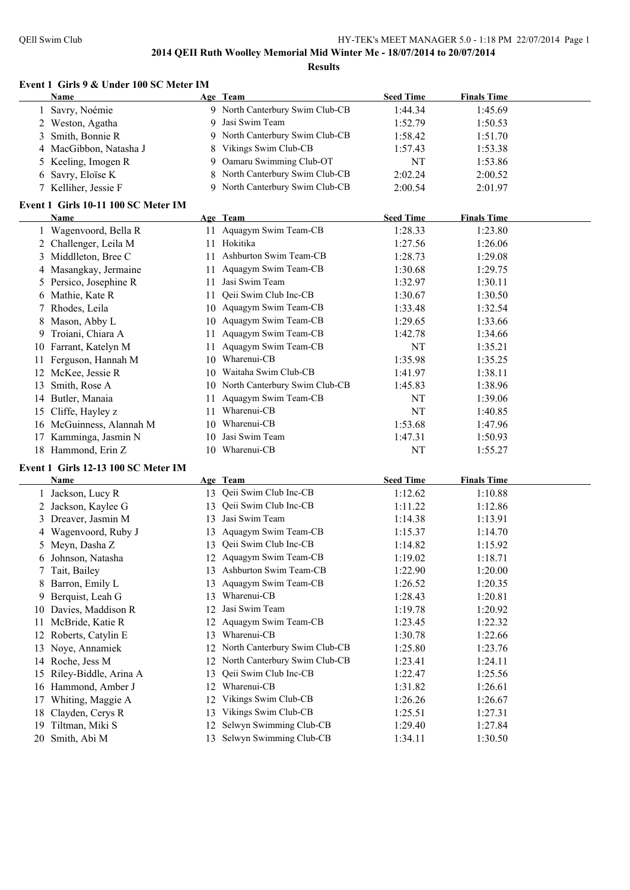# 2014 QEII Ruth Woolley Memorial Mid Winter Me - 18/07/2014 to 20/07/2014

## Results

### Event 1 Girls 9 & Under 100 SC Meter IM

| | Name | Age | Team | Seed Time | Finals Time |
|---|---|---|---|---|---|
| 1 | Savry, Noémie | 9 | North Canterbury Swim Club-CB | 1:44.34 | 1:45.69 |
| 2 | Weston, Agatha | 9 | Jasi Swim Team | 1:52.79 | 1:50.53 |
| 3 | Smith, Bonnie R | 9 | North Canterbury Swim Club-CB | 1:58.42 | 1:51.70 |
| 4 | MacGibbon, Natasha J | 8 | Vikings Swim Club-CB | 1:57.43 | 1:53.38 |
| 5 | Keeling, Imogen R | 9 | Oamaru Swimming Club-OT | NT | 1:53.86 |
| 6 | Savry, Eloïse K | 8 | North Canterbury Swim Club-CB | 2:02.24 | 2:00.52 |
| 7 | Kelliher, Jessie F | 9 | North Canterbury Swim Club-CB | 2:00.54 | 2:01.97 |

### Event 1 Girls 10-11 100 SC Meter IM

| | Name | Age | Team | Seed Time | Finals Time |
|---|---|---|---|---|---|
| 1 | Wagenvoord, Bella R | 11 | Aquagym Swim Team-CB | 1:28.33 | 1:23.80 |
| 2 | Challenger, Leila M | 11 | Hokitika | 1:27.56 | 1:26.06 |
| 3 | Middlleton, Bree C | 11 | Ashburton Swim Team-CB | 1:28.73 | 1:29.08 |
| 4 | Masangkay, Jermaine | 11 | Aquagym Swim Team-CB | 1:30.68 | 1:29.75 |
| 5 | Persico, Josephine R | 11 | Jasi Swim Team | 1:32.97 | 1:30.11 |
| 6 | Mathie, Kate R | 11 | Qeii Swim Club Inc-CB | 1:30.67 | 1:30.50 |
| 7 | Rhodes, Leila | 10 | Aquagym Swim Team-CB | 1:33.48 | 1:32.54 |
| 8 | Mason, Abby L | 10 | Aquagym Swim Team-CB | 1:29.65 | 1:33.66 |
| 9 | Troiani, Chiara A | 11 | Aquagym Swim Team-CB | 1:42.78 | 1:34.66 |
| 10 | Farrant, Katelyn M | 11 | Aquagym Swim Team-CB | NT | 1:35.21 |
| 11 | Ferguson, Hannah M | 10 | Wharenui-CB | 1:35.98 | 1:35.25 |
| 12 | McKee, Jessie R | 10 | Waitaha Swim Club-CB | 1:41.97 | 1:38.11 |
| 13 | Smith, Rose A | 10 | North Canterbury Swim Club-CB | 1:45.83 | 1:38.96 |
| 14 | Butler, Manaia | 11 | Aquagym Swim Team-CB | NT | 1:39.06 |
| 15 | Cliffe, Hayley z | 11 | Wharenui-CB | NT | 1:40.85 |
| 16 | McGuinness, Alannah M | 10 | Wharenui-CB | 1:53.68 | 1:47.96 |
| 17 | Kamminga, Jasmin N | 10 | Jasi Swim Team | 1:47.31 | 1:50.93 |
| 18 | Hammond, Erin Z | 10 | Wharenui-CB | NT | 1:55.27 |

### Event 1 Girls 12-13 100 SC Meter IM

| | Name | Age | Team | Seed Time | Finals Time |
|---|---|---|---|---|---|
| 1 | Jackson, Lucy R | 13 | Qeii Swim Club Inc-CB | 1:12.62 | 1:10.88 |
| 2 | Jackson, Kaylee G | 13 | Qeii Swim Club Inc-CB | 1:11.22 | 1:12.86 |
| 3 | Dreaver, Jasmin M | 13 | Jasi Swim Team | 1:14.38 | 1:13.91 |
| 4 | Wagenvoord, Ruby J | 13 | Aquagym Swim Team-CB | 1:15.37 | 1:14.70 |
| 5 | Meyn, Dasha Z | 13 | Qeii Swim Club Inc-CB | 1:14.82 | 1:15.92 |
| 6 | Johnson, Natasha | 12 | Aquagym Swim Team-CB | 1:19.02 | 1:18.71 |
| 7 | Tait, Bailey | 13 | Ashburton Swim Team-CB | 1:22.90 | 1:20.00 |
| 8 | Barron, Emily L | 13 | Aquagym Swim Team-CB | 1:26.52 | 1:20.35 |
| 9 | Berquist, Leah G | 13 | Wharenui-CB | 1:28.43 | 1:20.81 |
| 10 | Davies, Maddison R | 12 | Jasi Swim Team | 1:19.78 | 1:20.92 |
| 11 | McBride, Katie R | 12 | Aquagym Swim Team-CB | 1:23.45 | 1:22.32 |
| 12 | Roberts, Catylin E | 13 | Wharenui-CB | 1:30.78 | 1:22.66 |
| 13 | Noye, Annamiek | 12 | North Canterbury Swim Club-CB | 1:25.80 | 1:23.76 |
| 14 | Roche, Jess M | 12 | North Canterbury Swim Club-CB | 1:23.41 | 1:24.11 |
| 15 | Riley-Biddle, Arina A | 13 | Qeii Swim Club Inc-CB | 1:22.47 | 1:25.56 |
| 16 | Hammond, Amber J | 12 | Wharenui-CB | 1:31.82 | 1:26.61 |
| 17 | Whiting, Maggie A | 12 | Vikings Swim Club-CB | 1:26.26 | 1:26.67 |
| 18 | Clayden, Cerys R | 13 | Vikings Swim Club-CB | 1:25.51 | 1:27.31 |
| 19 | Tiltman, Miki S | 12 | Selwyn Swimming Club-CB | 1:29.40 | 1:27.84 |
| 20 | Smith, Abi M | 13 | Selwyn Swimming Club-CB | 1:34.11 | 1:30.50 |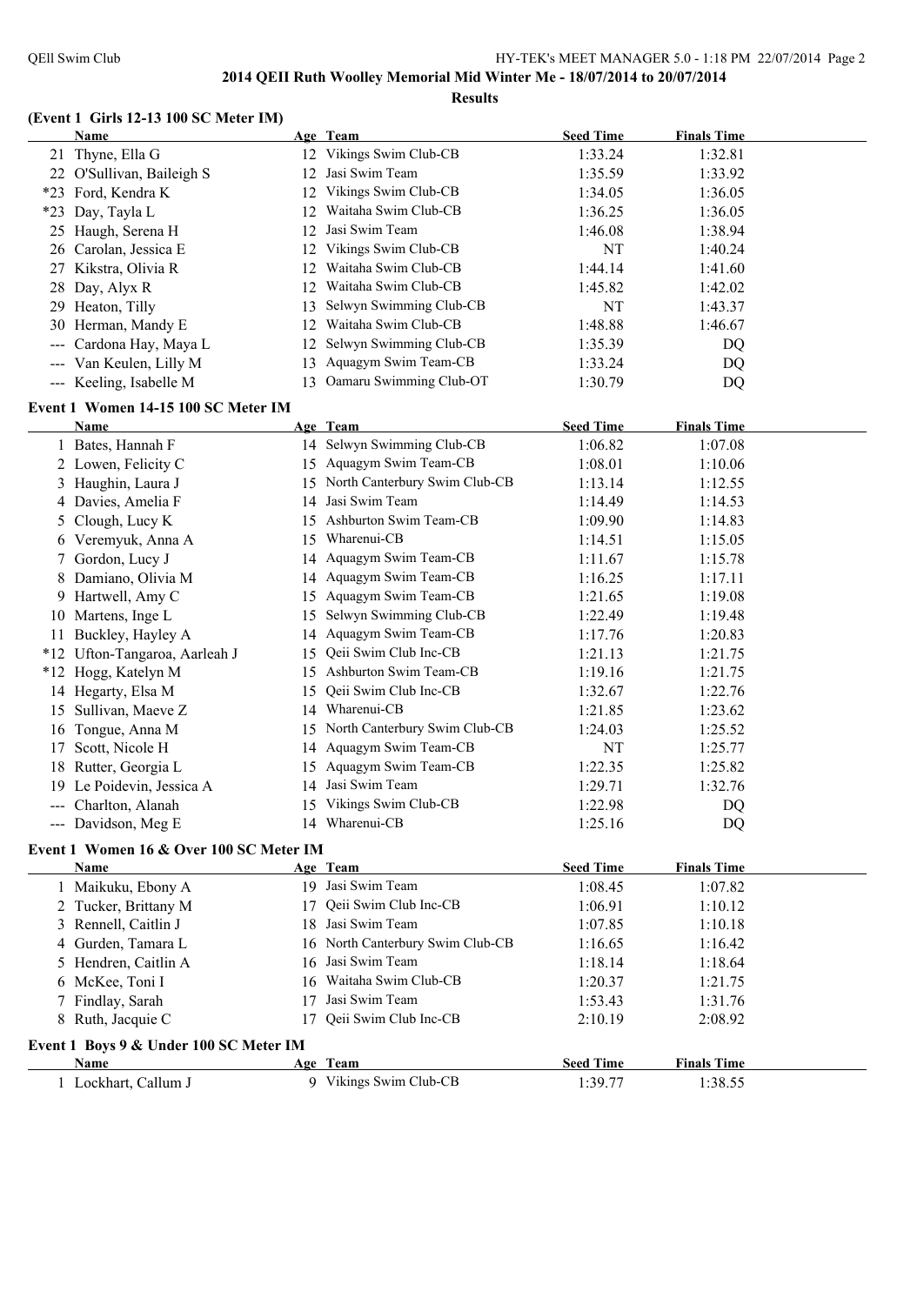## 2014 QEII Ruth Woolley Memorial Mid Winter Me - 18/07/2014 to 20/07/2014

**Results**

### (Event 1 Girls 12-13 100 SC Meter IM)

| | Name | Age | Team | Seed Time | Finals Time |
|---|---|---|---|---|---|
| 21 | Thyne, Ella G | 12 | Vikings Swim Club-CB | 1:33.24 | 1:32.81 |
| 22 | O'Sullivan, Baileigh S | 12 | Jasi Swim Team | 1:35.59 | 1:33.92 |
| *23 | Ford, Kendra K | 12 | Vikings Swim Club-CB | 1:34.05 | 1:36.05 |
| *23 | Day, Tayla L | 12 | Waitaha Swim Club-CB | 1:36.25 | 1:36.05 |
| 25 | Haugh, Serena H | 12 | Jasi Swim Team | 1:46.08 | 1:38.94 |
| 26 | Carolan, Jessica E | 12 | Vikings Swim Club-CB | NT | 1:40.24 |
| 27 | Kikstra, Olivia R | 12 | Waitaha Swim Club-CB | 1:44.14 | 1:41.60 |
| 28 | Day, Alyx R | 12 | Waitaha Swim Club-CB | 1:45.82 | 1:42.02 |
| 29 | Heaton, Tilly | 13 | Selwyn Swimming Club-CB | NT | 1:43.37 |
| 30 | Herman, Mandy E | 12 | Waitaha Swim Club-CB | 1:48.88 | 1:46.67 |
| --- | Cardona Hay, Maya L | 12 | Selwyn Swimming Club-CB | 1:35.39 | DQ |
| --- | Van Keulen, Lilly M | 13 | Aquagym Swim Team-CB | 1:33.24 | DQ |
| --- | Keeling, Isabelle M | 13 | Oamaru Swimming Club-OT | 1:30.79 | DQ |

### Event 1 Women 14-15 100 SC Meter IM

| | Name | Age | Team | Seed Time | Finals Time |
|---|---|---|---|---|---|
| 1 | Bates, Hannah F | 14 | Selwyn Swimming Club-CB | 1:06.82 | 1:07.08 |
| 2 | Lowen, Felicity C | 15 | Aquagym Swim Team-CB | 1:08.01 | 1:10.06 |
| 3 | Haughin, Laura J | 15 | North Canterbury Swim Club-CB | 1:13.14 | 1:12.55 |
| 4 | Davies, Amelia F | 14 | Jasi Swim Team | 1:14.49 | 1:14.53 |
| 5 | Clough, Lucy K | 15 | Ashburton Swim Team-CB | 1:09.90 | 1:14.83 |
| 6 | Veremyuk, Anna A | 15 | Wharenui-CB | 1:14.51 | 1:15.05 |
| 7 | Gordon, Lucy J | 14 | Aquagym Swim Team-CB | 1:11.67 | 1:15.78 |
| 8 | Damiano, Olivia M | 14 | Aquagym Swim Team-CB | 1:16.25 | 1:17.11 |
| 9 | Hartwell, Amy C | 15 | Aquagym Swim Team-CB | 1:21.65 | 1:19.08 |
| 10 | Martens, Inge L | 15 | Selwyn Swimming Club-CB | 1:22.49 | 1:19.48 |
| 11 | Buckley, Hayley A | 14 | Aquagym Swim Team-CB | 1:17.76 | 1:20.83 |
| *12 | Ufton-Tangaroa, Aarleah J | 15 | Qeii Swim Club Inc-CB | 1:21.13 | 1:21.75 |
| *12 | Hogg, Katelyn M | 15 | Ashburton Swim Team-CB | 1:19.16 | 1:21.75 |
| 14 | Hegarty, Elsa M | 15 | Qeii Swim Club Inc-CB | 1:32.67 | 1:22.76 |
| 15 | Sullivan, Maeve Z | 14 | Wharenui-CB | 1:21.85 | 1:23.62 |
| 16 | Tongue, Anna M | 15 | North Canterbury Swim Club-CB | 1:24.03 | 1:25.52 |
| 17 | Scott, Nicole H | 14 | Aquagym Swim Team-CB | NT | 1:25.77 |
| 18 | Rutter, Georgia L | 15 | Aquagym Swim Team-CB | 1:22.35 | 1:25.82 |
| 19 | Le Poidevin, Jessica A | 14 | Jasi Swim Team | 1:29.71 | 1:32.76 |
| --- | Charlton, Alanah | 15 | Vikings Swim Club-CB | 1:22.98 | DQ |
| --- | Davidson, Meg E | 14 | Wharenui-CB | 1:25.16 | DQ |

### Event 1 Women 16 & Over 100 SC Meter IM

| | Name | Age | Team | Seed Time | Finals Time |
|---|---|---|---|---|---|
| 1 | Maikuku, Ebony A | 19 | Jasi Swim Team | 1:08.45 | 1:07.82 |
| 2 | Tucker, Brittany M | 17 | Qeii Swim Club Inc-CB | 1:06.91 | 1:10.12 |
| 3 | Rennell, Caitlin J | 18 | Jasi Swim Team | 1:07.85 | 1:10.18 |
| 4 | Gurden, Tamara L | 16 | North Canterbury Swim Club-CB | 1:16.65 | 1:16.42 |
| 5 | Hendren, Caitlin A | 16 | Jasi Swim Team | 1:18.14 | 1:18.64 |
| 6 | McKee, Toni I | 16 | Waitaha Swim Club-CB | 1:20.37 | 1:21.75 |
| 7 | Findlay, Sarah | 17 | Jasi Swim Team | 1:53.43 | 1:31.76 |
| 8 | Ruth, Jacquie C | 17 | Qeii Swim Club Inc-CB | 2:10.19 | 2:08.92 |

### Event 1 Boys 9 & Under 100 SC Meter IM

| | Name | Age | Team | Seed Time | Finals Time |
|---|---|---|---|---|---|
| 1 | Lockhart, Callum J | 9 | Vikings Swim Club-CB | 1:39.77 | 1:38.55 |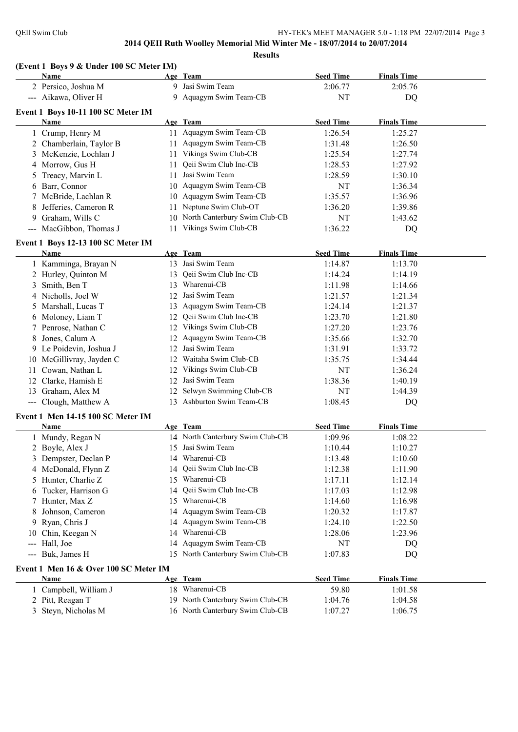**2014 QEII Ruth Woolley Memorial Mid Winter Me - 18/07/2014 to 20/07/2014**

**Results**

### (Event 1 Boys 9 & Under 100 SC Meter IM)

| | Name | Age | Team | Seed Time | Finals Time |
|---|---|---|---|---|---|
| 2 | Persico, Joshua M | 9 | Jasi Swim Team | 2:06.77 | 2:05.76 |
| --- | Aikawa, Oliver H | 9 | Aquagym Swim Team-CB | NT | DQ |

### Event 1 Boys 10-11 100 SC Meter IM

| | Name | Age | Team | Seed Time | Finals Time |
|---|---|---|---|---|---|
| 1 | Crump, Henry M | 11 | Aquagym Swim Team-CB | 1:26.54 | 1:25.27 |
| 2 | Chamberlain, Taylor B | 11 | Aquagym Swim Team-CB | 1:31.48 | 1:26.50 |
| 3 | McKenzie, Lochlan J | 11 | Vikings Swim Club-CB | 1:25.54 | 1:27.74 |
| 4 | Morrow, Gus H | 11 | Qeii Swim Club Inc-CB | 1:28.53 | 1:27.92 |
| 5 | Treacy, Marvin L | 11 | Jasi Swim Team | 1:28.59 | 1:30.10 |
| 6 | Barr, Connor | 10 | Aquagym Swim Team-CB | NT | 1:36.34 |
| 7 | McBride, Lachlan R | 10 | Aquagym Swim Team-CB | 1:35.57 | 1:36.96 |
| 8 | Jefferies, Cameron R | 11 | Neptune Swim Club-OT | 1:36.20 | 1:39.86 |
| 9 | Graham, Wills C | 10 | North Canterbury Swim Club-CB | NT | 1:43.62 |
| --- | MacGibbon, Thomas J | 11 | Vikings Swim Club-CB | 1:36.22 | DQ |

### Event 1 Boys 12-13 100 SC Meter IM

| | Name | Age | Team | Seed Time | Finals Time |
|---|---|---|---|---|---|
| 1 | Kamminga, Brayan N | 13 | Jasi Swim Team | 1:14.87 | 1:13.70 |
| 2 | Hurley, Quinton M | 13 | Qeii Swim Club Inc-CB | 1:14.24 | 1:14.19 |
| 3 | Smith, Ben T | 13 | Wharenui-CB | 1:11.98 | 1:14.66 |
| 4 | Nicholls, Joel W | 12 | Jasi Swim Team | 1:21.57 | 1:21.34 |
| 5 | Marshall, Lucas T | 13 | Aquagym Swim Team-CB | 1:24.14 | 1:21.37 |
| 6 | Moloney, Liam T | 12 | Qeii Swim Club Inc-CB | 1:23.70 | 1:21.80 |
| 7 | Penrose, Nathan C | 12 | Vikings Swim Club-CB | 1:27.20 | 1:23.76 |
| 8 | Jones, Calum A | 12 | Aquagym Swim Team-CB | 1:35.66 | 1:32.70 |
| 9 | Le Poidevin, Joshua J | 12 | Jasi Swim Team | 1:31.91 | 1:33.72 |
| 10 | McGillivray, Jayden C | 12 | Waitaha Swim Club-CB | 1:35.75 | 1:34.44 |
| 11 | Cowan, Nathan L | 12 | Vikings Swim Club-CB | NT | 1:36.24 |
| 12 | Clarke, Hamish E | 12 | Jasi Swim Team | 1:38.36 | 1:40.19 |
| 13 | Graham, Alex M | 12 | Selwyn Swimming Club-CB | NT | 1:44.39 |
| --- | Clough, Matthew A | 13 | Ashburton Swim Team-CB | 1:08.45 | DQ |

### Event 1 Men 14-15 100 SC Meter IM

| | Name | Age | Team | Seed Time | Finals Time |
|---|---|---|---|---|---|
| 1 | Mundy, Regan N | 14 | North Canterbury Swim Club-CB | 1:09.96 | 1:08.22 |
| 2 | Boyle, Alex J | 15 | Jasi Swim Team | 1:10.44 | 1:10.27 |
| 3 | Dempster, Declan P | 14 | Wharenui-CB | 1:13.48 | 1:10.60 |
| 4 | McDonald, Flynn Z | 14 | Qeii Swim Club Inc-CB | 1:12.38 | 1:11.90 |
| 5 | Hunter, Charlie Z | 15 | Wharenui-CB | 1:17.11 | 1:12.14 |
| 6 | Tucker, Harrison G | 14 | Qeii Swim Club Inc-CB | 1:17.03 | 1:12.98 |
| 7 | Hunter, Max Z | 15 | Wharenui-CB | 1:14.60 | 1:16.98 |
| 8 | Johnson, Cameron | 14 | Aquagym Swim Team-CB | 1:20.32 | 1:17.87 |
| 9 | Ryan, Chris J | 14 | Aquagym Swim Team-CB | 1:24.10 | 1:22.50 |
| 10 | Chin, Keegan N | 14 | Wharenui-CB | 1:28.06 | 1:23.96 |
| --- | Hall, Joe | 14 | Aquagym Swim Team-CB | NT | DQ |
| --- | Buk, James H | 15 | North Canterbury Swim Club-CB | 1:07.83 | DQ |

### Event 1 Men 16 & Over 100 SC Meter IM

| | Name | Age | Team | Seed Time | Finals Time |
|---|---|---|---|---|---|
| 1 | Campbell, William J | 18 | Wharenui-CB | 59.80 | 1:01.58 |
| 2 | Pitt, Reagan T | 19 | North Canterbury Swim Club-CB | 1:04.76 | 1:04.58 |
| 3 | Steyn, Nicholas M | 16 | North Canterbury Swim Club-CB | 1:07.27 | 1:06.75 |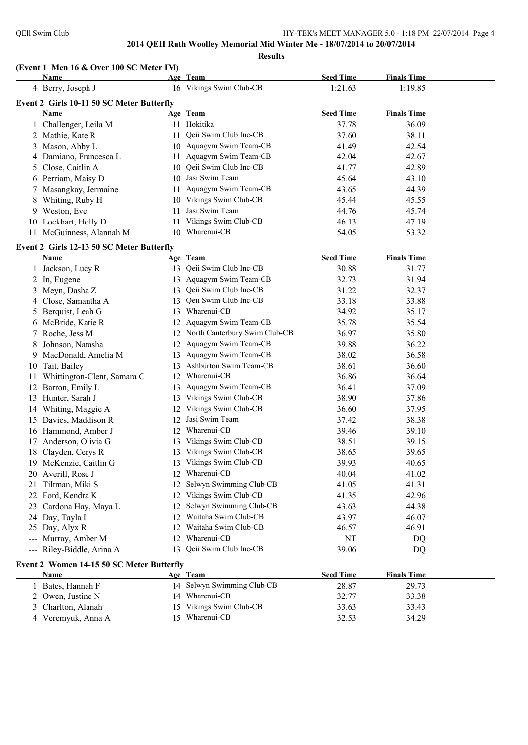**2014 QEII Ruth Woolley Memorial Mid Winter Me - 18/07/2014 to 20/07/2014**

**Results**

### (Event 1 Men 16 & Over 100 SC Meter IM)

| | Name | Age | Team | Seed Time | Finals Time |
|---|---|---|---|---|---|
| 4 | Berry, Joseph J | 16 | Vikings Swim Club-CB | 1:21.63 | 1:19.85 |

### Event 2 Girls 10-11 50 SC Meter Butterfly

| | Name | Age | Team | Seed Time | Finals Time |
|---|---|---|---|---|---|
| 1 | Challenger, Leila M | 11 | Hokitika | 37.78 | 36.09 |
| 2 | Mathie, Kate R | 11 | Qeii Swim Club Inc-CB | 37.60 | 38.11 |
| 3 | Mason, Abby L | 10 | Aquagym Swim Team-CB | 41.49 | 42.54 |
| 4 | Damiano, Francesca L | 11 | Aquagym Swim Team-CB | 42.04 | 42.67 |
| 5 | Close, Caitlin A | 10 | Qeii Swim Club Inc-CB | 41.77 | 42.89 |
| 6 | Perriam, Maisy D | 10 | Jasi Swim Team | 45.64 | 43.10 |
| 7 | Masangkay, Jermaine | 11 | Aquagym Swim Team-CB | 43.65 | 44.39 |
| 8 | Whiting, Ruby H | 10 | Vikings Swim Club-CB | 45.44 | 45.55 |
| 9 | Weston, Eve | 11 | Jasi Swim Team | 44.76 | 45.74 |
| 10 | Lockhart, Holly D | 11 | Vikings Swim Club-CB | 46.13 | 47.19 |
| 11 | McGuinness, Alannah M | 10 | Wharenui-CB | 54.05 | 53.32 |

### Event 2 Girls 12-13 50 SC Meter Butterfly

| | Name | Age | Team | Seed Time | Finals Time |
|---|---|---|---|---|---|
| 1 | Jackson, Lucy R | 13 | Qeii Swim Club Inc-CB | 30.88 | 31.77 |
| 2 | In, Eugene | 13 | Aquagym Swim Team-CB | 32.73 | 31.94 |
| 3 | Meyn, Dasha Z | 13 | Qeii Swim Club Inc-CB | 31.22 | 32.37 |
| 4 | Close, Samantha A | 13 | Qeii Swim Club Inc-CB | 33.18 | 33.88 |
| 5 | Berquist, Leah G | 13 | Wharenui-CB | 34.92 | 35.17 |
| 6 | McBride, Katie R | 12 | Aquagym Swim Team-CB | 35.78 | 35.54 |
| 7 | Roche, Jess M | 12 | North Canterbury Swim Club-CB | 36.97 | 35.80 |
| 8 | Johnson, Natasha | 12 | Aquagym Swim Team-CB | 39.88 | 36.22 |
| 9 | MacDonald, Amelia M | 13 | Aquagym Swim Team-CB | 38.02 | 36.58 |
| 10 | Tait, Bailey | 13 | Ashburton Swim Team-CB | 38.61 | 36.60 |
| 11 | Whittington-Clent, Samara C | 12 | Wharenui-CB | 36.86 | 36.64 |
| 12 | Barron, Emily L | 13 | Aquagym Swim Team-CB | 36.41 | 37.09 |
| 13 | Hunter, Sarah J | 13 | Vikings Swim Club-CB | 38.90 | 37.86 |
| 14 | Whiting, Maggie A | 12 | Vikings Swim Club-CB | 36.60 | 37.95 |
| 15 | Davies, Maddison R | 12 | Jasi Swim Team | 37.42 | 38.38 |
| 16 | Hammond, Amber J | 12 | Wharenui-CB | 39.46 | 39.10 |
| 17 | Anderson, Olivia G | 13 | Vikings Swim Club-CB | 38.51 | 39.15 |
| 18 | Clayden, Cerys R | 13 | Vikings Swim Club-CB | 38.65 | 39.65 |
| 19 | McKenzie, Caitlin G | 13 | Vikings Swim Club-CB | 39.93 | 40.65 |
| 20 | Averill, Rose J | 12 | Wharenui-CB | 40.04 | 41.02 |
| 21 | Tiltman, Miki S | 12 | Selwyn Swimming Club-CB | 41.05 | 41.31 |
| 22 | Ford, Kendra K | 12 | Vikings Swim Club-CB | 41.35 | 42.96 |
| 23 | Cardona Hay, Maya L | 12 | Selwyn Swimming Club-CB | 43.63 | 44.38 |
| 24 | Day, Tayla L | 12 | Waitaha Swim Club-CB | 43.97 | 46.07 |
| 25 | Day, Alyx R | 12 | Waitaha Swim Club-CB | 46.57 | 46.91 |
| --- | Murray, Amber M | 12 | Wharenui-CB | NT | DQ |
| --- | Riley-Biddle, Arina A | 13 | Qeii Swim Club Inc-CB | 39.06 | DQ |

### Event 2 Women 14-15 50 SC Meter Butterfly

| | Name | Age | Team | Seed Time | Finals Time |
|---|---|---|---|---|---|
| 1 | Bates, Hannah F | 14 | Selwyn Swimming Club-CB | 28.87 | 29.73 |
| 2 | Owen, Justine N | 14 | Wharenui-CB | 32.77 | 33.38 |
| 3 | Charlton, Alanah | 15 | Vikings Swim Club-CB | 33.63 | 33.43 |
| 4 | Veremyuk, Anna A | 15 | Wharenui-CB | 32.53 | 34.29 |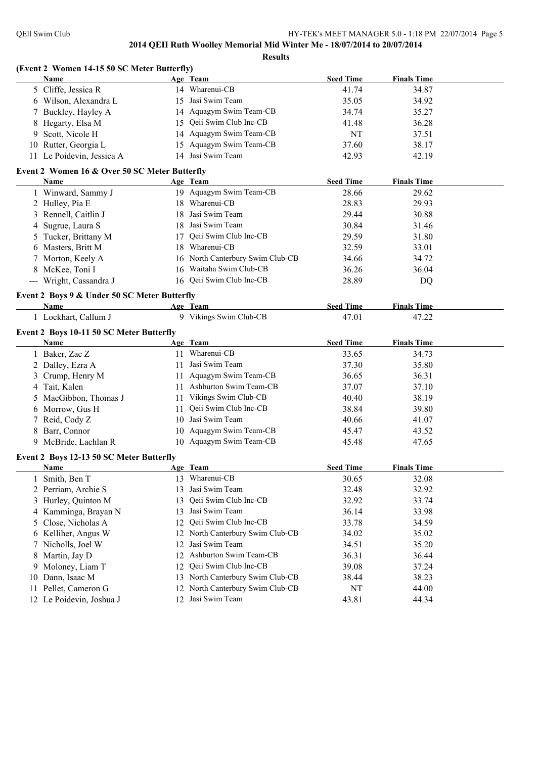# 2014 QEII Ruth Woolley Memorial Mid Winter Me - 18/07/2014 to 20/07/2014

## Results

### (Event 2 Women 14-15 50 SC Meter Butterfly)

| | Name | Age | Team | Seed Time | Finals Time |
|---|---|---|---|---|---|
| 5 | Cliffe, Jessica R | 14 | Wharenui-CB | 41.74 | 34.87 |
| 6 | Wilson, Alexandra L | 15 | Jasi Swim Team | 35.05 | 34.92 |
| 7 | Buckley, Hayley A | 14 | Aquagym Swim Team-CB | 34.74 | 35.27 |
| 8 | Hegarty, Elsa M | 15 | Qeii Swim Club Inc-CB | 41.48 | 36.28 |
| 9 | Scott, Nicole H | 14 | Aquagym Swim Team-CB | NT | 37.51 |
| 10 | Rutter, Georgia L | 15 | Aquagym Swim Team-CB | 37.60 | 38.17 |
| 11 | Le Poidevin, Jessica A | 14 | Jasi Swim Team | 42.93 | 42.19 |

### Event 2 Women 16 & Over 50 SC Meter Butterfly

| | Name | Age | Team | Seed Time | Finals Time |
|---|---|---|---|---|---|
| 1 | Winward, Sammy J | 19 | Aquagym Swim Team-CB | 28.66 | 29.62 |
| 2 | Hulley, Pia E | 18 | Wharenui-CB | 28.83 | 29.93 |
| 3 | Rennell, Caitlin J | 18 | Jasi Swim Team | 29.44 | 30.88 |
| 4 | Sugrue, Laura S | 18 | Jasi Swim Team | 30.84 | 31.46 |
| 5 | Tucker, Brittany M | 17 | Qeii Swim Club Inc-CB | 29.59 | 31.80 |
| 6 | Masters, Britt M | 18 | Wharenui-CB | 32.59 | 33.01 |
| 7 | Morton, Keely A | 16 | North Canterbury Swim Club-CB | 34.66 | 34.72 |
| 8 | McKee, Toni I | 16 | Waitaha Swim Club-CB | 36.26 | 36.04 |
| --- | Wright, Cassandra J | 16 | Qeii Swim Club Inc-CB | 28.89 | DQ |

### Event 2 Boys 9 & Under 50 SC Meter Butterfly

| | Name | Age | Team | Seed Time | Finals Time |
|---|---|---|---|---|---|
| 1 | Lockhart, Callum J | 9 | Vikings Swim Club-CB | 47.01 | 47.22 |

### Event 2 Boys 10-11 50 SC Meter Butterfly

| | Name | Age | Team | Seed Time | Finals Time |
|---|---|---|---|---|---|
| 1 | Baker, Zac Z | 11 | Wharenui-CB | 33.65 | 34.73 |
| 2 | Dalley, Ezra A | 11 | Jasi Swim Team | 37.30 | 35.80 |
| 3 | Crump, Henry M | 11 | Aquagym Swim Team-CB | 36.65 | 36.31 |
| 4 | Tait, Kalen | 11 | Ashburton Swim Team-CB | 37.07 | 37.10 |
| 5 | MacGibbon, Thomas J | 11 | Vikings Swim Club-CB | 40.40 | 38.19 |
| 6 | Morrow, Gus H | 11 | Qeii Swim Club Inc-CB | 38.84 | 39.80 |
| 7 | Reid, Cody Z | 10 | Jasi Swim Team | 40.66 | 41.07 |
| 8 | Barr, Connor | 10 | Aquagym Swim Team-CB | 45.47 | 43.52 |
| 9 | McBride, Lachlan R | 10 | Aquagym Swim Team-CB | 45.48 | 47.65 |

### Event 2 Boys 12-13 50 SC Meter Butterfly

| | Name | Age | Team | Seed Time | Finals Time |
|---|---|---|---|---|---|
| 1 | Smith, Ben T | 13 | Wharenui-CB | 30.65 | 32.08 |
| 2 | Perriam, Archie S | 13 | Jasi Swim Team | 32.48 | 32.92 |
| 3 | Hurley, Quinton M | 13 | Qeii Swim Club Inc-CB | 32.92 | 33.74 |
| 4 | Kamminga, Brayan N | 13 | Jasi Swim Team | 36.14 | 33.98 |
| 5 | Close, Nicholas A | 12 | Qeii Swim Club Inc-CB | 33.78 | 34.59 |
| 6 | Kelliher, Angus W | 12 | North Canterbury Swim Club-CB | 34.02 | 35.02 |
| 7 | Nicholls, Joel W | 12 | Jasi Swim Team | 34.51 | 35.20 |
| 8 | Martin, Jay D | 12 | Ashburton Swim Team-CB | 36.31 | 36.44 |
| 9 | Moloney, Liam T | 12 | Qeii Swim Club Inc-CB | 39.08 | 37.24 |
| 10 | Dann, Isaac M | 13 | North Canterbury Swim Club-CB | 38.44 | 38.23 |
| 11 | Pellet, Cameron G | 12 | North Canterbury Swim Club-CB | NT | 44.00 |
| 12 | Le Poidevin, Joshua J | 12 | Jasi Swim Team | 43.81 | 44.34 |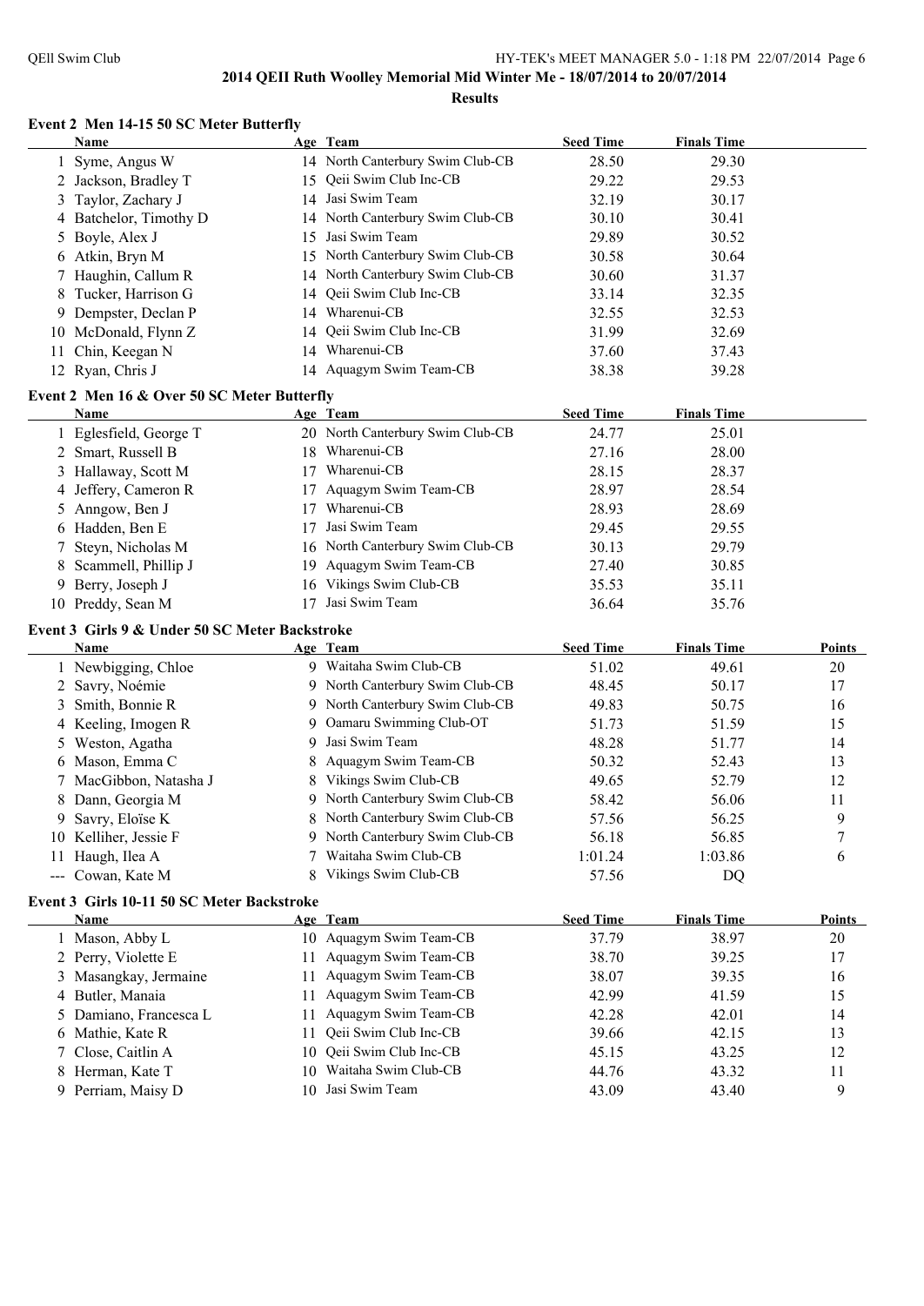## 2014 QEII Ruth Woolley Memorial Mid Winter Me - 18/07/2014 to 20/07/2014

### Results

#### Event 2 Men 14-15 50 SC Meter Butterfly

| | Name | Age | Team | Seed Time | Finals Time |
|---|---|---|---|---|---|
| 1 | Syme, Angus W | 14 | North Canterbury Swim Club-CB | 28.50 | 29.30 |
| 2 | Jackson, Bradley T | 15 | Qeii Swim Club Inc-CB | 29.22 | 29.53 |
| 3 | Taylor, Zachary J | 14 | Jasi Swim Team | 32.19 | 30.17 |
| 4 | Batchelor, Timothy D | 14 | North Canterbury Swim Club-CB | 30.10 | 30.41 |
| 5 | Boyle, Alex J | 15 | Jasi Swim Team | 29.89 | 30.52 |
| 6 | Atkin, Bryn M | 15 | North Canterbury Swim Club-CB | 30.58 | 30.64 |
| 7 | Haughin, Callum R | 14 | North Canterbury Swim Club-CB | 30.60 | 31.37 |
| 8 | Tucker, Harrison G | 14 | Qeii Swim Club Inc-CB | 33.14 | 32.35 |
| 9 | Dempster, Declan P | 14 | Wharenui-CB | 32.55 | 32.53 |
| 10 | McDonald, Flynn Z | 14 | Qeii Swim Club Inc-CB | 31.99 | 32.69 |
| 11 | Chin, Keegan N | 14 | Wharenui-CB | 37.60 | 37.43 |
| 12 | Ryan, Chris J | 14 | Aquagym Swim Team-CB | 38.38 | 39.28 |

#### Event 2 Men 16 & Over 50 SC Meter Butterfly

| | Name | Age | Team | Seed Time | Finals Time |
|---|---|---|---|---|---|
| 1 | Eglesfield, George T | 20 | North Canterbury Swim Club-CB | 24.77 | 25.01 |
| 2 | Smart, Russell B | 18 | Wharenui-CB | 27.16 | 28.00 |
| 3 | Hallaway, Scott M | 17 | Wharenui-CB | 28.15 | 28.37 |
| 4 | Jeffery, Cameron R | 17 | Aquagym Swim Team-CB | 28.97 | 28.54 |
| 5 | Anngow, Ben J | 17 | Wharenui-CB | 28.93 | 28.69 |
| 6 | Hadden, Ben E | 17 | Jasi Swim Team | 29.45 | 29.55 |
| 7 | Steyn, Nicholas M | 16 | North Canterbury Swim Club-CB | 30.13 | 29.79 |
| 8 | Scammell, Phillip J | 19 | Aquagym Swim Team-CB | 27.40 | 30.85 |
| 9 | Berry, Joseph J | 16 | Vikings Swim Club-CB | 35.53 | 35.11 |
| 10 | Preddy, Sean M | 17 | Jasi Swim Team | 36.64 | 35.76 |

#### Event 3 Girls 9 & Under 50 SC Meter Backstroke

| | Name | Age | Team | Seed Time | Finals Time | Points |
|---|---|---|---|---|---|---|
| 1 | Newbigging, Chloe | 9 | Waitaha Swim Club-CB | 51.02 | 49.61 | 20 |
| 2 | Savry, Noémie | 9 | North Canterbury Swim Club-CB | 48.45 | 50.17 | 17 |
| 3 | Smith, Bonnie R | 9 | North Canterbury Swim Club-CB | 49.83 | 50.75 | 16 |
| 4 | Keeling, Imogen R | 9 | Oamaru Swimming Club-OT | 51.73 | 51.59 | 15 |
| 5 | Weston, Agatha | 9 | Jasi Swim Team | 48.28 | 51.77 | 14 |
| 6 | Mason, Emma C | 8 | Aquagym Swim Team-CB | 50.32 | 52.43 | 13 |
| 7 | MacGibbon, Natasha J | 8 | Vikings Swim Club-CB | 49.65 | 52.79 | 12 |
| 8 | Dann, Georgia M | 9 | North Canterbury Swim Club-CB | 58.42 | 56.06 | 11 |
| 9 | Savry, Eloïse K | 8 | North Canterbury Swim Club-CB | 57.56 | 56.25 | 9 |
| 10 | Kelliher, Jessie F | 9 | North Canterbury Swim Club-CB | 56.18 | 56.85 | 7 |
| 11 | Haugh, Ilea A | 7 | Waitaha Swim Club-CB | 1:01.24 | 1:03.86 | 6 |
| --- | Cowan, Kate M | 8 | Vikings Swim Club-CB | 57.56 | DQ | |

#### Event 3 Girls 10-11 50 SC Meter Backstroke

| | Name | Age | Team | Seed Time | Finals Time | Points |
|---|---|---|---|---|---|---|
| 1 | Mason, Abby L | 10 | Aquagym Swim Team-CB | 37.79 | 38.97 | 20 |
| 2 | Perry, Violette E | 11 | Aquagym Swim Team-CB | 38.70 | 39.25 | 17 |
| 3 | Masangkay, Jermaine | 11 | Aquagym Swim Team-CB | 38.07 | 39.35 | 16 |
| 4 | Butler, Manaia | 11 | Aquagym Swim Team-CB | 42.99 | 41.59 | 15 |
| 5 | Damiano, Francesca L | 11 | Aquagym Swim Team-CB | 42.28 | 42.01 | 14 |
| 6 | Mathie, Kate R | 11 | Qeii Swim Club Inc-CB | 39.66 | 42.15 | 13 |
| 7 | Close, Caitlin A | 10 | Qeii Swim Club Inc-CB | 45.15 | 43.25 | 12 |
| 8 | Herman, Kate T | 10 | Waitaha Swim Club-CB | 44.76 | 43.32 | 11 |
| 9 | Perriam, Maisy D | 10 | Jasi Swim Team | 43.09 | 43.40 | 9 |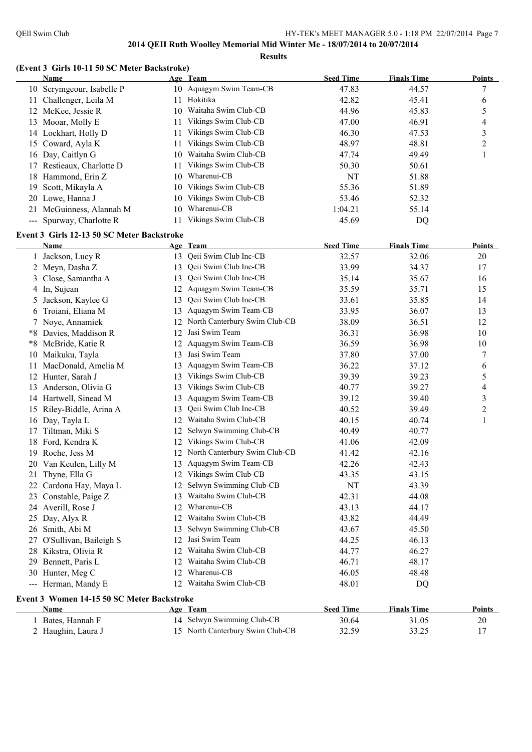## 2014 QEII Ruth Woolley Memorial Mid Winter Me - 18/07/2014 to 20/07/2014

### Results

### (Event 3 Girls 10-11 50 SC Meter Backstroke)

| | Name | Age | Team | Seed Time | Finals Time | Points |
|---|---|---|---|---|---|---|
| 10 | Scrymgeour, Isabelle P | 10 | Aquagym Swim Team-CB | 47.83 | 44.57 | 7 |
| 11 | Challenger, Leila M | 11 | Hokitika | 42.82 | 45.41 | 6 |
| 12 | McKee, Jessie R | 10 | Waitaha Swim Club-CB | 44.96 | 45.83 | 5 |
| 13 | Mooar, Molly E | 11 | Vikings Swim Club-CB | 47.00 | 46.91 | 4 |
| 14 | Lockhart, Holly D | 11 | Vikings Swim Club-CB | 46.30 | 47.53 | 3 |
| 15 | Coward, Ayla K | 11 | Vikings Swim Club-CB | 48.97 | 48.81 | 2 |
| 16 | Day, Caitlyn G | 10 | Waitaha Swim Club-CB | 47.74 | 49.49 | 1 |
| 17 | Restieaux, Charlotte D | 11 | Vikings Swim Club-CB | 50.30 | 50.61 | |
| 18 | Hammond, Erin Z | 10 | Wharenui-CB | NT | 51.88 | |
| 19 | Scott, Mikayla A | 10 | Vikings Swim Club-CB | 55.36 | 51.89 | |
| 20 | Lowe, Hanna J | 10 | Vikings Swim Club-CB | 53.46 | 52.32 | |
| 21 | McGuinness, Alannah M | 10 | Wharenui-CB | 1:04.21 | 55.14 | |
| --- | Spurway, Charlotte R | 11 | Vikings Swim Club-CB | 45.69 | DQ | |

### Event 3 Girls 12-13 50 SC Meter Backstroke

| | Name | Age | Team | Seed Time | Finals Time | Points |
|---|---|---|---|---|---|---|
| 1 | Jackson, Lucy R | 13 | Qeii Swim Club Inc-CB | 32.57 | 32.06 | 20 |
| 2 | Meyn, Dasha Z | 13 | Qeii Swim Club Inc-CB | 33.99 | 34.37 | 17 |
| 3 | Close, Samantha A | 13 | Qeii Swim Club Inc-CB | 35.14 | 35.67 | 16 |
| 4 | In, Sujean | 12 | Aquagym Swim Team-CB | 35.59 | 35.71 | 15 |
| 5 | Jackson, Kaylee G | 13 | Qeii Swim Club Inc-CB | 33.61 | 35.85 | 14 |
| 6 | Troiani, Eliana M | 13 | Aquagym Swim Team-CB | 33.95 | 36.07 | 13 |
| 7 | Noye, Annamiek | 12 | North Canterbury Swim Club-CB | 38.09 | 36.51 | 12 |
| *8 | Davies, Maddison R | 12 | Jasi Swim Team | 36.31 | 36.98 | 10 |
| *8 | McBride, Katie R | 12 | Aquagym Swim Team-CB | 36.59 | 36.98 | 10 |
| 10 | Maikuku, Tayla | 13 | Jasi Swim Team | 37.80 | 37.00 | 7 |
| 11 | MacDonald, Amelia M | 13 | Aquagym Swim Team-CB | 36.22 | 37.12 | 6 |
| 12 | Hunter, Sarah J | 13 | Vikings Swim Club-CB | 39.39 | 39.23 | 5 |
| 13 | Anderson, Olivia G | 13 | Vikings Swim Club-CB | 40.77 | 39.27 | 4 |
| 14 | Hartwell, Sinead M | 13 | Aquagym Swim Team-CB | 39.12 | 39.40 | 3 |
| 15 | Riley-Biddle, Arina A | 13 | Qeii Swim Club Inc-CB | 40.52 | 39.49 | 2 |
| 16 | Day, Tayla L | 12 | Waitaha Swim Club-CB | 40.15 | 40.74 | 1 |
| 17 | Tiltman, Miki S | 12 | Selwyn Swimming Club-CB | 40.49 | 40.77 | |
| 18 | Ford, Kendra K | 12 | Vikings Swim Club-CB | 41.06 | 42.09 | |
| 19 | Roche, Jess M | 12 | North Canterbury Swim Club-CB | 41.42 | 42.16 | |
| 20 | Van Keulen, Lilly M | 13 | Aquagym Swim Team-CB | 42.26 | 42.43 | |
| 21 | Thyne, Ella G | 12 | Vikings Swim Club-CB | 43.35 | 43.15 | |
| 22 | Cardona Hay, Maya L | 12 | Selwyn Swimming Club-CB | NT | 43.39 | |
| 23 | Constable, Paige Z | 13 | Waitaha Swim Club-CB | 42.31 | 44.08 | |
| 24 | Averill, Rose J | 12 | Wharenui-CB | 43.13 | 44.17 | |
| 25 | Day, Alyx R | 12 | Waitaha Swim Club-CB | 43.82 | 44.49 | |
| 26 | Smith, Abi M | 13 | Selwyn Swimming Club-CB | 43.67 | 45.50 | |
| 27 | O'Sullivan, Baileigh S | 12 | Jasi Swim Team | 44.25 | 46.13 | |
| 28 | Kikstra, Olivia R | 12 | Waitaha Swim Club-CB | 44.77 | 46.27 | |
| 29 | Bennett, Paris L | 12 | Waitaha Swim Club-CB | 46.71 | 48.17 | |
| 30 | Hunter, Meg C | 12 | Wharenui-CB | 46.05 | 48.48 | |
| --- | Herman, Mandy E | 12 | Waitaha Swim Club-CB | 48.01 | DQ | |

### Event 3 Women 14-15 50 SC Meter Backstroke

| | Name | Age | Team | Seed Time | Finals Time | Points |
|---|---|---|---|---|---|---|
| 1 | Bates, Hannah F | 14 | Selwyn Swimming Club-CB | 30.64 | 31.05 | 20 |
| 2 | Haughin, Laura J | 15 | North Canterbury Swim Club-CB | 32.59 | 33.25 | 17 |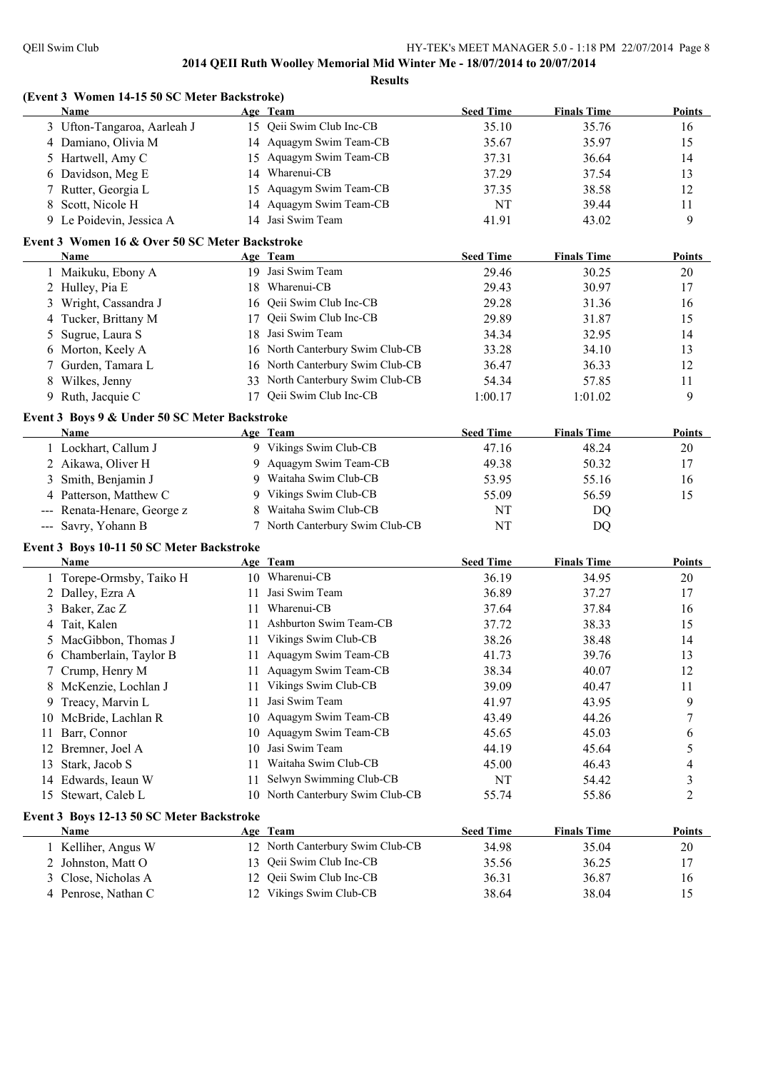**2014 QEII Ruth Woolley Memorial Mid Winter Me - 18/07/2014 to 20/07/2014**

**Results**

### (Event 3 Women 14-15 50 SC Meter Backstroke)

| | Name | Age | Team | Seed Time | Finals Time | Points |
|---|---|---|---|---|---|---|
| 3 | Ufton-Tangaroa, Aarleah J | 15 | Qeii Swim Club Inc-CB | 35.10 | 35.76 | 16 |
| 4 | Damiano, Olivia M | 14 | Aquagym Swim Team-CB | 35.67 | 35.97 | 15 |
| 5 | Hartwell, Amy C | 15 | Aquagym Swim Team-CB | 37.31 | 36.64 | 14 |
| 6 | Davidson, Meg E | 14 | Wharenui-CB | 37.29 | 37.54 | 13 |
| 7 | Rutter, Georgia L | 15 | Aquagym Swim Team-CB | 37.35 | 38.58 | 12 |
| 8 | Scott, Nicole H | 14 | Aquagym Swim Team-CB | NT | 39.44 | 11 |
| 9 | Le Poidevin, Jessica A | 14 | Jasi Swim Team | 41.91 | 43.02 | 9 |

### Event 3 Women 16 & Over 50 SC Meter Backstroke

| | Name | Age | Team | Seed Time | Finals Time | Points |
|---|---|---|---|---|---|---|
| 1 | Maikuku, Ebony A | 19 | Jasi Swim Team | 29.46 | 30.25 | 20 |
| 2 | Hulley, Pia E | 18 | Wharenui-CB | 29.43 | 30.97 | 17 |
| 3 | Wright, Cassandra J | 16 | Qeii Swim Club Inc-CB | 29.28 | 31.36 | 16 |
| 4 | Tucker, Brittany M | 17 | Qeii Swim Club Inc-CB | 29.89 | 31.87 | 15 |
| 5 | Sugrue, Laura S | 18 | Jasi Swim Team | 34.34 | 32.95 | 14 |
| 6 | Morton, Keely A | 16 | North Canterbury Swim Club-CB | 33.28 | 34.10 | 13 |
| 7 | Gurden, Tamara L | 16 | North Canterbury Swim Club-CB | 36.47 | 36.33 | 12 |
| 8 | Wilkes, Jenny | 33 | North Canterbury Swim Club-CB | 54.34 | 57.85 | 11 |
| 9 | Ruth, Jacquie C | 17 | Qeii Swim Club Inc-CB | 1:00.17 | 1:01.02 | 9 |

### Event 3 Boys 9 & Under 50 SC Meter Backstroke

| | Name | Age | Team | Seed Time | Finals Time | Points |
|---|---|---|---|---|---|---|
| 1 | Lockhart, Callum J | 9 | Vikings Swim Club-CB | 47.16 | 48.24 | 20 |
| 2 | Aikawa, Oliver H | 9 | Aquagym Swim Team-CB | 49.38 | 50.32 | 17 |
| 3 | Smith, Benjamin J | 9 | Waitaha Swim Club-CB | 53.95 | 55.16 | 16 |
| 4 | Patterson, Matthew C | 9 | Vikings Swim Club-CB | 55.09 | 56.59 | 15 |
| --- | Renata-Henare, George z | 8 | Waitaha Swim Club-CB | NT | DQ | |
| --- | Savry, Yohann B | 7 | North Canterbury Swim Club-CB | NT | DQ | |

### Event 3 Boys 10-11 50 SC Meter Backstroke

| | Name | Age | Team | Seed Time | Finals Time | Points |
|---|---|---|---|---|---|---|
| 1 | Torepe-Ormsby, Taiko H | 10 | Wharenui-CB | 36.19 | 34.95 | 20 |
| 2 | Dalley, Ezra A | 11 | Jasi Swim Team | 36.89 | 37.27 | 17 |
| 3 | Baker, Zac Z | 11 | Wharenui-CB | 37.64 | 37.84 | 16 |
| 4 | Tait, Kalen | 11 | Ashburton Swim Team-CB | 37.72 | 38.33 | 15 |
| 5 | MacGibbon, Thomas J | 11 | Vikings Swim Club-CB | 38.26 | 38.48 | 14 |
| 6 | Chamberlain, Taylor B | 11 | Aquagym Swim Team-CB | 41.73 | 39.76 | 13 |
| 7 | Crump, Henry M | 11 | Aquagym Swim Team-CB | 38.34 | 40.07 | 12 |
| 8 | McKenzie, Lochlan J | 11 | Vikings Swim Club-CB | 39.09 | 40.47 | 11 |
| 9 | Treacy, Marvin L | 11 | Jasi Swim Team | 41.97 | 43.95 | 9 |
| 10 | McBride, Lachlan R | 10 | Aquagym Swim Team-CB | 43.49 | 44.26 | 7 |
| 11 | Barr, Connor | 10 | Aquagym Swim Team-CB | 45.65 | 45.03 | 6 |
| 12 | Bremner, Joel A | 10 | Jasi Swim Team | 44.19 | 45.64 | 5 |
| 13 | Stark, Jacob S | 11 | Waitaha Swim Club-CB | 45.00 | 46.43 | 4 |
| 14 | Edwards, Ieaun W | 11 | Selwyn Swimming Club-CB | NT | 54.42 | 3 |
| 15 | Stewart, Caleb L | 10 | North Canterbury Swim Club-CB | 55.74 | 55.86 | 2 |

### Event 3 Boys 12-13 50 SC Meter Backstroke

| | Name | Age | Team | Seed Time | Finals Time | Points |
|---|---|---|---|---|---|---|
| 1 | Kelliher, Angus W | 12 | North Canterbury Swim Club-CB | 34.98 | 35.04 | 20 |
| 2 | Johnston, Matt O | 13 | Qeii Swim Club Inc-CB | 35.56 | 36.25 | 17 |
| 3 | Close, Nicholas A | 12 | Qeii Swim Club Inc-CB | 36.31 | 36.87 | 16 |
| 4 | Penrose, Nathan C | 12 | Vikings Swim Club-CB | 38.64 | 38.04 | 15 |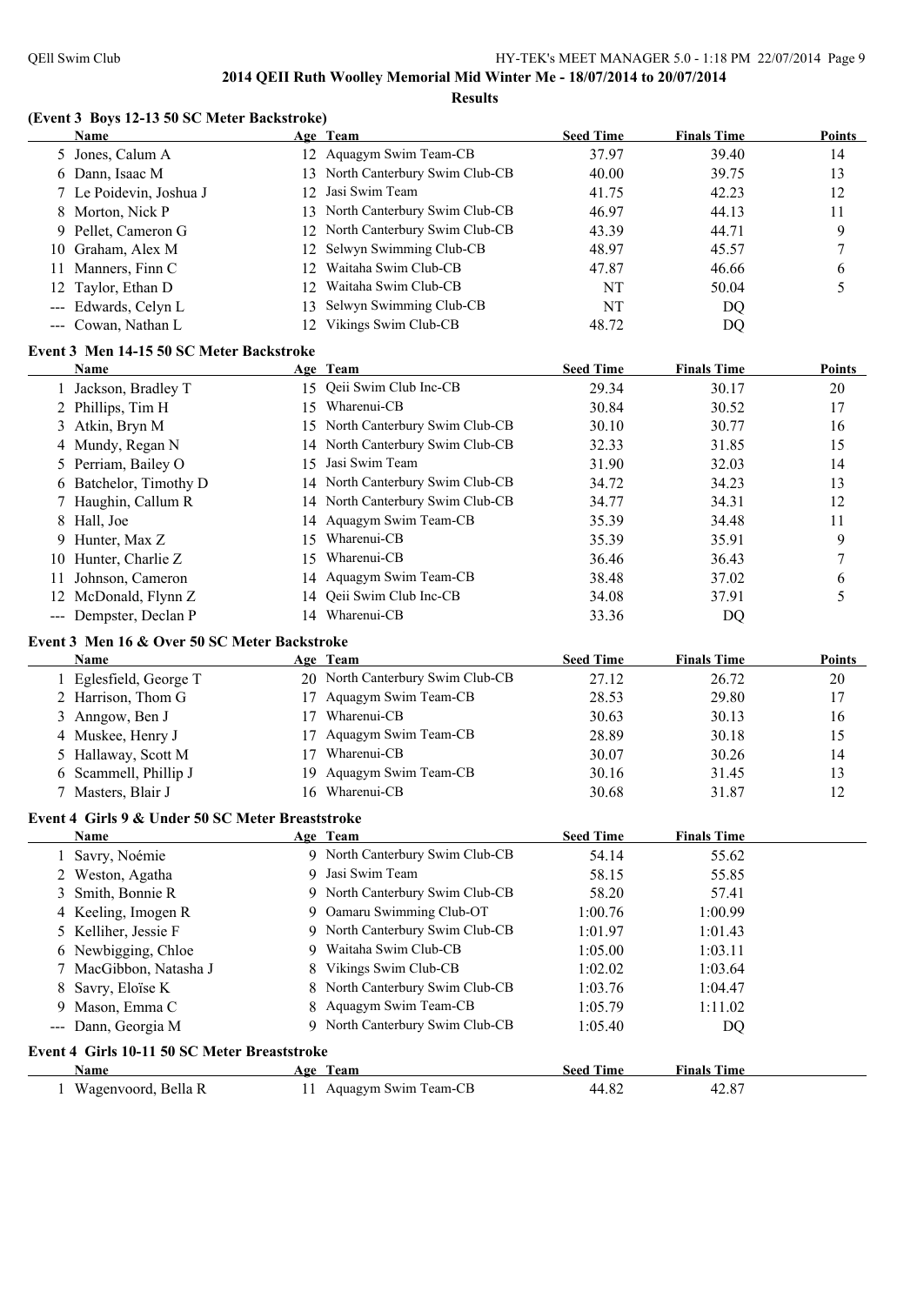## 2014 QEII Ruth Woolley Memorial Mid Winter Me - 18/07/2014 to 20/07/2014

**Results**

### (Event 3 Boys 12-13 50 SC Meter Backstroke)

| | Name | Age | Team | Seed Time | Finals Time | Points |
|---|---|---|---|---|---|---|
| 5 | Jones, Calum A | 12 | Aquagym Swim Team-CB | 37.97 | 39.40 | 14 |
| 6 | Dann, Isaac M | 13 | North Canterbury Swim Club-CB | 40.00 | 39.75 | 13 |
| 7 | Le Poidevin, Joshua J | 12 | Jasi Swim Team | 41.75 | 42.23 | 12 |
| 8 | Morton, Nick P | 13 | North Canterbury Swim Club-CB | 46.97 | 44.13 | 11 |
| 9 | Pellet, Cameron G | 12 | North Canterbury Swim Club-CB | 43.39 | 44.71 | 9 |
| 10 | Graham, Alex M | 12 | Selwyn Swimming Club-CB | 48.97 | 45.57 | 7 |
| 11 | Manners, Finn C | 12 | Waitaha Swim Club-CB | 47.87 | 46.66 | 6 |
| 12 | Taylor, Ethan D | 12 | Waitaha Swim Club-CB | NT | 50.04 | 5 |
| --- | Edwards, Celyn L | 13 | Selwyn Swimming Club-CB | NT | DQ | |
| --- | Cowan, Nathan L | 12 | Vikings Swim Club-CB | 48.72 | DQ | |

### Event 3 Men 14-15 50 SC Meter Backstroke

| | Name | Age | Team | Seed Time | Finals Time | Points |
|---|---|---|---|---|---|---|
| 1 | Jackson, Bradley T | 15 | Qeii Swim Club Inc-CB | 29.34 | 30.17 | 20 |
| 2 | Phillips, Tim H | 15 | Wharenui-CB | 30.84 | 30.52 | 17 |
| 3 | Atkin, Bryn M | 15 | North Canterbury Swim Club-CB | 30.10 | 30.77 | 16 |
| 4 | Mundy, Regan N | 14 | North Canterbury Swim Club-CB | 32.33 | 31.85 | 15 |
| 5 | Perriam, Bailey O | 15 | Jasi Swim Team | 31.90 | 32.03 | 14 |
| 6 | Batchelor, Timothy D | 14 | North Canterbury Swim Club-CB | 34.72 | 34.23 | 13 |
| 7 | Haughin, Callum R | 14 | North Canterbury Swim Club-CB | 34.77 | 34.31 | 12 |
| 8 | Hall, Joe | 14 | Aquagym Swim Team-CB | 35.39 | 34.48 | 11 |
| 9 | Hunter, Max Z | 15 | Wharenui-CB | 35.39 | 35.91 | 9 |
| 10 | Hunter, Charlie Z | 15 | Wharenui-CB | 36.46 | 36.43 | 7 |
| 11 | Johnson, Cameron | 14 | Aquagym Swim Team-CB | 38.48 | 37.02 | 6 |
| 12 | McDonald, Flynn Z | 14 | Qeii Swim Club Inc-CB | 34.08 | 37.91 | 5 |
| --- | Dempster, Declan P | 14 | Wharenui-CB | 33.36 | DQ | |

### Event 3 Men 16 & Over 50 SC Meter Backstroke

| | Name | Age | Team | Seed Time | Finals Time | Points |
|---|---|---|---|---|---|---|
| 1 | Eglesfield, George T | 20 | North Canterbury Swim Club-CB | 27.12 | 26.72 | 20 |
| 2 | Harrison, Thom G | 17 | Aquagym Swim Team-CB | 28.53 | 29.80 | 17 |
| 3 | Anngow, Ben J | 17 | Wharenui-CB | 30.63 | 30.13 | 16 |
| 4 | Muskee, Henry J | 17 | Aquagym Swim Team-CB | 28.89 | 30.18 | 15 |
| 5 | Hallaway, Scott M | 17 | Wharenui-CB | 30.07 | 30.26 | 14 |
| 6 | Scammell, Phillip J | 19 | Aquagym Swim Team-CB | 30.16 | 31.45 | 13 |
| 7 | Masters, Blair J | 16 | Wharenui-CB | 30.68 | 31.87 | 12 |

### Event 4 Girls 9 & Under 50 SC Meter Breaststroke

| | Name | Age | Team | Seed Time | Finals Time |
|---|---|---|---|---|---|
| 1 | Savry, Noémie | 9 | North Canterbury Swim Club-CB | 54.14 | 55.62 |
| 2 | Weston, Agatha | 9 | Jasi Swim Team | 58.15 | 55.85 |
| 3 | Smith, Bonnie R | 9 | North Canterbury Swim Club-CB | 58.20 | 57.41 |
| 4 | Keeling, Imogen R | 9 | Oamaru Swimming Club-OT | 1:00.76 | 1:00.99 |
| 5 | Kelliher, Jessie F | 9 | North Canterbury Swim Club-CB | 1:01.97 | 1:01.43 |
| 6 | Newbigging, Chloe | 9 | Waitaha Swim Club-CB | 1:05.00 | 1:03.11 |
| 7 | MacGibbon, Natasha J | 8 | Vikings Swim Club-CB | 1:02.02 | 1:03.64 |
| 8 | Savry, Eloïse K | 8 | North Canterbury Swim Club-CB | 1:03.76 | 1:04.47 |
| 9 | Mason, Emma C | 8 | Aquagym Swim Team-CB | 1:05.79 | 1:11.02 |
| --- | Dann, Georgia M | 9 | North Canterbury Swim Club-CB | 1:05.40 | DQ |

### Event 4 Girls 10-11 50 SC Meter Breaststroke

| | Name | Age | Team | Seed Time | Finals Time |
|---|---|---|---|---|---|
| 1 | Wagenvoord, Bella R | 11 | Aquagym Swim Team-CB | 44.82 | 42.87 |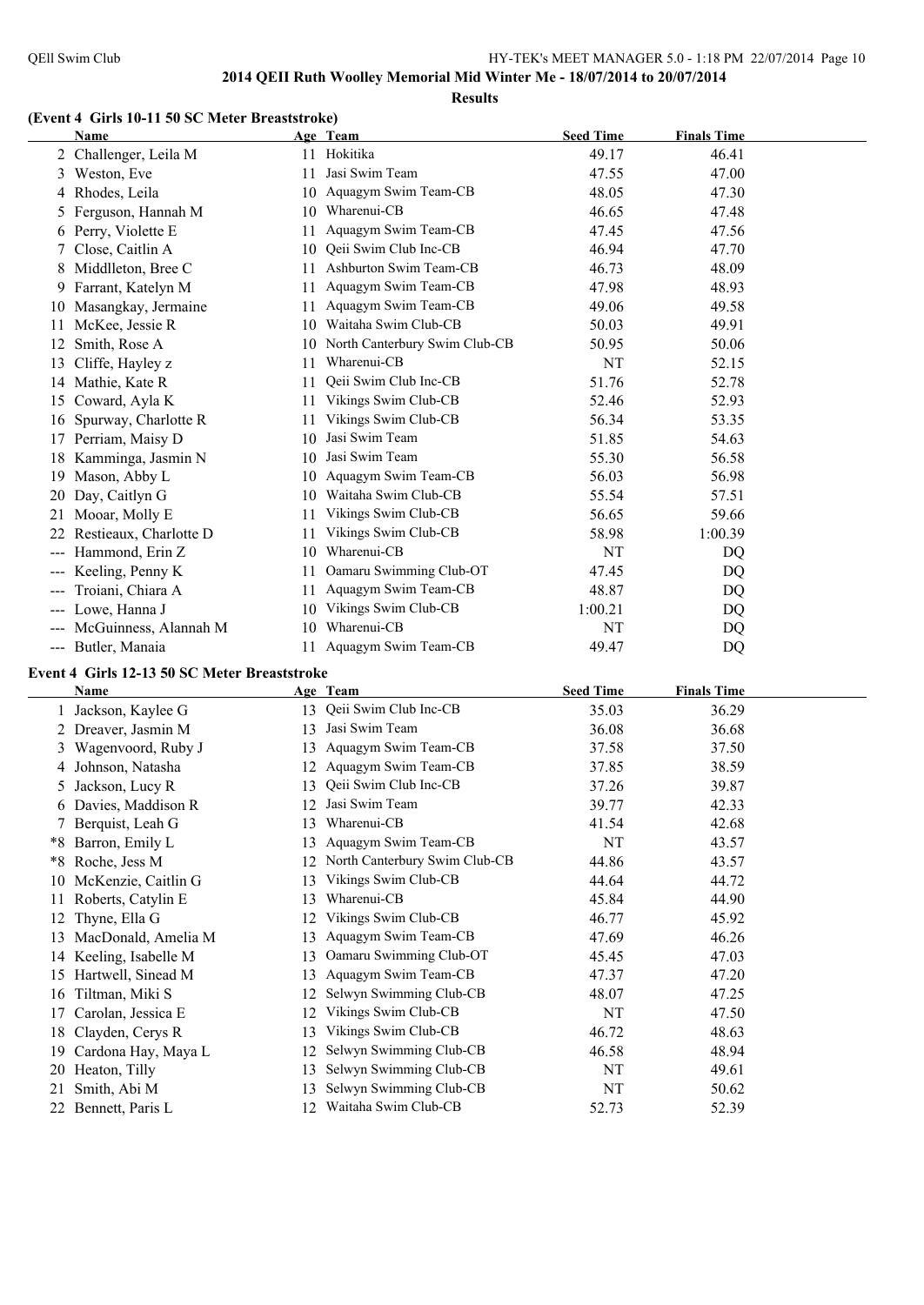**2014 QEII Ruth Woolley Memorial Mid Winter Me - 18/07/2014 to 20/07/2014**

**Results**

#### (Event 4 Girls 10-11 50 SC Meter Breaststroke)

| | Name | Age | Team | Seed Time | Finals Time |
|---|---|---|---|---|---|
| 2 | Challenger, Leila M | 11 | Hokitika | 49.17 | 46.41 |
| 3 | Weston, Eve | 11 | Jasi Swim Team | 47.55 | 47.00 |
| 4 | Rhodes, Leila | 10 | Aquagym Swim Team-CB | 48.05 | 47.30 |
| 5 | Ferguson, Hannah M | 10 | Wharenui-CB | 46.65 | 47.48 |
| 6 | Perry, Violette E | 11 | Aquagym Swim Team-CB | 47.45 | 47.56 |
| 7 | Close, Caitlin A | 10 | Qeii Swim Club Inc-CB | 46.94 | 47.70 |
| 8 | Middlleton, Bree C | 11 | Ashburton Swim Team-CB | 46.73 | 48.09 |
| 9 | Farrant, Katelyn M | 11 | Aquagym Swim Team-CB | 47.98 | 48.93 |
| 10 | Masangkay, Jermaine | 11 | Aquagym Swim Team-CB | 49.06 | 49.58 |
| 11 | McKee, Jessie R | 10 | Waitaha Swim Club-CB | 50.03 | 49.91 |
| 12 | Smith, Rose A | 10 | North Canterbury Swim Club-CB | 50.95 | 50.06 |
| 13 | Cliffe, Hayley z | 11 | Wharenui-CB | NT | 52.15 |
| 14 | Mathie, Kate R | 11 | Qeii Swim Club Inc-CB | 51.76 | 52.78 |
| 15 | Coward, Ayla K | 11 | Vikings Swim Club-CB | 52.46 | 52.93 |
| 16 | Spurway, Charlotte R | 11 | Vikings Swim Club-CB | 56.34 | 53.35 |
| 17 | Perriam, Maisy D | 10 | Jasi Swim Team | 51.85 | 54.63 |
| 18 | Kamminga, Jasmin N | 10 | Jasi Swim Team | 55.30 | 56.58 |
| 19 | Mason, Abby L | 10 | Aquagym Swim Team-CB | 56.03 | 56.98 |
| 20 | Day, Caitlyn G | 10 | Waitaha Swim Club-CB | 55.54 | 57.51 |
| 21 | Mooar, Molly E | 11 | Vikings Swim Club-CB | 56.65 | 59.66 |
| 22 | Restieaux, Charlotte D | 11 | Vikings Swim Club-CB | 58.98 | 1:00.39 |
| --- | Hammond, Erin Z | 10 | Wharenui-CB | NT | DQ |
| --- | Keeling, Penny K | 11 | Oamaru Swimming Club-OT | 47.45 | DQ |
| --- | Troiani, Chiara A | 11 | Aquagym Swim Team-CB | 48.87 | DQ |
| --- | Lowe, Hanna J | 10 | Vikings Swim Club-CB | 1:00.21 | DQ |
| --- | McGuinness, Alannah M | 10 | Wharenui-CB | NT | DQ |
| --- | Butler, Manaia | 11 | Aquagym Swim Team-CB | 49.47 | DQ |

#### Event 4 Girls 12-13 50 SC Meter Breaststroke

| | Name | Age | Team | Seed Time | Finals Time |
|---|---|---|---|---|---|
| 1 | Jackson, Kaylee G | 13 | Qeii Swim Club Inc-CB | 35.03 | 36.29 |
| 2 | Dreaver, Jasmin M | 13 | Jasi Swim Team | 36.08 | 36.68 |
| 3 | Wagenvoord, Ruby J | 13 | Aquagym Swim Team-CB | 37.58 | 37.50 |
| 4 | Johnson, Natasha | 12 | Aquagym Swim Team-CB | 37.85 | 38.59 |
| 5 | Jackson, Lucy R | 13 | Qeii Swim Club Inc-CB | 37.26 | 39.87 |
| 6 | Davies, Maddison R | 12 | Jasi Swim Team | 39.77 | 42.33 |
| 7 | Berquist, Leah G | 13 | Wharenui-CB | 41.54 | 42.68 |
| *8 | Barron, Emily L | 13 | Aquagym Swim Team-CB | NT | 43.57 |
| *8 | Roche, Jess M | 12 | North Canterbury Swim Club-CB | 44.86 | 43.57 |
| 10 | McKenzie, Caitlin G | 13 | Vikings Swim Club-CB | 44.64 | 44.72 |
| 11 | Roberts, Catylin E | 13 | Wharenui-CB | 45.84 | 44.90 |
| 12 | Thyne, Ella G | 12 | Vikings Swim Club-CB | 46.77 | 45.92 |
| 13 | MacDonald, Amelia M | 13 | Aquagym Swim Team-CB | 47.69 | 46.26 |
| 14 | Keeling, Isabelle M | 13 | Oamaru Swimming Club-OT | 45.45 | 47.03 |
| 15 | Hartwell, Sinead M | 13 | Aquagym Swim Team-CB | 47.37 | 47.20 |
| 16 | Tiltman, Miki S | 12 | Selwyn Swimming Club-CB | 48.07 | 47.25 |
| 17 | Carolan, Jessica E | 12 | Vikings Swim Club-CB | NT | 47.50 |
| 18 | Clayden, Cerys R | 13 | Vikings Swim Club-CB | 46.72 | 48.63 |
| 19 | Cardona Hay, Maya L | 12 | Selwyn Swimming Club-CB | 46.58 | 48.94 |
| 20 | Heaton, Tilly | 13 | Selwyn Swimming Club-CB | NT | 49.61 |
| 21 | Smith, Abi M | 13 | Selwyn Swimming Club-CB | NT | 50.62 |
| 22 | Bennett, Paris L | 12 | Waitaha Swim Club-CB | 52.73 | 52.39 |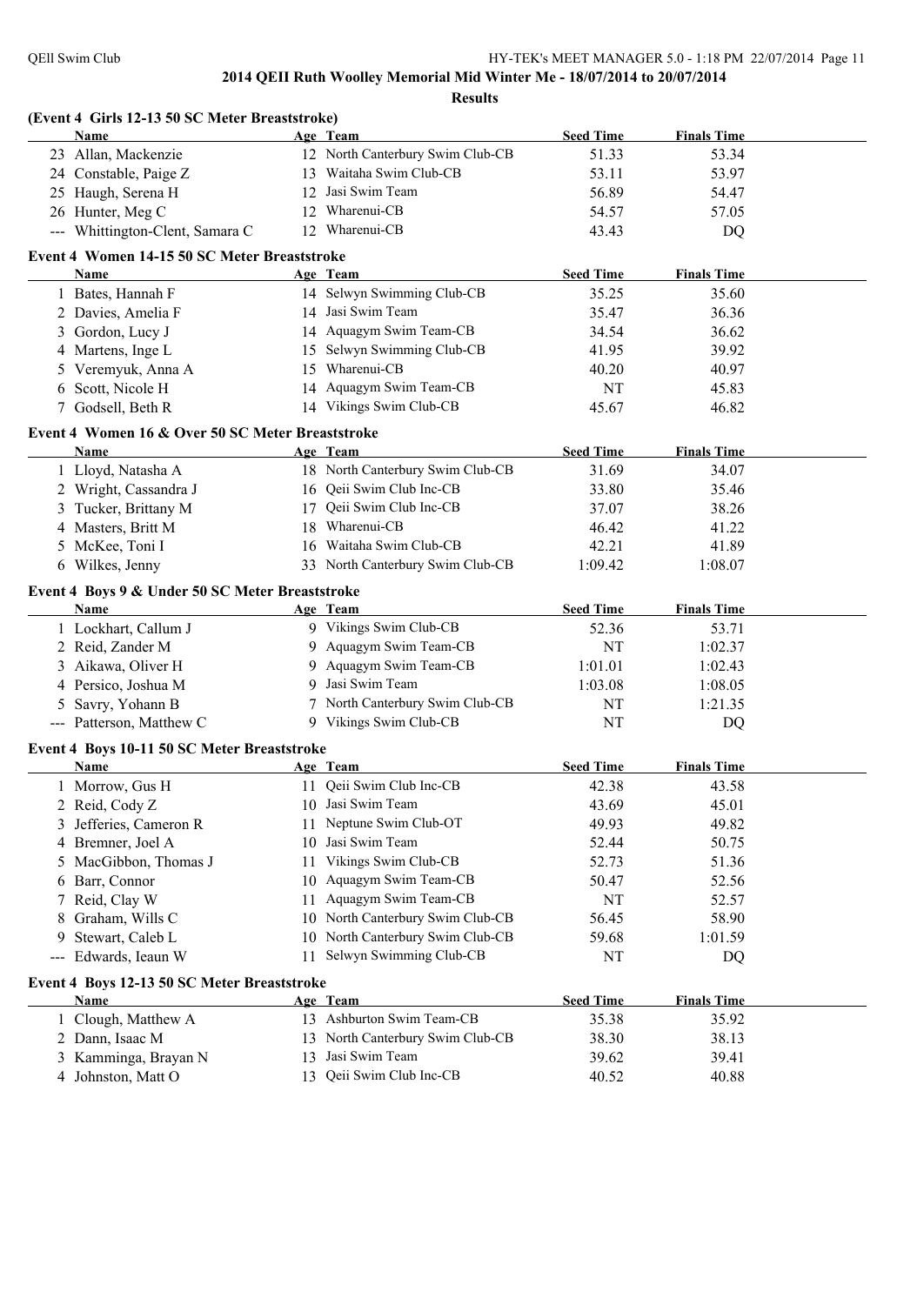## 2014 QEII Ruth Woolley Memorial Mid Winter Me - 18/07/2014 to 20/07/2014

**Results**

### (Event 4 Girls 12-13 50 SC Meter Breaststroke)

| | Name | Age | Team | Seed Time | Finals Time |
|---|---|---|---|---|---|
| 23 | Allan, Mackenzie | 12 | North Canterbury Swim Club-CB | 51.33 | 53.34 |
| 24 | Constable, Paige Z | 13 | Waitaha Swim Club-CB | 53.11 | 53.97 |
| 25 | Haugh, Serena H | 12 | Jasi Swim Team | 56.89 | 54.47 |
| 26 | Hunter, Meg C | 12 | Wharenui-CB | 54.57 | 57.05 |
| --- | Whittington-Clent, Samara C | 12 | Wharenui-CB | 43.43 | DQ |

### Event 4 Women 14-15 50 SC Meter Breaststroke

| | Name | Age | Team | Seed Time | Finals Time |
|---|---|---|---|---|---|
| 1 | Bates, Hannah F | 14 | Selwyn Swimming Club-CB | 35.25 | 35.60 |
| 2 | Davies, Amelia F | 14 | Jasi Swim Team | 35.47 | 36.36 |
| 3 | Gordon, Lucy J | 14 | Aquagym Swim Team-CB | 34.54 | 36.62 |
| 4 | Martens, Inge L | 15 | Selwyn Swimming Club-CB | 41.95 | 39.92 |
| 5 | Veremyuk, Anna A | 15 | Wharenui-CB | 40.20 | 40.97 |
| 6 | Scott, Nicole H | 14 | Aquagym Swim Team-CB | NT | 45.83 |
| 7 | Godsell, Beth R | 14 | Vikings Swim Club-CB | 45.67 | 46.82 |

### Event 4 Women 16 & Over 50 SC Meter Breaststroke

| | Name | Age | Team | Seed Time | Finals Time |
|---|---|---|---|---|---|
| 1 | Lloyd, Natasha A | 18 | North Canterbury Swim Club-CB | 31.69 | 34.07 |
| 2 | Wright, Cassandra J | 16 | Qeii Swim Club Inc-CB | 33.80 | 35.46 |
| 3 | Tucker, Brittany M | 17 | Qeii Swim Club Inc-CB | 37.07 | 38.26 |
| 4 | Masters, Britt M | 18 | Wharenui-CB | 46.42 | 41.22 |
| 5 | McKee, Toni I | 16 | Waitaha Swim Club-CB | 42.21 | 41.89 |
| 6 | Wilkes, Jenny | 33 | North Canterbury Swim Club-CB | 1:09.42 | 1:08.07 |

### Event 4 Boys 9 & Under 50 SC Meter Breaststroke

| | Name | Age | Team | Seed Time | Finals Time |
|---|---|---|---|---|---|
| 1 | Lockhart, Callum J | 9 | Vikings Swim Club-CB | 52.36 | 53.71 |
| 2 | Reid, Zander M | 9 | Aquagym Swim Team-CB | NT | 1:02.37 |
| 3 | Aikawa, Oliver H | 9 | Aquagym Swim Team-CB | 1:01.01 | 1:02.43 |
| 4 | Persico, Joshua M | 9 | Jasi Swim Team | 1:03.08 | 1:08.05 |
| 5 | Savry, Yohann B | 7 | North Canterbury Swim Club-CB | NT | 1:21.35 |
| --- | Patterson, Matthew C | 9 | Vikings Swim Club-CB | NT | DQ |

### Event 4 Boys 10-11 50 SC Meter Breaststroke

| | Name | Age | Team | Seed Time | Finals Time |
|---|---|---|---|---|---|
| 1 | Morrow, Gus H | 11 | Qeii Swim Club Inc-CB | 42.38 | 43.58 |
| 2 | Reid, Cody Z | 10 | Jasi Swim Team | 43.69 | 45.01 |
| 3 | Jefferies, Cameron R | 11 | Neptune Swim Club-OT | 49.93 | 49.82 |
| 4 | Bremner, Joel A | 10 | Jasi Swim Team | 52.44 | 50.75 |
| 5 | MacGibbon, Thomas J | 11 | Vikings Swim Club-CB | 52.73 | 51.36 |
| 6 | Barr, Connor | 10 | Aquagym Swim Team-CB | 50.47 | 52.56 |
| 7 | Reid, Clay W | 11 | Aquagym Swim Team-CB | NT | 52.57 |
| 8 | Graham, Wills C | 10 | North Canterbury Swim Club-CB | 56.45 | 58.90 |
| 9 | Stewart, Caleb L | 10 | North Canterbury Swim Club-CB | 59.68 | 1:01.59 |
| --- | Edwards, Ieaun W | 11 | Selwyn Swimming Club-CB | NT | DQ |

### Event 4 Boys 12-13 50 SC Meter Breaststroke

| | Name | Age | Team | Seed Time | Finals Time |
|---|---|---|---|---|---|
| 1 | Clough, Matthew A | 13 | Ashburton Swim Team-CB | 35.38 | 35.92 |
| 2 | Dann, Isaac M | 13 | North Canterbury Swim Club-CB | 38.30 | 38.13 |
| 3 | Kamminga, Brayan N | 13 | Jasi Swim Team | 39.62 | 39.41 |
| 4 | Johnston, Matt O | 13 | Qeii Swim Club Inc-CB | 40.52 | 40.88 |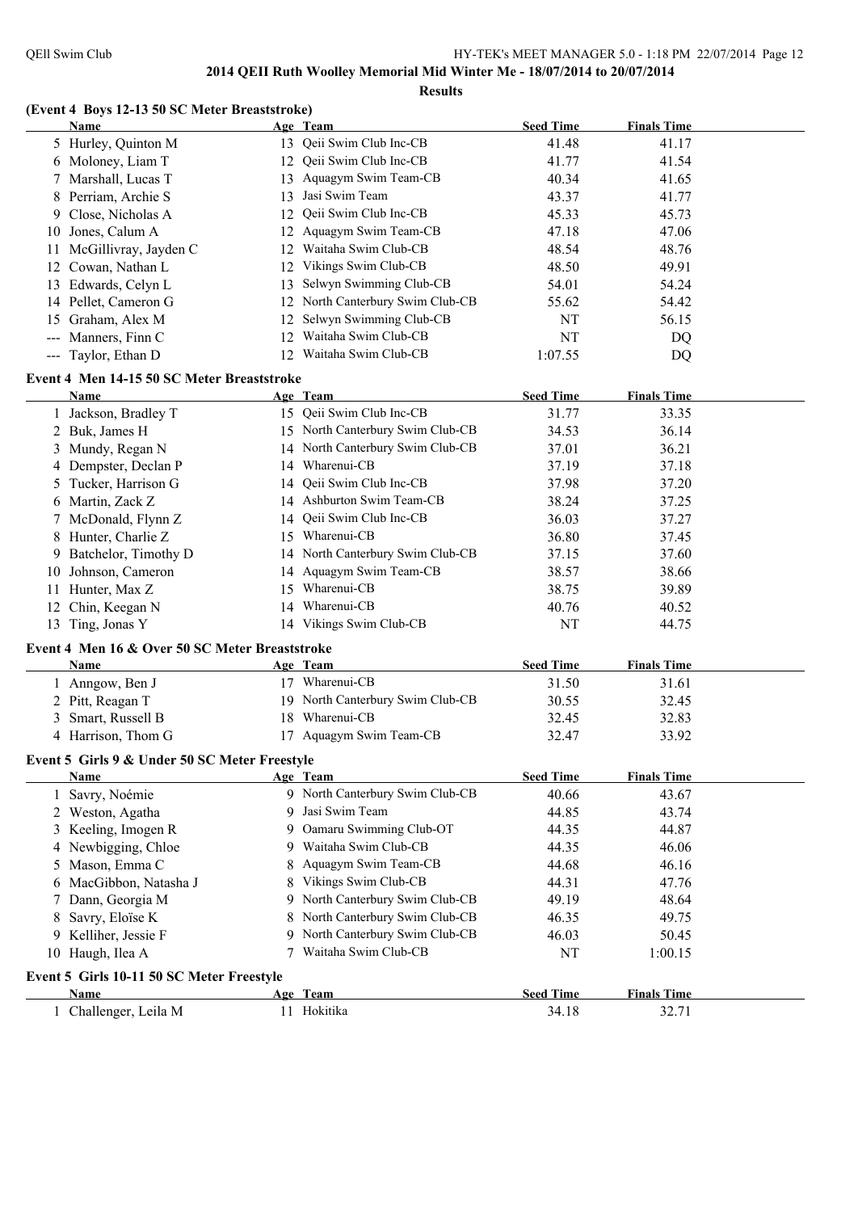## 2014 QEII Ruth Woolley Memorial Mid Winter Me - 18/07/2014 to 20/07/2014

**Results**

### (Event 4 Boys 12-13 50 SC Meter Breaststroke)

| | Name | Age | Team | Seed Time | Finals Time |
|---|---|---|---|---|---|
| 5 | Hurley, Quinton M | 13 | Qeii Swim Club Inc-CB | 41.48 | 41.17 |
| 6 | Moloney, Liam T | 12 | Qeii Swim Club Inc-CB | 41.77 | 41.54 |
| 7 | Marshall, Lucas T | 13 | Aquagym Swim Team-CB | 40.34 | 41.65 |
| 8 | Perriam, Archie S | 13 | Jasi Swim Team | 43.37 | 41.77 |
| 9 | Close, Nicholas A | 12 | Qeii Swim Club Inc-CB | 45.33 | 45.73 |
| 10 | Jones, Calum A | 12 | Aquagym Swim Team-CB | 47.18 | 47.06 |
| 11 | McGillivray, Jayden C | 12 | Waitaha Swim Club-CB | 48.54 | 48.76 |
| 12 | Cowan, Nathan L | 12 | Vikings Swim Club-CB | 48.50 | 49.91 |
| 13 | Edwards, Celyn L | 13 | Selwyn Swimming Club-CB | 54.01 | 54.24 |
| 14 | Pellet, Cameron G | 12 | North Canterbury Swim Club-CB | 55.62 | 54.42 |
| 15 | Graham, Alex M | 12 | Selwyn Swimming Club-CB | NT | 56.15 |
| --- | Manners, Finn C | 12 | Waitaha Swim Club-CB | NT | DQ |
| --- | Taylor, Ethan D | 12 | Waitaha Swim Club-CB | 1:07.55 | DQ |

### Event 4 Men 14-15 50 SC Meter Breaststroke

| | Name | Age | Team | Seed Time | Finals Time |
|---|---|---|---|---|---|
| 1 | Jackson, Bradley T | 15 | Qeii Swim Club Inc-CB | 31.77 | 33.35 |
| 2 | Buk, James H | 15 | North Canterbury Swim Club-CB | 34.53 | 36.14 |
| 3 | Mundy, Regan N | 14 | North Canterbury Swim Club-CB | 37.01 | 36.21 |
| 4 | Dempster, Declan P | 14 | Wharenui-CB | 37.19 | 37.18 |
| 5 | Tucker, Harrison G | 14 | Qeii Swim Club Inc-CB | 37.98 | 37.20 |
| 6 | Martin, Zack Z | 14 | Ashburton Swim Team-CB | 38.24 | 37.25 |
| 7 | McDonald, Flynn Z | 14 | Qeii Swim Club Inc-CB | 36.03 | 37.27 |
| 8 | Hunter, Charlie Z | 15 | Wharenui-CB | 36.80 | 37.45 |
| 9 | Batchelor, Timothy D | 14 | North Canterbury Swim Club-CB | 37.15 | 37.60 |
| 10 | Johnson, Cameron | 14 | Aquagym Swim Team-CB | 38.57 | 38.66 |
| 11 | Hunter, Max Z | 15 | Wharenui-CB | 38.75 | 39.89 |
| 12 | Chin, Keegan N | 14 | Wharenui-CB | 40.76 | 40.52 |
| 13 | Ting, Jonas Y | 14 | Vikings Swim Club-CB | NT | 44.75 |

### Event 4 Men 16 & Over 50 SC Meter Breaststroke

| | Name | Age | Team | Seed Time | Finals Time |
|---|---|---|---|---|---|
| 1 | Anngow, Ben J | 17 | Wharenui-CB | 31.50 | 31.61 |
| 2 | Pitt, Reagan T | 19 | North Canterbury Swim Club-CB | 30.55 | 32.45 |
| 3 | Smart, Russell B | 18 | Wharenui-CB | 32.45 | 32.83 |
| 4 | Harrison, Thom G | 17 | Aquagym Swim Team-CB | 32.47 | 33.92 |

### Event 5 Girls 9 & Under 50 SC Meter Freestyle

| | Name | Age | Team | Seed Time | Finals Time |
|---|---|---|---|---|---|
| 1 | Savry, Noémie | 9 | North Canterbury Swim Club-CB | 40.66 | 43.67 |
| 2 | Weston, Agatha | 9 | Jasi Swim Team | 44.85 | 43.74 |
| 3 | Keeling, Imogen R | 9 | Oamaru Swimming Club-OT | 44.35 | 44.87 |
| 4 | Newbigging, Chloe | 9 | Waitaha Swim Club-CB | 44.35 | 46.06 |
| 5 | Mason, Emma C | 8 | Aquagym Swim Team-CB | 44.68 | 46.16 |
| 6 | MacGibbon, Natasha J | 8 | Vikings Swim Club-CB | 44.31 | 47.76 |
| 7 | Dann, Georgia M | 9 | North Canterbury Swim Club-CB | 49.19 | 48.64 |
| 8 | Savry, Eloïse K | 8 | North Canterbury Swim Club-CB | 46.35 | 49.75 |
| 9 | Kelliher, Jessie F | 9 | North Canterbury Swim Club-CB | 46.03 | 50.45 |
| 10 | Haugh, Ilea A | 7 | Waitaha Swim Club-CB | NT | 1:00.15 |

### Event 5 Girls 10-11 50 SC Meter Freestyle

| | Name | Age | Team | Seed Time | Finals Time |
|---|---|---|---|---|---|
| 1 | Challenger, Leila M | 11 | Hokitika | 34.18 | 32.71 |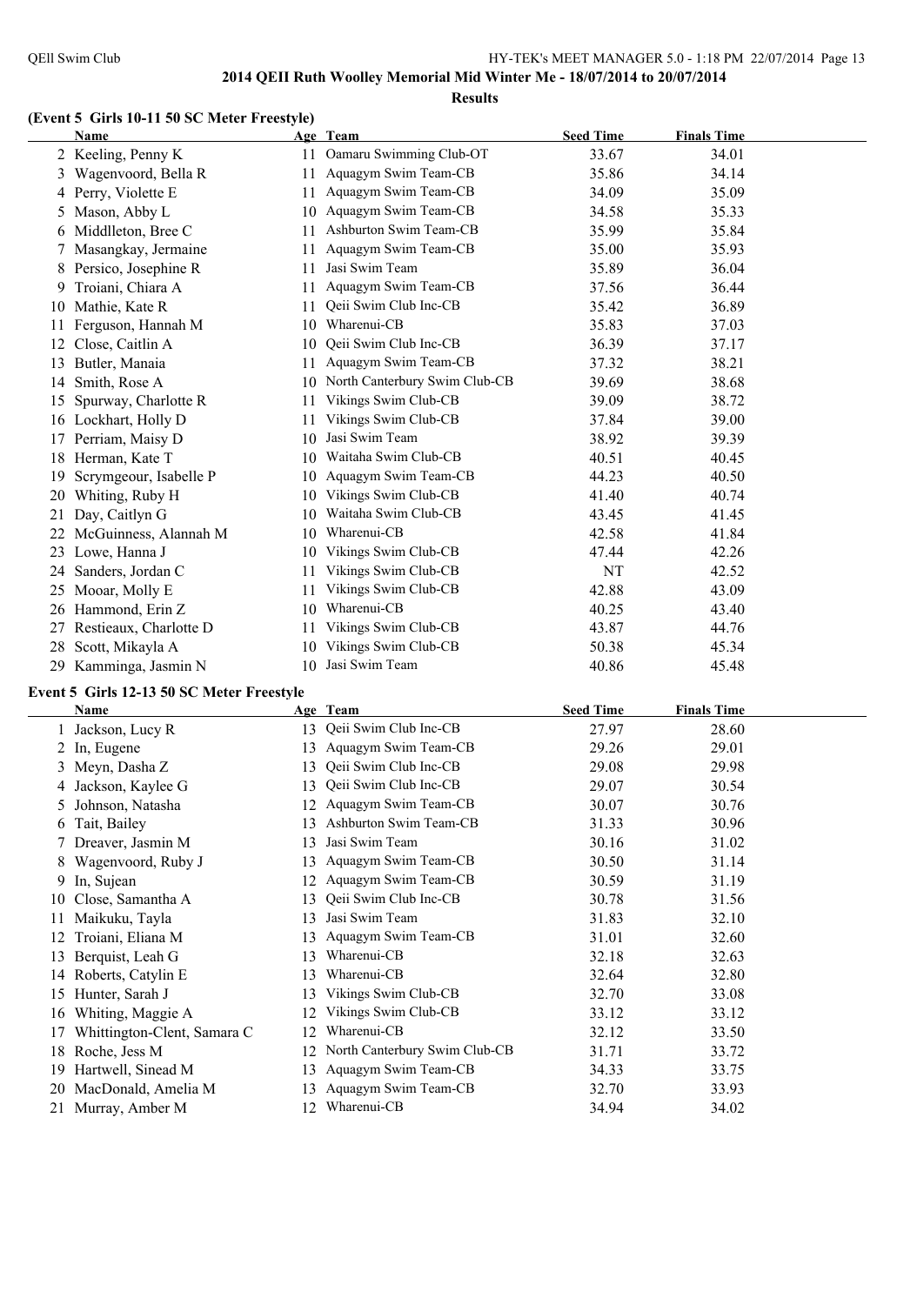## 2014 QEII Ruth Woolley Memorial Mid Winter Me - 18/07/2014 to 20/07/2014

**Results**

### (Event 5 Girls 10-11 50 SC Meter Freestyle)

| | Name | Age | Team | Seed Time | Finals Time |
|---|---|---|---|---|---|
| 2 | Keeling, Penny K | 11 | Oamaru Swimming Club-OT | 33.67 | 34.01 |
| 3 | Wagenvoord, Bella R | 11 | Aquagym Swim Team-CB | 35.86 | 34.14 |
| 4 | Perry, Violette E | 11 | Aquagym Swim Team-CB | 34.09 | 35.09 |
| 5 | Mason, Abby L | 10 | Aquagym Swim Team-CB | 34.58 | 35.33 |
| 6 | Middlleton, Bree C | 11 | Ashburton Swim Team-CB | 35.99 | 35.84 |
| 7 | Masangkay, Jermaine | 11 | Aquagym Swim Team-CB | 35.00 | 35.93 |
| 8 | Persico, Josephine R | 11 | Jasi Swim Team | 35.89 | 36.04 |
| 9 | Troiani, Chiara A | 11 | Aquagym Swim Team-CB | 37.56 | 36.44 |
| 10 | Mathie, Kate R | 11 | Qeii Swim Club Inc-CB | 35.42 | 36.89 |
| 11 | Ferguson, Hannah M | 10 | Wharenui-CB | 35.83 | 37.03 |
| 12 | Close, Caitlin A | 10 | Qeii Swim Club Inc-CB | 36.39 | 37.17 |
| 13 | Butler, Manaia | 11 | Aquagym Swim Team-CB | 37.32 | 38.21 |
| 14 | Smith, Rose A | 10 | North Canterbury Swim Club-CB | 39.69 | 38.68 |
| 15 | Spurway, Charlotte R | 11 | Vikings Swim Club-CB | 39.09 | 38.72 |
| 16 | Lockhart, Holly D | 11 | Vikings Swim Club-CB | 37.84 | 39.00 |
| 17 | Perriam, Maisy D | 10 | Jasi Swim Team | 38.92 | 39.39 |
| 18 | Herman, Kate T | 10 | Waitaha Swim Club-CB | 40.51 | 40.45 |
| 19 | Scrymgeour, Isabelle P | 10 | Aquagym Swim Team-CB | 44.23 | 40.50 |
| 20 | Whiting, Ruby H | 10 | Vikings Swim Club-CB | 41.40 | 40.74 |
| 21 | Day, Caitlyn G | 10 | Waitaha Swim Club-CB | 43.45 | 41.45 |
| 22 | McGuinness, Alannah M | 10 | Wharenui-CB | 42.58 | 41.84 |
| 23 | Lowe, Hanna J | 10 | Vikings Swim Club-CB | 47.44 | 42.26 |
| 24 | Sanders, Jordan C | 11 | Vikings Swim Club-CB | NT | 42.52 |
| 25 | Mooar, Molly E | 11 | Vikings Swim Club-CB | 42.88 | 43.09 |
| 26 | Hammond, Erin Z | 10 | Wharenui-CB | 40.25 | 43.40 |
| 27 | Restieaux, Charlotte D | 11 | Vikings Swim Club-CB | 43.87 | 44.76 |
| 28 | Scott, Mikayla A | 10 | Vikings Swim Club-CB | 50.38 | 45.34 |
| 29 | Kamminga, Jasmin N | 10 | Jasi Swim Team | 40.86 | 45.48 |

### Event 5 Girls 12-13 50 SC Meter Freestyle

| | Name | Age | Team | Seed Time | Finals Time |
|---|---|---|---|---|---|
| 1 | Jackson, Lucy R | 13 | Qeii Swim Club Inc-CB | 27.97 | 28.60 |
| 2 | In, Eugene | 13 | Aquagym Swim Team-CB | 29.26 | 29.01 |
| 3 | Meyn, Dasha Z | 13 | Qeii Swim Club Inc-CB | 29.08 | 29.98 |
| 4 | Jackson, Kaylee G | 13 | Qeii Swim Club Inc-CB | 29.07 | 30.54 |
| 5 | Johnson, Natasha | 12 | Aquagym Swim Team-CB | 30.07 | 30.76 |
| 6 | Tait, Bailey | 13 | Ashburton Swim Team-CB | 31.33 | 30.96 |
| 7 | Dreaver, Jasmin M | 13 | Jasi Swim Team | 30.16 | 31.02 |
| 8 | Wagenvoord, Ruby J | 13 | Aquagym Swim Team-CB | 30.50 | 31.14 |
| 9 | In, Sujean | 12 | Aquagym Swim Team-CB | 30.59 | 31.19 |
| 10 | Close, Samantha A | 13 | Qeii Swim Club Inc-CB | 30.78 | 31.56 |
| 11 | Maikuku, Tayla | 13 | Jasi Swim Team | 31.83 | 32.10 |
| 12 | Troiani, Eliana M | 13 | Aquagym Swim Team-CB | 31.01 | 32.60 |
| 13 | Berquist, Leah G | 13 | Wharenui-CB | 32.18 | 32.63 |
| 14 | Roberts, Catylin E | 13 | Wharenui-CB | 32.64 | 32.80 |
| 15 | Hunter, Sarah J | 13 | Vikings Swim Club-CB | 32.70 | 33.08 |
| 16 | Whiting, Maggie A | 12 | Vikings Swim Club-CB | 33.12 | 33.12 |
| 17 | Whittington-Clent, Samara C | 12 | Wharenui-CB | 32.12 | 33.50 |
| 18 | Roche, Jess M | 12 | North Canterbury Swim Club-CB | 31.71 | 33.72 |
| 19 | Hartwell, Sinead M | 13 | Aquagym Swim Team-CB | 34.33 | 33.75 |
| 20 | MacDonald, Amelia M | 13 | Aquagym Swim Team-CB | 32.70 | 33.93 |
| 21 | Murray, Amber M | 12 | Wharenui-CB | 34.94 | 34.02 |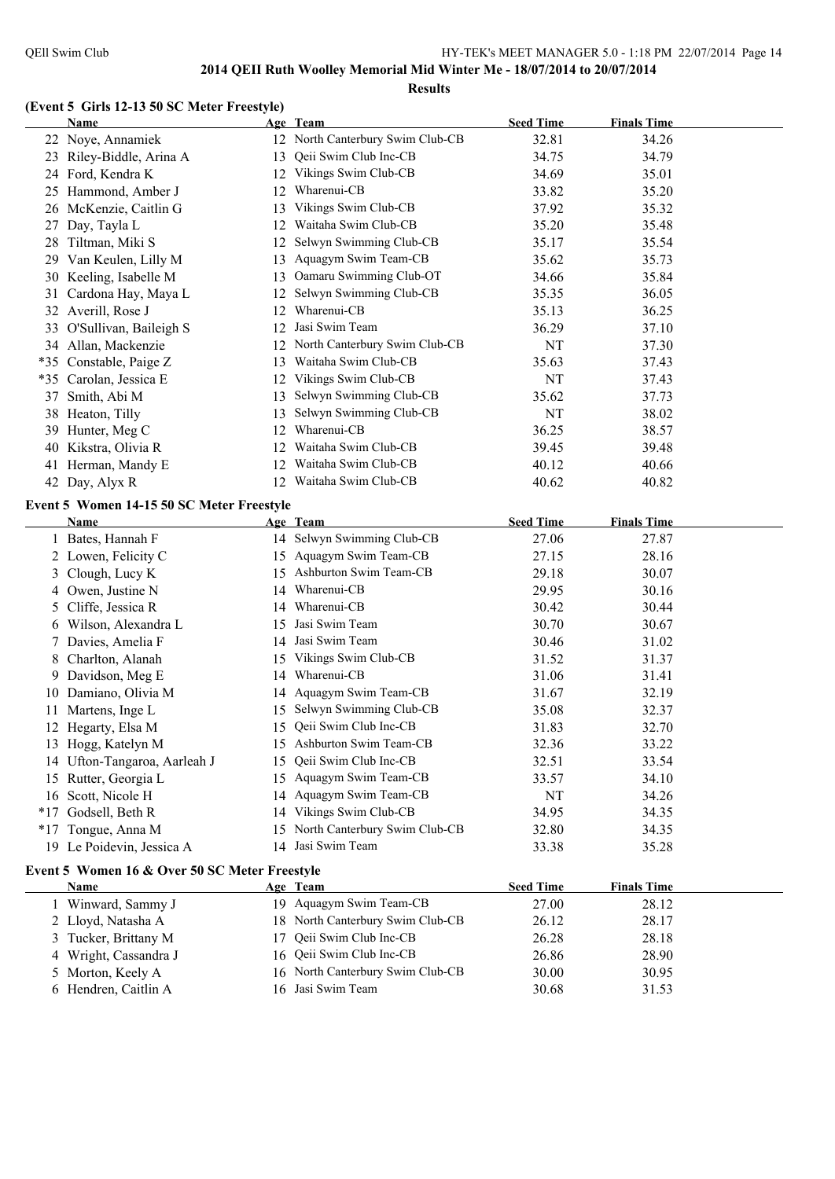## 2014 QEII Ruth Woolley Memorial Mid Winter Me - 18/07/2014 to 20/07/2014

**Results**

### (Event 5 Girls 12-13 50 SC Meter Freestyle)

| | Name | Age | Team | Seed Time | Finals Time |
|---|---|---|---|---|---|
| 22 | Noye, Annamiek | 12 | North Canterbury Swim Club-CB | 32.81 | 34.26 |
| 23 | Riley-Biddle, Arina A | 13 | Qeii Swim Club Inc-CB | 34.75 | 34.79 |
| 24 | Ford, Kendra K | 12 | Vikings Swim Club-CB | 34.69 | 35.01 |
| 25 | Hammond, Amber J | 12 | Wharenui-CB | 33.82 | 35.20 |
| 26 | McKenzie, Caitlin G | 13 | Vikings Swim Club-CB | 37.92 | 35.32 |
| 27 | Day, Tayla L | 12 | Waitaha Swim Club-CB | 35.20 | 35.48 |
| 28 | Tiltman, Miki S | 12 | Selwyn Swimming Club-CB | 35.17 | 35.54 |
| 29 | Van Keulen, Lilly M | 13 | Aquagym Swim Team-CB | 35.62 | 35.73 |
| 30 | Keeling, Isabelle M | 13 | Oamaru Swimming Club-OT | 34.66 | 35.84 |
| 31 | Cardona Hay, Maya L | 12 | Selwyn Swimming Club-CB | 35.35 | 36.05 |
| 32 | Averill, Rose J | 12 | Wharenui-CB | 35.13 | 36.25 |
| 33 | O'Sullivan, Baileigh S | 12 | Jasi Swim Team | 36.29 | 37.10 |
| 34 | Allan, Mackenzie | 12 | North Canterbury Swim Club-CB | NT | 37.30 |
| *35 | Constable, Paige Z | 13 | Waitaha Swim Club-CB | 35.63 | 37.43 |
| *35 | Carolan, Jessica E | 12 | Vikings Swim Club-CB | NT | 37.43 |
| 37 | Smith, Abi M | 13 | Selwyn Swimming Club-CB | 35.62 | 37.73 |
| 38 | Heaton, Tilly | 13 | Selwyn Swimming Club-CB | NT | 38.02 |
| 39 | Hunter, Meg C | 12 | Wharenui-CB | 36.25 | 38.57 |
| 40 | Kikstra, Olivia R | 12 | Waitaha Swim Club-CB | 39.45 | 39.48 |
| 41 | Herman, Mandy E | 12 | Waitaha Swim Club-CB | 40.12 | 40.66 |
| 42 | Day, Alyx R | 12 | Waitaha Swim Club-CB | 40.62 | 40.82 |

### Event 5 Women 14-15 50 SC Meter Freestyle

| | Name | Age | Team | Seed Time | Finals Time |
|---|---|---|---|---|---|
| 1 | Bates, Hannah F | 14 | Selwyn Swimming Club-CB | 27.06 | 27.87 |
| 2 | Lowen, Felicity C | 15 | Aquagym Swim Team-CB | 27.15 | 28.16 |
| 3 | Clough, Lucy K | 15 | Ashburton Swim Team-CB | 29.18 | 30.07 |
| 4 | Owen, Justine N | 14 | Wharenui-CB | 29.95 | 30.16 |
| 5 | Cliffe, Jessica R | 14 | Wharenui-CB | 30.42 | 30.44 |
| 6 | Wilson, Alexandra L | 15 | Jasi Swim Team | 30.70 | 30.67 |
| 7 | Davies, Amelia F | 14 | Jasi Swim Team | 30.46 | 31.02 |
| 8 | Charlton, Alanah | 15 | Vikings Swim Club-CB | 31.52 | 31.37 |
| 9 | Davidson, Meg E | 14 | Wharenui-CB | 31.06 | 31.41 |
| 10 | Damiano, Olivia M | 14 | Aquagym Swim Team-CB | 31.67 | 32.19 |
| 11 | Martens, Inge L | 15 | Selwyn Swimming Club-CB | 35.08 | 32.37 |
| 12 | Hegarty, Elsa M | 15 | Qeii Swim Club Inc-CB | 31.83 | 32.70 |
| 13 | Hogg, Katelyn M | 15 | Ashburton Swim Team-CB | 32.36 | 33.22 |
| 14 | Ufton-Tangaroa, Aarleah J | 15 | Qeii Swim Club Inc-CB | 32.51 | 33.54 |
| 15 | Rutter, Georgia L | 15 | Aquagym Swim Team-CB | 33.57 | 34.10 |
| 16 | Scott, Nicole H | 14 | Aquagym Swim Team-CB | NT | 34.26 |
| *17 | Godsell, Beth R | 14 | Vikings Swim Club-CB | 34.95 | 34.35 |
| *17 | Tongue, Anna M | 15 | North Canterbury Swim Club-CB | 32.80 | 34.35 |
| 19 | Le Poidevin, Jessica A | 14 | Jasi Swim Team | 33.38 | 35.28 |

### Event 5 Women 16 & Over 50 SC Meter Freestyle

| | Name | Age | Team | Seed Time | Finals Time |
|---|---|---|---|---|---|
| 1 | Winward, Sammy J | 19 | Aquagym Swim Team-CB | 27.00 | 28.12 |
| 2 | Lloyd, Natasha A | 18 | North Canterbury Swim Club-CB | 26.12 | 28.17 |
| 3 | Tucker, Brittany M | 17 | Qeii Swim Club Inc-CB | 26.28 | 28.18 |
| 4 | Wright, Cassandra J | 16 | Qeii Swim Club Inc-CB | 26.86 | 28.90 |
| 5 | Morton, Keely A | 16 | North Canterbury Swim Club-CB | 30.00 | 30.95 |
| 6 | Hendren, Caitlin A | 16 | Jasi Swim Team | 30.68 | 31.53 |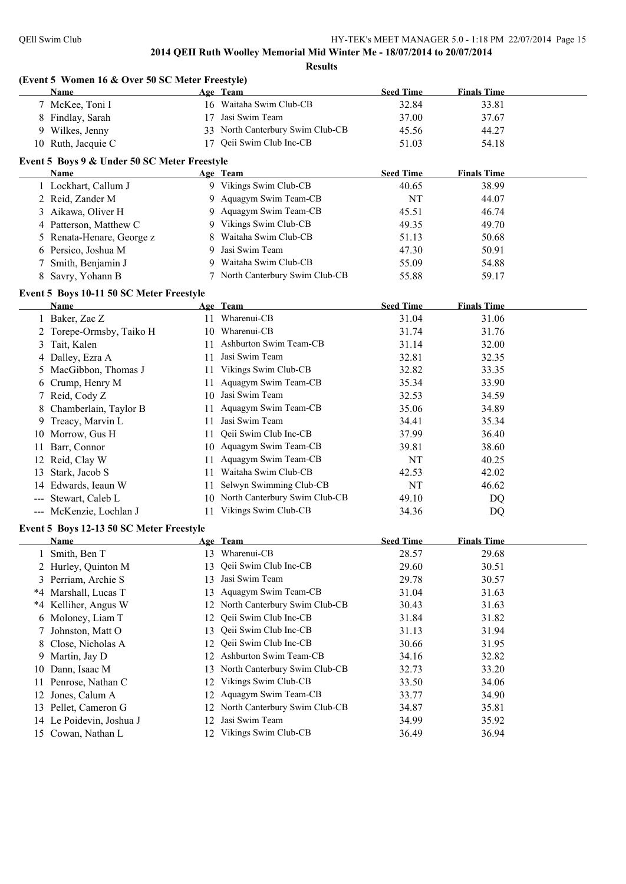**2014 QEII Ruth Woolley Memorial Mid Winter Me - 18/07/2014 to 20/07/2014**

**Results**

### (Event 5 Women 16 & Over 50 SC Meter Freestyle)

| | Name | Age | Team | Seed Time | Finals Time |
|---|---|---|---|---|---|
| 7 | McKee, Toni I | 16 | Waitaha Swim Club-CB | 32.84 | 33.81 |
| 8 | Findlay, Sarah | 17 | Jasi Swim Team | 37.00 | 37.67 |
| 9 | Wilkes, Jenny | 33 | North Canterbury Swim Club-CB | 45.56 | 44.27 |
| 10 | Ruth, Jacquie C | 17 | Qeii Swim Club Inc-CB | 51.03 | 54.18 |

### Event 5 Boys 9 & Under 50 SC Meter Freestyle

| | Name | Age | Team | Seed Time | Finals Time |
|---|---|---|---|---|---|
| 1 | Lockhart, Callum J | 9 | Vikings Swim Club-CB | 40.65 | 38.99 |
| 2 | Reid, Zander M | 9 | Aquagym Swim Team-CB | NT | 44.07 |
| 3 | Aikawa, Oliver H | 9 | Aquagym Swim Team-CB | 45.51 | 46.74 |
| 4 | Patterson, Matthew C | 9 | Vikings Swim Club-CB | 49.35 | 49.70 |
| 5 | Renata-Henare, George z | 8 | Waitaha Swim Club-CB | 51.13 | 50.68 |
| 6 | Persico, Joshua M | 9 | Jasi Swim Team | 47.30 | 50.91 |
| 7 | Smith, Benjamin J | 9 | Waitaha Swim Club-CB | 55.09 | 54.88 |
| 8 | Savry, Yohann B | 7 | North Canterbury Swim Club-CB | 55.88 | 59.17 |

### Event 5 Boys 10-11 50 SC Meter Freestyle

| | Name | Age | Team | Seed Time | Finals Time |
|---|---|---|---|---|---|
| 1 | Baker, Zac Z | 11 | Wharenui-CB | 31.04 | 31.06 |
| 2 | Torepe-Ormsby, Taiko H | 10 | Wharenui-CB | 31.74 | 31.76 |
| 3 | Tait, Kalen | 11 | Ashburton Swim Team-CB | 31.14 | 32.00 |
| 4 | Dalley, Ezra A | 11 | Jasi Swim Team | 32.81 | 32.35 |
| 5 | MacGibbon, Thomas J | 11 | Vikings Swim Club-CB | 32.82 | 33.35 |
| 6 | Crump, Henry M | 11 | Aquagym Swim Team-CB | 35.34 | 33.90 |
| 7 | Reid, Cody Z | 10 | Jasi Swim Team | 32.53 | 34.59 |
| 8 | Chamberlain, Taylor B | 11 | Aquagym Swim Team-CB | 35.06 | 34.89 |
| 9 | Treacy, Marvin L | 11 | Jasi Swim Team | 34.41 | 35.34 |
| 10 | Morrow, Gus H | 11 | Qeii Swim Club Inc-CB | 37.99 | 36.40 |
| 11 | Barr, Connor | 10 | Aquagym Swim Team-CB | 39.81 | 38.60 |
| 12 | Reid, Clay W | 11 | Aquagym Swim Team-CB | NT | 40.25 |
| 13 | Stark, Jacob S | 11 | Waitaha Swim Club-CB | 42.53 | 42.02 |
| 14 | Edwards, Ieaun W | 11 | Selwyn Swimming Club-CB | NT | 46.62 |
| --- | Stewart, Caleb L | 10 | North Canterbury Swim Club-CB | 49.10 | DQ |
| --- | McKenzie, Lochlan J | 11 | Vikings Swim Club-CB | 34.36 | DQ |

### Event 5 Boys 12-13 50 SC Meter Freestyle

| | Name | Age | Team | Seed Time | Finals Time |
|---|---|---|---|---|---|
| 1 | Smith, Ben T | 13 | Wharenui-CB | 28.57 | 29.68 |
| 2 | Hurley, Quinton M | 13 | Qeii Swim Club Inc-CB | 29.60 | 30.51 |
| 3 | Perriam, Archie S | 13 | Jasi Swim Team | 29.78 | 30.57 |
| *4 | Marshall, Lucas T | 13 | Aquagym Swim Team-CB | 31.04 | 31.63 |
| *4 | Kelliher, Angus W | 12 | North Canterbury Swim Club-CB | 30.43 | 31.63 |
| 6 | Moloney, Liam T | 12 | Qeii Swim Club Inc-CB | 31.84 | 31.82 |
| 7 | Johnston, Matt O | 13 | Qeii Swim Club Inc-CB | 31.13 | 31.94 |
| 8 | Close, Nicholas A | 12 | Qeii Swim Club Inc-CB | 30.66 | 31.95 |
| 9 | Martin, Jay D | 12 | Ashburton Swim Team-CB | 34.16 | 32.82 |
| 10 | Dann, Isaac M | 13 | North Canterbury Swim Club-CB | 32.73 | 33.20 |
| 11 | Penrose, Nathan C | 12 | Vikings Swim Club-CB | 33.50 | 34.06 |
| 12 | Jones, Calum A | 12 | Aquagym Swim Team-CB | 33.77 | 34.90 |
| 13 | Pellet, Cameron G | 12 | North Canterbury Swim Club-CB | 34.87 | 35.81 |
| 14 | Le Poidevin, Joshua J | 12 | Jasi Swim Team | 34.99 | 35.92 |
| 15 | Cowan, Nathan L | 12 | Vikings Swim Club-CB | 36.49 | 36.94 |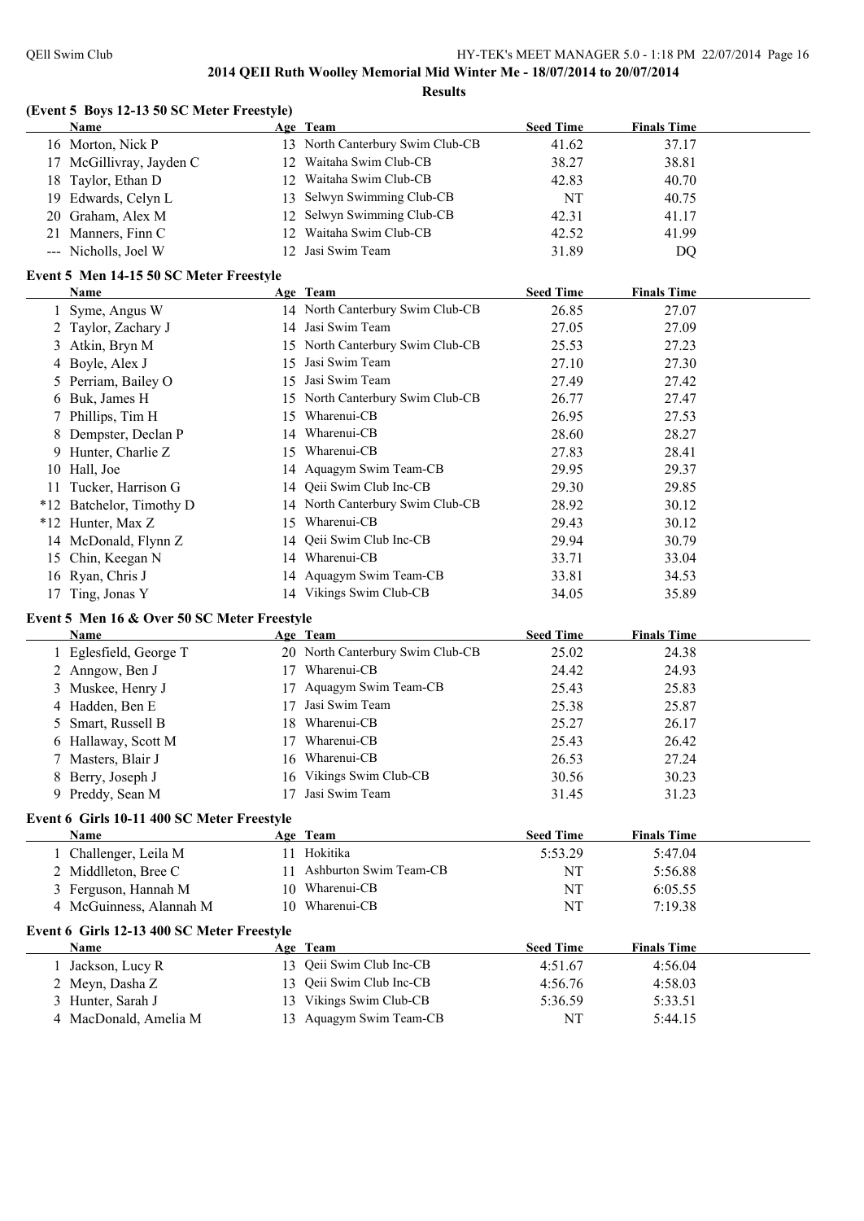**2014 QEII Ruth Woolley Memorial Mid Winter Me - 18/07/2014 to 20/07/2014**

**Results**

### (Event 5 Boys 12-13 50 SC Meter Freestyle)

| | Name | Age | Team | Seed Time | Finals Time |
|---|---|---|---|---|---|
| 16 | Morton, Nick P | 13 | North Canterbury Swim Club-CB | 41.62 | 37.17 |
| 17 | McGillivray, Jayden C | 12 | Waitaha Swim Club-CB | 38.27 | 38.81 |
| 18 | Taylor, Ethan D | 12 | Waitaha Swim Club-CB | 42.83 | 40.70 |
| 19 | Edwards, Celyn L | 13 | Selwyn Swimming Club-CB | NT | 40.75 |
| 20 | Graham, Alex M | 12 | Selwyn Swimming Club-CB | 42.31 | 41.17 |
| 21 | Manners, Finn C | 12 | Waitaha Swim Club-CB | 42.52 | 41.99 |
| --- | Nicholls, Joel W | 12 | Jasi Swim Team | 31.89 | DQ |

### Event 5 Men 14-15 50 SC Meter Freestyle

| | Name | Age | Team | Seed Time | Finals Time |
|---|---|---|---|---|---|
| 1 | Syme, Angus W | 14 | North Canterbury Swim Club-CB | 26.85 | 27.07 |
| 2 | Taylor, Zachary J | 14 | Jasi Swim Team | 27.05 | 27.09 |
| 3 | Atkin, Bryn M | 15 | North Canterbury Swim Club-CB | 25.53 | 27.23 |
| 4 | Boyle, Alex J | 15 | Jasi Swim Team | 27.10 | 27.30 |
| 5 | Perriam, Bailey O | 15 | Jasi Swim Team | 27.49 | 27.42 |
| 6 | Buk, James H | 15 | North Canterbury Swim Club-CB | 26.77 | 27.47 |
| 7 | Phillips, Tim H | 15 | Wharenui-CB | 26.95 | 27.53 |
| 8 | Dempster, Declan P | 14 | Wharenui-CB | 28.60 | 28.27 |
| 9 | Hunter, Charlie Z | 15 | Wharenui-CB | 27.83 | 28.41 |
| 10 | Hall, Joe | 14 | Aquagym Swim Team-CB | 29.95 | 29.37 |
| 11 | Tucker, Harrison G | 14 | Qeii Swim Club Inc-CB | 29.30 | 29.85 |
| *12 | Batchelor, Timothy D | 14 | North Canterbury Swim Club-CB | 28.92 | 30.12 |
| *12 | Hunter, Max Z | 15 | Wharenui-CB | 29.43 | 30.12 |
| 14 | McDonald, Flynn Z | 14 | Qeii Swim Club Inc-CB | 29.94 | 30.79 |
| 15 | Chin, Keegan N | 14 | Wharenui-CB | 33.71 | 33.04 |
| 16 | Ryan, Chris J | 14 | Aquagym Swim Team-CB | 33.81 | 34.53 |
| 17 | Ting, Jonas Y | 14 | Vikings Swim Club-CB | 34.05 | 35.89 |

### Event 5 Men 16 & Over 50 SC Meter Freestyle

| | Name | Age | Team | Seed Time | Finals Time |
|---|---|---|---|---|---|
| 1 | Eglesfield, George T | 20 | North Canterbury Swim Club-CB | 25.02 | 24.38 |
| 2 | Anngow, Ben J | 17 | Wharenui-CB | 24.42 | 24.93 |
| 3 | Muskee, Henry J | 17 | Aquagym Swim Team-CB | 25.43 | 25.83 |
| 4 | Hadden, Ben E | 17 | Jasi Swim Team | 25.38 | 25.87 |
| 5 | Smart, Russell B | 18 | Wharenui-CB | 25.27 | 26.17 |
| 6 | Hallaway, Scott M | 17 | Wharenui-CB | 25.43 | 26.42 |
| 7 | Masters, Blair J | 16 | Wharenui-CB | 26.53 | 27.24 |
| 8 | Berry, Joseph J | 16 | Vikings Swim Club-CB | 30.56 | 30.23 |
| 9 | Preddy, Sean M | 17 | Jasi Swim Team | 31.45 | 31.23 |

### Event 6 Girls 10-11 400 SC Meter Freestyle

| | Name | Age | Team | Seed Time | Finals Time |
|---|---|---|---|---|---|
| 1 | Challenger, Leila M | 11 | Hokitika | 5:53.29 | 5:47.04 |
| 2 | Middlleton, Bree C | 11 | Ashburton Swim Team-CB | NT | 5:56.88 |
| 3 | Ferguson, Hannah M | 10 | Wharenui-CB | NT | 6:05.55 |
| 4 | McGuinness, Alannah M | 10 | Wharenui-CB | NT | 7:19.38 |

### Event 6 Girls 12-13 400 SC Meter Freestyle

| | Name | Age | Team | Seed Time | Finals Time |
|---|---|---|---|---|---|
| 1 | Jackson, Lucy R | 13 | Qeii Swim Club Inc-CB | 4:51.67 | 4:56.04 |
| 2 | Meyn, Dasha Z | 13 | Qeii Swim Club Inc-CB | 4:56.76 | 4:58.03 |
| 3 | Hunter, Sarah J | 13 | Vikings Swim Club-CB | 5:36.59 | 5:33.51 |
| 4 | MacDonald, Amelia M | 13 | Aquagym Swim Team-CB | NT | 5:44.15 |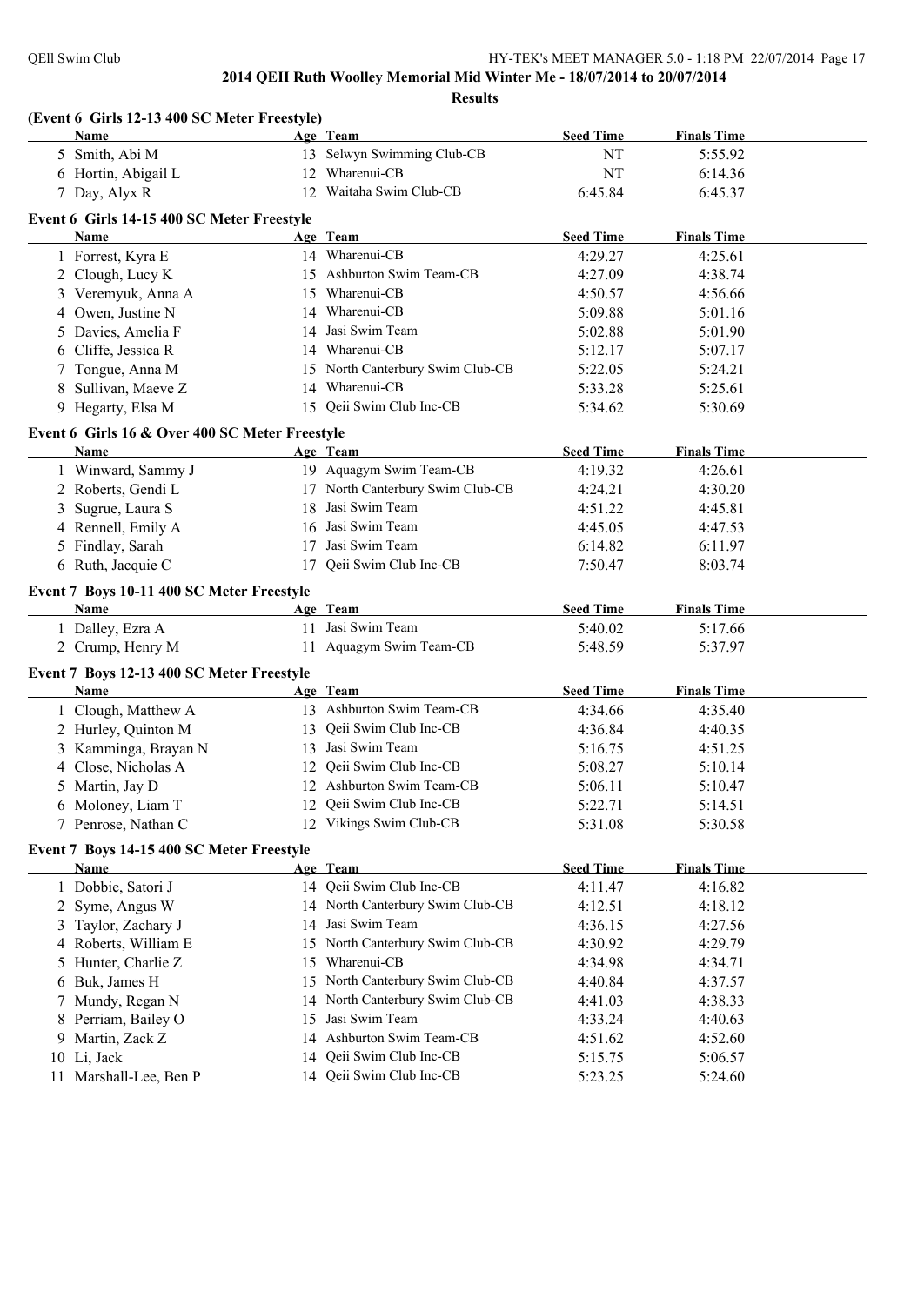## 2014 QEII Ruth Woolley Memorial Mid Winter Me - 18/07/2014 to 20/07/2014

**Results**

### (Event 6 Girls 12-13 400 SC Meter Freestyle)

| | Name | Age | Team | Seed Time | Finals Time |
|---|---|---|---|---|---|
| 5 | Smith, Abi M | 13 | Selwyn Swimming Club-CB | NT | 5:55.92 |
| 6 | Hortin, Abigail L | 12 | Wharenui-CB | NT | 6:14.36 |
| 7 | Day, Alyx R | 12 | Waitaha Swim Club-CB | 6:45.84 | 6:45.37 |

### Event 6 Girls 14-15 400 SC Meter Freestyle

| | Name | Age | Team | Seed Time | Finals Time |
|---|---|---|---|---|---|
| 1 | Forrest, Kyra E | 14 | Wharenui-CB | 4:29.27 | 4:25.61 |
| 2 | Clough, Lucy K | 15 | Ashburton Swim Team-CB | 4:27.09 | 4:38.74 |
| 3 | Veremyuk, Anna A | 15 | Wharenui-CB | 4:50.57 | 4:56.66 |
| 4 | Owen, Justine N | 14 | Wharenui-CB | 5:09.88 | 5:01.16 |
| 5 | Davies, Amelia F | 14 | Jasi Swim Team | 5:02.88 | 5:01.90 |
| 6 | Cliffe, Jessica R | 14 | Wharenui-CB | 5:12.17 | 5:07.17 |
| 7 | Tongue, Anna M | 15 | North Canterbury Swim Club-CB | 5:22.05 | 5:24.21 |
| 8 | Sullivan, Maeve Z | 14 | Wharenui-CB | 5:33.28 | 5:25.61 |
| 9 | Hegarty, Elsa M | 15 | Qeii Swim Club Inc-CB | 5:34.62 | 5:30.69 |

### Event 6 Girls 16 & Over 400 SC Meter Freestyle

| | Name | Age | Team | Seed Time | Finals Time |
|---|---|---|---|---|---|
| 1 | Winward, Sammy J | 19 | Aquagym Swim Team-CB | 4:19.32 | 4:26.61 |
| 2 | Roberts, Gendi L | 17 | North Canterbury Swim Club-CB | 4:24.21 | 4:30.20 |
| 3 | Sugrue, Laura S | 18 | Jasi Swim Team | 4:51.22 | 4:45.81 |
| 4 | Rennell, Emily A | 16 | Jasi Swim Team | 4:45.05 | 4:47.53 |
| 5 | Findlay, Sarah | 17 | Jasi Swim Team | 6:14.82 | 6:11.97 |
| 6 | Ruth, Jacquie C | 17 | Qeii Swim Club Inc-CB | 7:50.47 | 8:03.74 |

### Event 7 Boys 10-11 400 SC Meter Freestyle

| | Name | Age | Team | Seed Time | Finals Time |
|---|---|---|---|---|---|
| 1 | Dalley, Ezra A | 11 | Jasi Swim Team | 5:40.02 | 5:17.66 |
| 2 | Crump, Henry M | 11 | Aquagym Swim Team-CB | 5:48.59 | 5:37.97 |

### Event 7 Boys 12-13 400 SC Meter Freestyle

| | Name | Age | Team | Seed Time | Finals Time |
|---|---|---|---|---|---|
| 1 | Clough, Matthew A | 13 | Ashburton Swim Team-CB | 4:34.66 | 4:35.40 |
| 2 | Hurley, Quinton M | 13 | Qeii Swim Club Inc-CB | 4:36.84 | 4:40.35 |
| 3 | Kamminga, Brayan N | 13 | Jasi Swim Team | 5:16.75 | 4:51.25 |
| 4 | Close, Nicholas A | 12 | Qeii Swim Club Inc-CB | 5:08.27 | 5:10.14 |
| 5 | Martin, Jay D | 12 | Ashburton Swim Team-CB | 5:06.11 | 5:10.47 |
| 6 | Moloney, Liam T | 12 | Qeii Swim Club Inc-CB | 5:22.71 | 5:14.51 |
| 7 | Penrose, Nathan C | 12 | Vikings Swim Club-CB | 5:31.08 | 5:30.58 |

### Event 7 Boys 14-15 400 SC Meter Freestyle

| | Name | Age | Team | Seed Time | Finals Time |
|---|---|---|---|---|---|
| 1 | Dobbie, Satori J | 14 | Qeii Swim Club Inc-CB | 4:11.47 | 4:16.82 |
| 2 | Syme, Angus W | 14 | North Canterbury Swim Club-CB | 4:12.51 | 4:18.12 |
| 3 | Taylor, Zachary J | 14 | Jasi Swim Team | 4:36.15 | 4:27.56 |
| 4 | Roberts, William E | 15 | North Canterbury Swim Club-CB | 4:30.92 | 4:29.79 |
| 5 | Hunter, Charlie Z | 15 | Wharenui-CB | 4:34.98 | 4:34.71 |
| 6 | Buk, James H | 15 | North Canterbury Swim Club-CB | 4:40.84 | 4:37.57 |
| 7 | Mundy, Regan N | 14 | North Canterbury Swim Club-CB | 4:41.03 | 4:38.33 |
| 8 | Perriam, Bailey O | 15 | Jasi Swim Team | 4:33.24 | 4:40.63 |
| 9 | Martin, Zack Z | 14 | Ashburton Swim Team-CB | 4:51.62 | 4:52.60 |
| 10 | Li, Jack | 14 | Qeii Swim Club Inc-CB | 5:15.75 | 5:06.57 |
| 11 | Marshall-Lee, Ben P | 14 | Qeii Swim Club Inc-CB | 5:23.25 | 5:24.60 |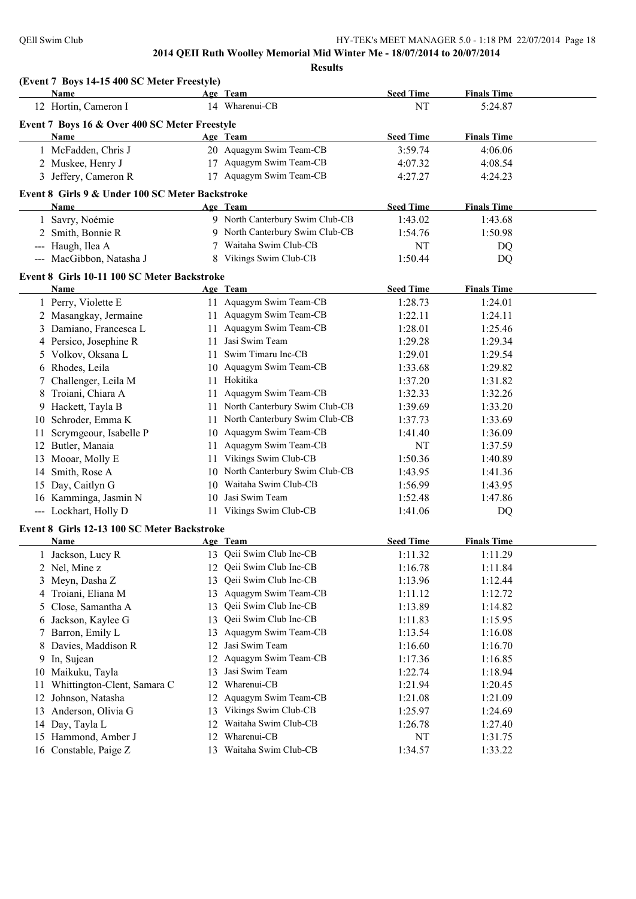**2014 QEII Ruth Woolley Memorial Mid Winter Me - 18/07/2014 to 20/07/2014**

**Results**

### (Event 7 Boys 14-15 400 SC Meter Freestyle)

| | Name | Age | Team | Seed Time | Finals Time |
|---|---|---|---|---|---|
| 12 | Hortin, Cameron I | 14 | Wharenui-CB | NT | 5:24.87 |

### Event 7 Boys 16 & Over 400 SC Meter Freestyle

| | Name | Age | Team | Seed Time | Finals Time |
|---|---|---|---|---|---|
| 1 | McFadden, Chris J | 20 | Aquagym Swim Team-CB | 3:59.74 | 4:06.06 |
| 2 | Muskee, Henry J | 17 | Aquagym Swim Team-CB | 4:07.32 | 4:08.54 |
| 3 | Jeffery, Cameron R | 17 | Aquagym Swim Team-CB | 4:27.27 | 4:24.23 |

### Event 8 Girls 9 & Under 100 SC Meter Backstroke

| | Name | Age | Team | Seed Time | Finals Time |
|---|---|---|---|---|---|
| 1 | Savry, Noémie | 9 | North Canterbury Swim Club-CB | 1:43.02 | 1:43.68 |
| 2 | Smith, Bonnie R | 9 | North Canterbury Swim Club-CB | 1:54.76 | 1:50.98 |
| --- | Haugh, Ilea A | 7 | Waitaha Swim Club-CB | NT | DQ |
| --- | MacGibbon, Natasha J | 8 | Vikings Swim Club-CB | 1:50.44 | DQ |

### Event 8 Girls 10-11 100 SC Meter Backstroke

| | Name | Age | Team | Seed Time | Finals Time |
|---|---|---|---|---|---|
| 1 | Perry, Violette E | 11 | Aquagym Swim Team-CB | 1:28.73 | 1:24.01 |
| 2 | Masangkay, Jermaine | 11 | Aquagym Swim Team-CB | 1:22.11 | 1:24.11 |
| 3 | Damiano, Francesca L | 11 | Aquagym Swim Team-CB | 1:28.01 | 1:25.46 |
| 4 | Persico, Josephine R | 11 | Jasi Swim Team | 1:29.28 | 1:29.34 |
| 5 | Volkov, Oksana L | 11 | Swim Timaru Inc-CB | 1:29.01 | 1:29.54 |
| 6 | Rhodes, Leila | 10 | Aquagym Swim Team-CB | 1:33.68 | 1:29.82 |
| 7 | Challenger, Leila M | 11 | Hokitika | 1:37.20 | 1:31.82 |
| 8 | Troiani, Chiara A | 11 | Aquagym Swim Team-CB | 1:32.33 | 1:32.26 |
| 9 | Hackett, Tayla B | 11 | North Canterbury Swim Club-CB | 1:39.69 | 1:33.20 |
| 10 | Schroder, Emma K | 11 | North Canterbury Swim Club-CB | 1:37.73 | 1:33.69 |
| 11 | Scrymgeour, Isabelle P | 10 | Aquagym Swim Team-CB | 1:41.40 | 1:36.09 |
| 12 | Butler, Manaia | 11 | Aquagym Swim Team-CB | NT | 1:37.59 |
| 13 | Mooar, Molly E | 11 | Vikings Swim Club-CB | 1:50.36 | 1:40.89 |
| 14 | Smith, Rose A | 10 | North Canterbury Swim Club-CB | 1:43.95 | 1:41.36 |
| 15 | Day, Caitlyn G | 10 | Waitaha Swim Club-CB | 1:56.99 | 1:43.95 |
| 16 | Kamminga, Jasmin N | 10 | Jasi Swim Team | 1:52.48 | 1:47.86 |
| --- | Lockhart, Holly D | 11 | Vikings Swim Club-CB | 1:41.06 | DQ |

### Event 8 Girls 12-13 100 SC Meter Backstroke

| | Name | Age | Team | Seed Time | Finals Time |
|---|---|---|---|---|---|
| 1 | Jackson, Lucy R | 13 | Qeii Swim Club Inc-CB | 1:11.32 | 1:11.29 |
| 2 | Nel, Mine z | 12 | Qeii Swim Club Inc-CB | 1:16.78 | 1:11.84 |
| 3 | Meyn, Dasha Z | 13 | Qeii Swim Club Inc-CB | 1:13.96 | 1:12.44 |
| 4 | Troiani, Eliana M | 13 | Aquagym Swim Team-CB | 1:11.12 | 1:12.72 |
| 5 | Close, Samantha A | 13 | Qeii Swim Club Inc-CB | 1:13.89 | 1:14.82 |
| 6 | Jackson, Kaylee G | 13 | Qeii Swim Club Inc-CB | 1:11.83 | 1:15.95 |
| 7 | Barron, Emily L | 13 | Aquagym Swim Team-CB | 1:13.54 | 1:16.08 |
| 8 | Davies, Maddison R | 12 | Jasi Swim Team | 1:16.60 | 1:16.70 |
| 9 | In, Sujean | 12 | Aquagym Swim Team-CB | 1:17.36 | 1:16.85 |
| 10 | Maikuku, Tayla | 13 | Jasi Swim Team | 1:22.74 | 1:18.94 |
| 11 | Whittington-Clent, Samara C | 12 | Wharenui-CB | 1:21.94 | 1:20.45 |
| 12 | Johnson, Natasha | 12 | Aquagym Swim Team-CB | 1:21.08 | 1:21.09 |
| 13 | Anderson, Olivia G | 13 | Vikings Swim Club-CB | 1:25.97 | 1:24.69 |
| 14 | Day, Tayla L | 12 | Waitaha Swim Club-CB | 1:26.78 | 1:27.40 |
| 15 | Hammond, Amber J | 12 | Wharenui-CB | NT | 1:31.75 |
| 16 | Constable, Paige Z | 13 | Waitaha Swim Club-CB | 1:34.57 | 1:33.22 |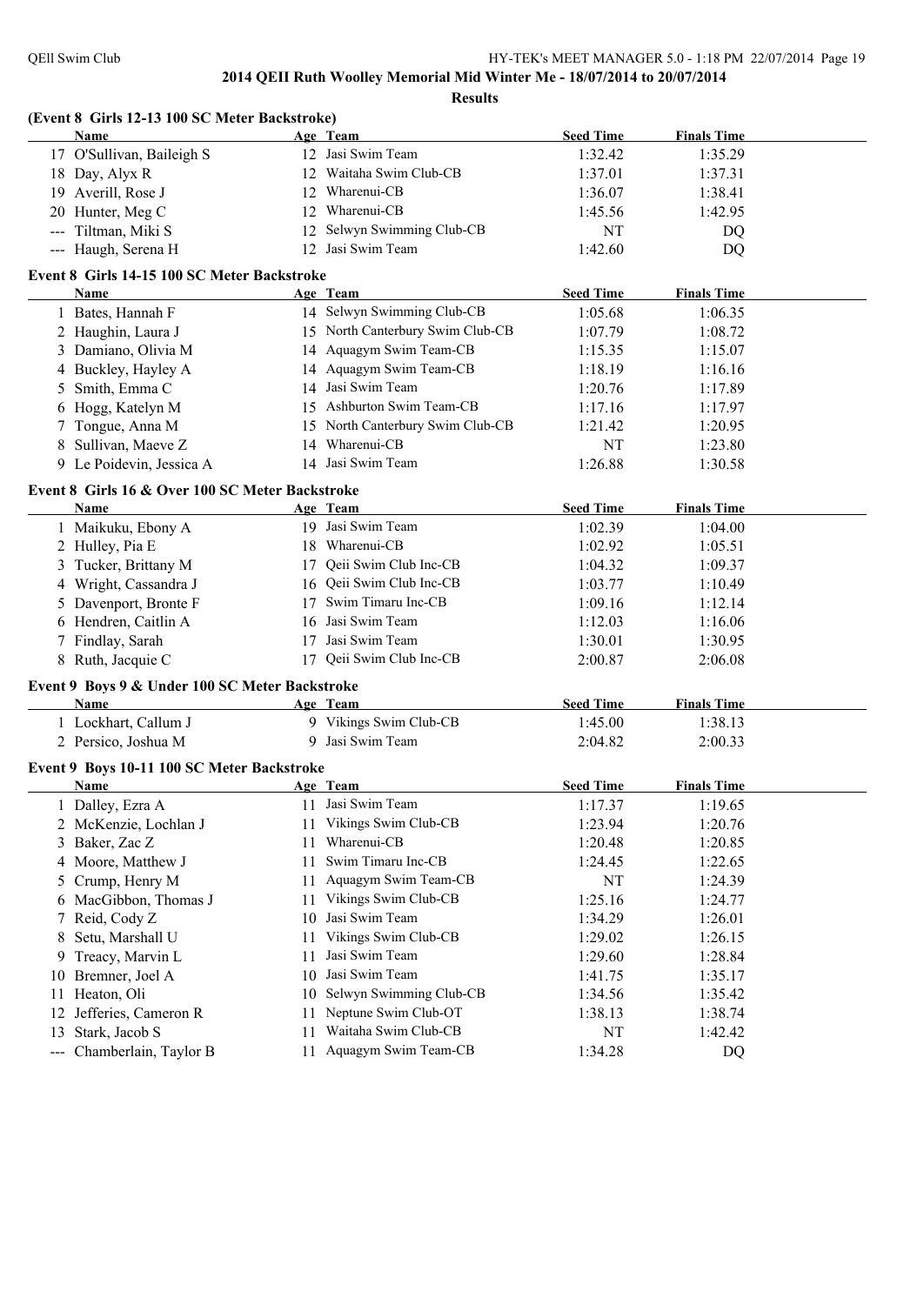## 2014 QEII Ruth Woolley Memorial Mid Winter Me - 18/07/2014 to 20/07/2014

**Results**

### (Event 8 Girls 12-13 100 SC Meter Backstroke)

| | Name | Age | Team | Seed Time | Finals Time |
|---|---|---|---|---|---|
| 17 | O'Sullivan, Baileigh S | 12 | Jasi Swim Team | 1:32.42 | 1:35.29 |
| 18 | Day, Alyx R | 12 | Waitaha Swim Club-CB | 1:37.01 | 1:37.31 |
| 19 | Averill, Rose J | 12 | Wharenui-CB | 1:36.07 | 1:38.41 |
| 20 | Hunter, Meg C | 12 | Wharenui-CB | 1:45.56 | 1:42.95 |
| --- | Tiltman, Miki S | 12 | Selwyn Swimming Club-CB | NT | DQ |
| --- | Haugh, Serena H | 12 | Jasi Swim Team | 1:42.60 | DQ |

### Event 8 Girls 14-15 100 SC Meter Backstroke

| | Name | Age | Team | Seed Time | Finals Time |
|---|---|---|---|---|---|
| 1 | Bates, Hannah F | 14 | Selwyn Swimming Club-CB | 1:05.68 | 1:06.35 |
| 2 | Haughin, Laura J | 15 | North Canterbury Swim Club-CB | 1:07.79 | 1:08.72 |
| 3 | Damiano, Olivia M | 14 | Aquagym Swim Team-CB | 1:15.35 | 1:15.07 |
| 4 | Buckley, Hayley A | 14 | Aquagym Swim Team-CB | 1:18.19 | 1:16.16 |
| 5 | Smith, Emma C | 14 | Jasi Swim Team | 1:20.76 | 1:17.89 |
| 6 | Hogg, Katelyn M | 15 | Ashburton Swim Team-CB | 1:17.16 | 1:17.97 |
| 7 | Tongue, Anna M | 15 | North Canterbury Swim Club-CB | 1:21.42 | 1:20.95 |
| 8 | Sullivan, Maeve Z | 14 | Wharenui-CB | NT | 1:23.80 |
| 9 | Le Poidevin, Jessica A | 14 | Jasi Swim Team | 1:26.88 | 1:30.58 |

### Event 8 Girls 16 & Over 100 SC Meter Backstroke

| | Name | Age | Team | Seed Time | Finals Time |
|---|---|---|---|---|---|
| 1 | Maikuku, Ebony A | 19 | Jasi Swim Team | 1:02.39 | 1:04.00 |
| 2 | Hulley, Pia E | 18 | Wharenui-CB | 1:02.92 | 1:05.51 |
| 3 | Tucker, Brittany M | 17 | Qeii Swim Club Inc-CB | 1:04.32 | 1:09.37 |
| 4 | Wright, Cassandra J | 16 | Qeii Swim Club Inc-CB | 1:03.77 | 1:10.49 |
| 5 | Davenport, Bronte F | 17 | Swim Timaru Inc-CB | 1:09.16 | 1:12.14 |
| 6 | Hendren, Caitlin A | 16 | Jasi Swim Team | 1:12.03 | 1:16.06 |
| 7 | Findlay, Sarah | 17 | Jasi Swim Team | 1:30.01 | 1:30.95 |
| 8 | Ruth, Jacquie C | 17 | Qeii Swim Club Inc-CB | 2:00.87 | 2:06.08 |

### Event 9 Boys 9 & Under 100 SC Meter Backstroke

| | Name | Age | Team | Seed Time | Finals Time |
|---|---|---|---|---|---|
| 1 | Lockhart, Callum J | 9 | Vikings Swim Club-CB | 1:45.00 | 1:38.13 |
| 2 | Persico, Joshua M | 9 | Jasi Swim Team | 2:04.82 | 2:00.33 |

### Event 9 Boys 10-11 100 SC Meter Backstroke

| | Name | Age | Team | Seed Time | Finals Time |
|---|---|---|---|---|---|
| 1 | Dalley, Ezra A | 11 | Jasi Swim Team | 1:17.37 | 1:19.65 |
| 2 | McKenzie, Lochlan J | 11 | Vikings Swim Club-CB | 1:23.94 | 1:20.76 |
| 3 | Baker, Zac Z | 11 | Wharenui-CB | 1:20.48 | 1:20.85 |
| 4 | Moore, Matthew J | 11 | Swim Timaru Inc-CB | 1:24.45 | 1:22.65 |
| 5 | Crump, Henry M | 11 | Aquagym Swim Team-CB | NT | 1:24.39 |
| 6 | MacGibbon, Thomas J | 11 | Vikings Swim Club-CB | 1:25.16 | 1:24.77 |
| 7 | Reid, Cody Z | 10 | Jasi Swim Team | 1:34.29 | 1:26.01 |
| 8 | Setu, Marshall U | 11 | Vikings Swim Club-CB | 1:29.02 | 1:26.15 |
| 9 | Treacy, Marvin L | 11 | Jasi Swim Team | 1:29.60 | 1:28.84 |
| 10 | Bremner, Joel A | 10 | Jasi Swim Team | 1:41.75 | 1:35.17 |
| 11 | Heaton, Oli | 10 | Selwyn Swimming Club-CB | 1:34.56 | 1:35.42 |
| 12 | Jefferies, Cameron R | 11 | Neptune Swim Club-OT | 1:38.13 | 1:38.74 |
| 13 | Stark, Jacob S | 11 | Waitaha Swim Club-CB | NT | 1:42.42 |
| --- | Chamberlain, Taylor B | 11 | Aquagym Swim Team-CB | 1:34.28 | DQ |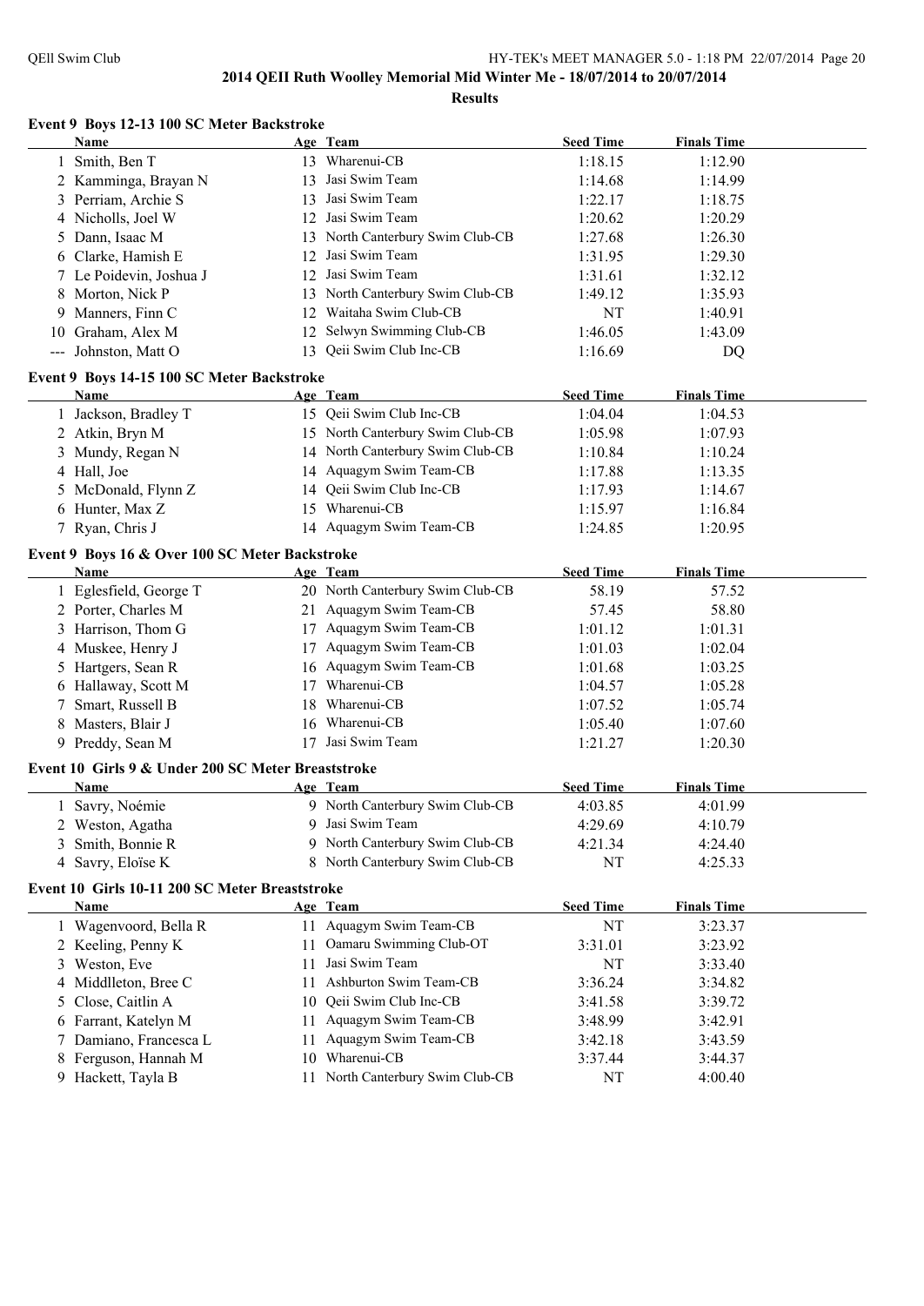# 2014 QEII Ruth Woolley Memorial Mid Winter Me - 18/07/2014 to 20/07/2014

## Results

### Event 9 Boys 12-13 100 SC Meter Backstroke

| | Name | Age | Team | Seed Time | Finals Time |
|---|---|---|---|---|---|
| 1 | Smith, Ben T | 13 | Wharenui-CB | 1:18.15 | 1:12.90 |
| 2 | Kamminga, Brayan N | 13 | Jasi Swim Team | 1:14.68 | 1:14.99 |
| 3 | Perriam, Archie S | 13 | Jasi Swim Team | 1:22.17 | 1:18.75 |
| 4 | Nicholls, Joel W | 12 | Jasi Swim Team | 1:20.62 | 1:20.29 |
| 5 | Dann, Isaac M | 13 | North Canterbury Swim Club-CB | 1:27.68 | 1:26.30 |
| 6 | Clarke, Hamish E | 12 | Jasi Swim Team | 1:31.95 | 1:29.30 |
| 7 | Le Poidevin, Joshua J | 12 | Jasi Swim Team | 1:31.61 | 1:32.12 |
| 8 | Morton, Nick P | 13 | North Canterbury Swim Club-CB | 1:49.12 | 1:35.93 |
| 9 | Manners, Finn C | 12 | Waitaha Swim Club-CB | NT | 1:40.91 |
| 10 | Graham, Alex M | 12 | Selwyn Swimming Club-CB | 1:46.05 | 1:43.09 |
| --- | Johnston, Matt O | 13 | Qeii Swim Club Inc-CB | 1:16.69 | DQ |

### Event 9 Boys 14-15 100 SC Meter Backstroke

| | Name | Age | Team | Seed Time | Finals Time |
|---|---|---|---|---|---|
| 1 | Jackson, Bradley T | 15 | Qeii Swim Club Inc-CB | 1:04.04 | 1:04.53 |
| 2 | Atkin, Bryn M | 15 | North Canterbury Swim Club-CB | 1:05.98 | 1:07.93 |
| 3 | Mundy, Regan N | 14 | North Canterbury Swim Club-CB | 1:10.84 | 1:10.24 |
| 4 | Hall, Joe | 14 | Aquagym Swim Team-CB | 1:17.88 | 1:13.35 |
| 5 | McDonald, Flynn Z | 14 | Qeii Swim Club Inc-CB | 1:17.93 | 1:14.67 |
| 6 | Hunter, Max Z | 15 | Wharenui-CB | 1:15.97 | 1:16.84 |
| 7 | Ryan, Chris J | 14 | Aquagym Swim Team-CB | 1:24.85 | 1:20.95 |

### Event 9 Boys 16 & Over 100 SC Meter Backstroke

| | Name | Age | Team | Seed Time | Finals Time |
|---|---|---|---|---|---|
| 1 | Eglesfield, George T | 20 | North Canterbury Swim Club-CB | 58.19 | 57.52 |
| 2 | Porter, Charles M | 21 | Aquagym Swim Team-CB | 57.45 | 58.80 |
| 3 | Harrison, Thom G | 17 | Aquagym Swim Team-CB | 1:01.12 | 1:01.31 |
| 4 | Muskee, Henry J | 17 | Aquagym Swim Team-CB | 1:01.03 | 1:02.04 |
| 5 | Hartgers, Sean R | 16 | Aquagym Swim Team-CB | 1:01.68 | 1:03.25 |
| 6 | Hallaway, Scott M | 17 | Wharenui-CB | 1:04.57 | 1:05.28 |
| 7 | Smart, Russell B | 18 | Wharenui-CB | 1:07.52 | 1:05.74 |
| 8 | Masters, Blair J | 16 | Wharenui-CB | 1:05.40 | 1:07.60 |
| 9 | Preddy, Sean M | 17 | Jasi Swim Team | 1:21.27 | 1:20.30 |

### Event 10 Girls 9 & Under 200 SC Meter Breaststroke

| | Name | Age | Team | Seed Time | Finals Time |
|---|---|---|---|---|---|
| 1 | Savry, Noémie | 9 | North Canterbury Swim Club-CB | 4:03.85 | 4:01.99 |
| 2 | Weston, Agatha | 9 | Jasi Swim Team | 4:29.69 | 4:10.79 |
| 3 | Smith, Bonnie R | 9 | North Canterbury Swim Club-CB | 4:21.34 | 4:24.40 |
| 4 | Savry, Eloïse K | 8 | North Canterbury Swim Club-CB | NT | 4:25.33 |

### Event 10 Girls 10-11 200 SC Meter Breaststroke

| | Name | Age | Team | Seed Time | Finals Time |
|---|---|---|---|---|---|
| 1 | Wagenvoord, Bella R | 11 | Aquagym Swim Team-CB | NT | 3:23.37 |
| 2 | Keeling, Penny K | 11 | Oamaru Swimming Club-OT | 3:31.01 | 3:23.92 |
| 3 | Weston, Eve | 11 | Jasi Swim Team | NT | 3:33.40 |
| 4 | Middleton, Bree C | 11 | Ashburton Swim Team-CB | 3:36.24 | 3:34.82 |
| 5 | Close, Caitlin A | 10 | Qeii Swim Club Inc-CB | 3:41.58 | 3:39.72 |
| 6 | Farrant, Katelyn M | 11 | Aquagym Swim Team-CB | 3:48.99 | 3:42.91 |
| 7 | Damiano, Francesca L | 11 | Aquagym Swim Team-CB | 3:42.18 | 3:43.59 |
| 8 | Ferguson, Hannah M | 10 | Wharenui-CB | 3:37.44 | 3:44.37 |
| 9 | Hackett, Tayla B | 11 | North Canterbury Swim Club-CB | NT | 4:00.40 |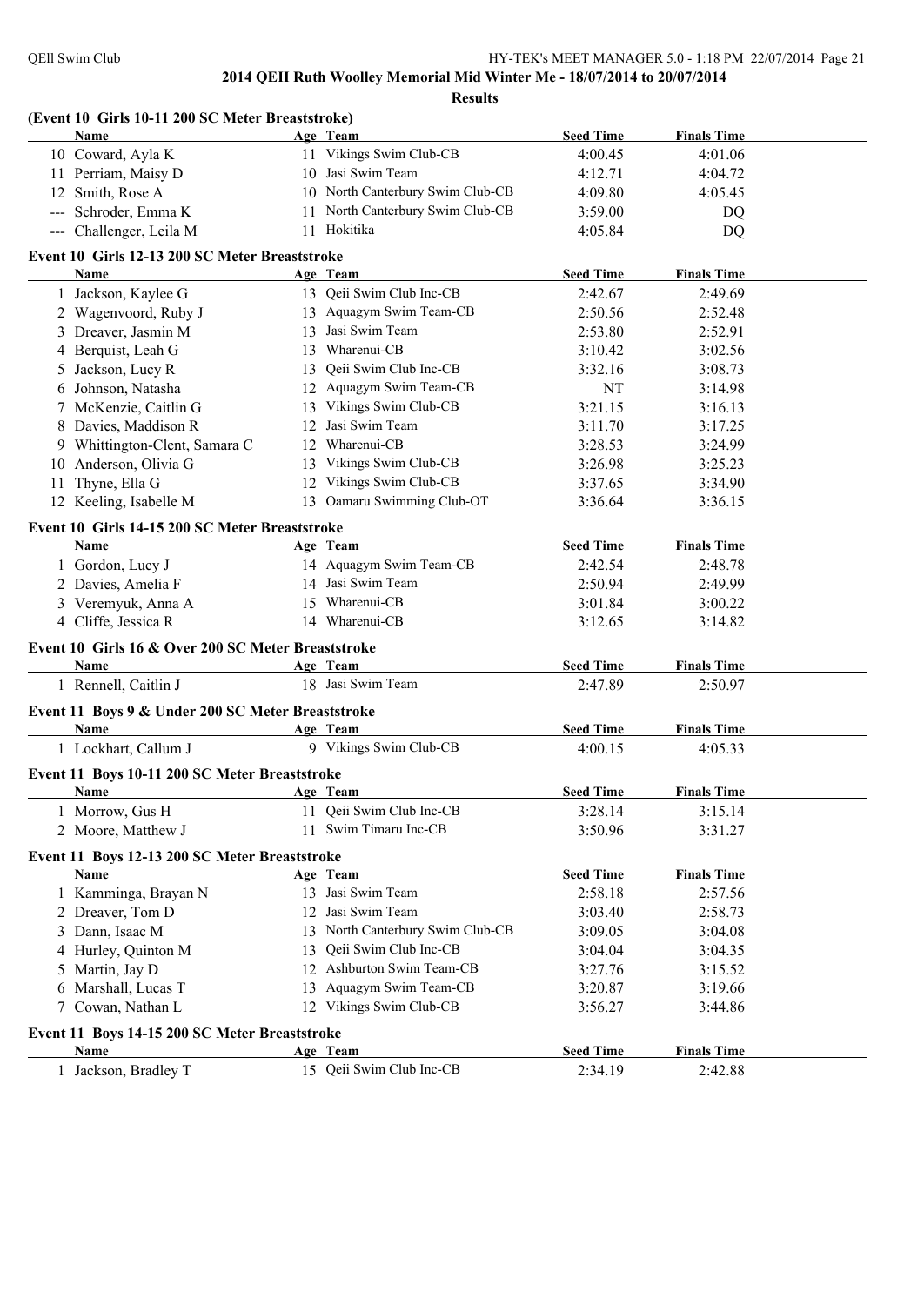**Results**

### (Event 10 Girls 10-11 200 SC Meter Breaststroke)

| | Name | Age | Team | Seed Time | Finals Time |
|---|---|---|---|---|---|
| 10 | Coward, Ayla K | 11 | Vikings Swim Club-CB | 4:00.45 | 4:01.06 |
| 11 | Perriam, Maisy D | 10 | Jasi Swim Team | 4:12.71 | 4:04.72 |
| 12 | Smith, Rose A | 10 | North Canterbury Swim Club-CB | 4:09.80 | 4:05.45 |
| --- | Schroder, Emma K | 11 | North Canterbury Swim Club-CB | 3:59.00 | DQ |
| --- | Challenger, Leila M | 11 | Hokitika | 4:05.84 | DQ |

### Event 10 Girls 12-13 200 SC Meter Breaststroke

| | Name | Age | Team | Seed Time | Finals Time |
|---|---|---|---|---|---|
| 1 | Jackson, Kaylee G | 13 | Qeii Swim Club Inc-CB | 2:42.67 | 2:49.69 |
| 2 | Wagenvoord, Ruby J | 13 | Aquagym Swim Team-CB | 2:50.56 | 2:52.48 |
| 3 | Dreaver, Jasmin M | 13 | Jasi Swim Team | 2:53.80 | 2:52.91 |
| 4 | Berquist, Leah G | 13 | Wharenui-CB | 3:10.42 | 3:02.56 |
| 5 | Jackson, Lucy R | 13 | Qeii Swim Club Inc-CB | 3:32.16 | 3:08.73 |
| 6 | Johnson, Natasha | 12 | Aquagym Swim Team-CB | NT | 3:14.98 |
| 7 | McKenzie, Caitlin G | 13 | Vikings Swim Club-CB | 3:21.15 | 3:16.13 |
| 8 | Davies, Maddison R | 12 | Jasi Swim Team | 3:11.70 | 3:17.25 |
| 9 | Whittington-Clent, Samara C | 12 | Wharenui-CB | 3:28.53 | 3:24.99 |
| 10 | Anderson, Olivia G | 13 | Vikings Swim Club-CB | 3:26.98 | 3:25.23 |
| 11 | Thyne, Ella G | 12 | Vikings Swim Club-CB | 3:37.65 | 3:34.90 |
| 12 | Keeling, Isabelle M | 13 | Oamaru Swimming Club-OT | 3:36.64 | 3:36.15 |

### Event 10 Girls 14-15 200 SC Meter Breaststroke

| | Name | Age | Team | Seed Time | Finals Time |
|---|---|---|---|---|---|
| 1 | Gordon, Lucy J | 14 | Aquagym Swim Team-CB | 2:42.54 | 2:48.78 |
| 2 | Davies, Amelia F | 14 | Jasi Swim Team | 2:50.94 | 2:49.99 |
| 3 | Veremyuk, Anna A | 15 | Wharenui-CB | 3:01.84 | 3:00.22 |
| 4 | Cliffe, Jessica R | 14 | Wharenui-CB | 3:12.65 | 3:14.82 |

### Event 10 Girls 16 & Over 200 SC Meter Breaststroke

| | Name | Age | Team | Seed Time | Finals Time |
|---|---|---|---|---|---|
| 1 | Rennell, Caitlin J | 18 | Jasi Swim Team | 2:47.89 | 2:50.97 |

### Event 11 Boys 9 & Under 200 SC Meter Breaststroke

| | Name | Age | Team | Seed Time | Finals Time |
|---|---|---|---|---|---|
| 1 | Lockhart, Callum J | 9 | Vikings Swim Club-CB | 4:00.15 | 4:05.33 |

### Event 11 Boys 10-11 200 SC Meter Breaststroke

| | Name | Age | Team | Seed Time | Finals Time |
|---|---|---|---|---|---|
| 1 | Morrow, Gus H | 11 | Qeii Swim Club Inc-CB | 3:28.14 | 3:15.14 |
| 2 | Moore, Matthew J | 11 | Swim Timaru Inc-CB | 3:50.96 | 3:31.27 |

### Event 11 Boys 12-13 200 SC Meter Breaststroke

| | Name | Age | Team | Seed Time | Finals Time |
|---|---|---|---|---|---|
| 1 | Kamminga, Brayan N | 13 | Jasi Swim Team | 2:58.18 | 2:57.56 |
| 2 | Dreaver, Tom D | 12 | Jasi Swim Team | 3:03.40 | 2:58.73 |
| 3 | Dann, Isaac M | 13 | North Canterbury Swim Club-CB | 3:09.05 | 3:04.08 |
| 4 | Hurley, Quinton M | 13 | Qeii Swim Club Inc-CB | 3:04.04 | 3:04.35 |
| 5 | Martin, Jay D | 12 | Ashburton Swim Team-CB | 3:27.76 | 3:15.52 |
| 6 | Marshall, Lucas T | 13 | Aquagym Swim Team-CB | 3:20.87 | 3:19.66 |
| 7 | Cowan, Nathan L | 12 | Vikings Swim Club-CB | 3:56.27 | 3:44.86 |

### Event 11 Boys 14-15 200 SC Meter Breaststroke

| | Name | Age | Team | Seed Time | Finals Time |
|---|---|---|---|---|---|
| 1 | Jackson, Bradley T | 15 | Qeii Swim Club Inc-CB | 2:34.19 | 2:42.88 |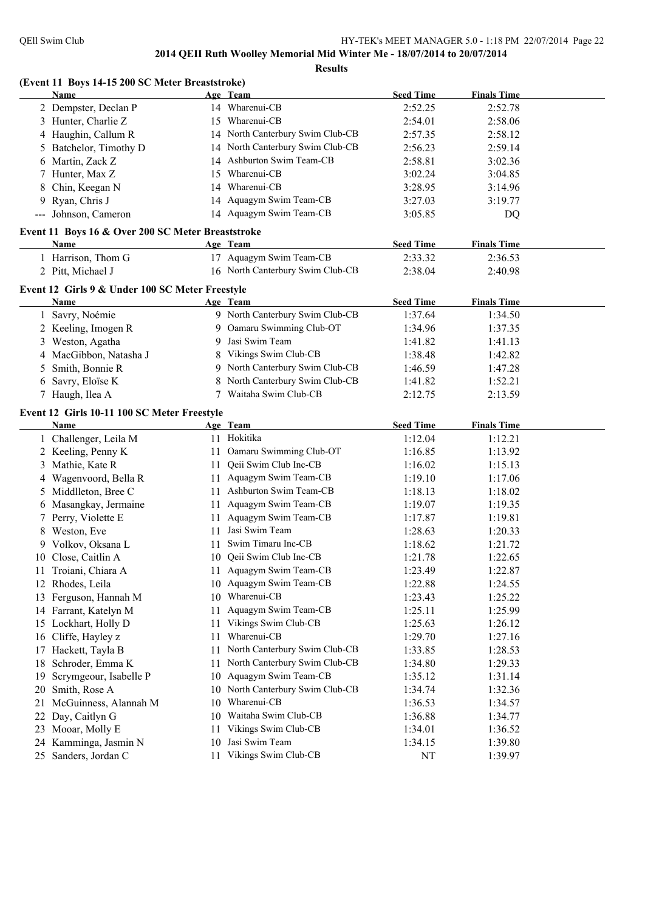**2014 QEII Ruth Woolley Memorial Mid Winter Me - 18/07/2014 to 20/07/2014**

**Results**

### (Event 11 Boys 14-15 200 SC Meter Breaststroke)

| | Name | Age | Team | Seed Time | Finals Time |
|---|---|---|---|---|---|
| 2 | Dempster, Declan P | 14 | Wharenui-CB | 2:52.25 | 2:52.78 |
| 3 | Hunter, Charlie Z | 15 | Wharenui-CB | 2:54.01 | 2:58.06 |
| 4 | Haughin, Callum R | 14 | North Canterbury Swim Club-CB | 2:57.35 | 2:58.12 |
| 5 | Batchelor, Timothy D | 14 | North Canterbury Swim Club-CB | 2:56.23 | 2:59.14 |
| 6 | Martin, Zack Z | 14 | Ashburton Swim Team-CB | 2:58.81 | 3:02.36 |
| 7 | Hunter, Max Z | 15 | Wharenui-CB | 3:02.24 | 3:04.85 |
| 8 | Chin, Keegan N | 14 | Wharenui-CB | 3:28.95 | 3:14.96 |
| 9 | Ryan, Chris J | 14 | Aquagym Swim Team-CB | 3:27.03 | 3:19.77 |
| --- | Johnson, Cameron | 14 | Aquagym Swim Team-CB | 3:05.85 | DQ |

### Event 11 Boys 16 & Over 200 SC Meter Breaststroke

| | Name | Age | Team | Seed Time | Finals Time |
|---|---|---|---|---|---|
| 1 | Harrison, Thom G | 17 | Aquagym Swim Team-CB | 2:33.32 | 2:36.53 |
| 2 | Pitt, Michael J | 16 | North Canterbury Swim Club-CB | 2:38.04 | 2:40.98 |

### Event 12 Girls 9 & Under 100 SC Meter Freestyle

| | Name | Age | Team | Seed Time | Finals Time |
|---|---|---|---|---|---|
| 1 | Savry, Noémie | 9 | North Canterbury Swim Club-CB | 1:37.64 | 1:34.50 |
| 2 | Keeling, Imogen R | 9 | Oamaru Swimming Club-OT | 1:34.96 | 1:37.35 |
| 3 | Weston, Agatha | 9 | Jasi Swim Team | 1:41.82 | 1:41.13 |
| 4 | MacGibbon, Natasha J | 8 | Vikings Swim Club-CB | 1:38.48 | 1:42.82 |
| 5 | Smith, Bonnie R | 9 | North Canterbury Swim Club-CB | 1:46.59 | 1:47.28 |
| 6 | Savry, Eloïse K | 8 | North Canterbury Swim Club-CB | 1:41.82 | 1:52.21 |
| 7 | Haugh, Ilea A | 7 | Waitaha Swim Club-CB | 2:12.75 | 2:13.59 |

### Event 12 Girls 10-11 100 SC Meter Freestyle

| | Name | Age | Team | Seed Time | Finals Time |
|---|---|---|---|---|---|
| 1 | Challenger, Leila M | 11 | Hokitika | 1:12.04 | 1:12.21 |
| 2 | Keeling, Penny K | 11 | Oamaru Swimming Club-OT | 1:16.85 | 1:13.92 |
| 3 | Mathie, Kate R | 11 | Qeii Swim Club Inc-CB | 1:16.02 | 1:15.13 |
| 4 | Wagenvoord, Bella R | 11 | Aquagym Swim Team-CB | 1:19.10 | 1:17.06 |
| 5 | Middlleton, Bree C | 11 | Ashburton Swim Team-CB | 1:18.13 | 1:18.02 |
| 6 | Masangkay, Jermaine | 11 | Aquagym Swim Team-CB | 1:19.07 | 1:19.35 |
| 7 | Perry, Violette E | 11 | Aquagym Swim Team-CB | 1:17.87 | 1:19.81 |
| 8 | Weston, Eve | 11 | Jasi Swim Team | 1:28.63 | 1:20.33 |
| 9 | Volkov, Oksana L | 11 | Swim Timaru Inc-CB | 1:18.62 | 1:21.72 |
| 10 | Close, Caitlin A | 10 | Qeii Swim Club Inc-CB | 1:21.78 | 1:22.65 |
| 11 | Troiani, Chiara A | 11 | Aquagym Swim Team-CB | 1:23.49 | 1:22.87 |
| 12 | Rhodes, Leila | 10 | Aquagym Swim Team-CB | 1:22.88 | 1:24.55 |
| 13 | Ferguson, Hannah M | 10 | Wharenui-CB | 1:23.43 | 1:25.22 |
| 14 | Farrant, Katelyn M | 11 | Aquagym Swim Team-CB | 1:25.11 | 1:25.99 |
| 15 | Lockhart, Holly D | 11 | Vikings Swim Club-CB | 1:25.63 | 1:26.12 |
| 16 | Cliffe, Hayley z | 11 | Wharenui-CB | 1:29.70 | 1:27.16 |
| 17 | Hackett, Tayla B | 11 | North Canterbury Swim Club-CB | 1:33.85 | 1:28.53 |
| 18 | Schroder, Emma K | 11 | North Canterbury Swim Club-CB | 1:34.80 | 1:29.33 |
| 19 | Scrymgeour, Isabelle P | 10 | Aquagym Swim Team-CB | 1:35.12 | 1:31.14 |
| 20 | Smith, Rose A | 10 | North Canterbury Swim Club-CB | 1:34.74 | 1:32.36 |
| 21 | McGuinness, Alannah M | 10 | Wharenui-CB | 1:36.53 | 1:34.57 |
| 22 | Day, Caitlyn G | 10 | Waitaha Swim Club-CB | 1:36.88 | 1:34.77 |
| 23 | Mooar, Molly E | 11 | Vikings Swim Club-CB | 1:34.01 | 1:36.52 |
| 24 | Kamminga, Jasmin N | 10 | Jasi Swim Team | 1:34.15 | 1:39.80 |
| 25 | Sanders, Jordan C | 11 | Vikings Swim Club-CB | NT | 1:39.97 |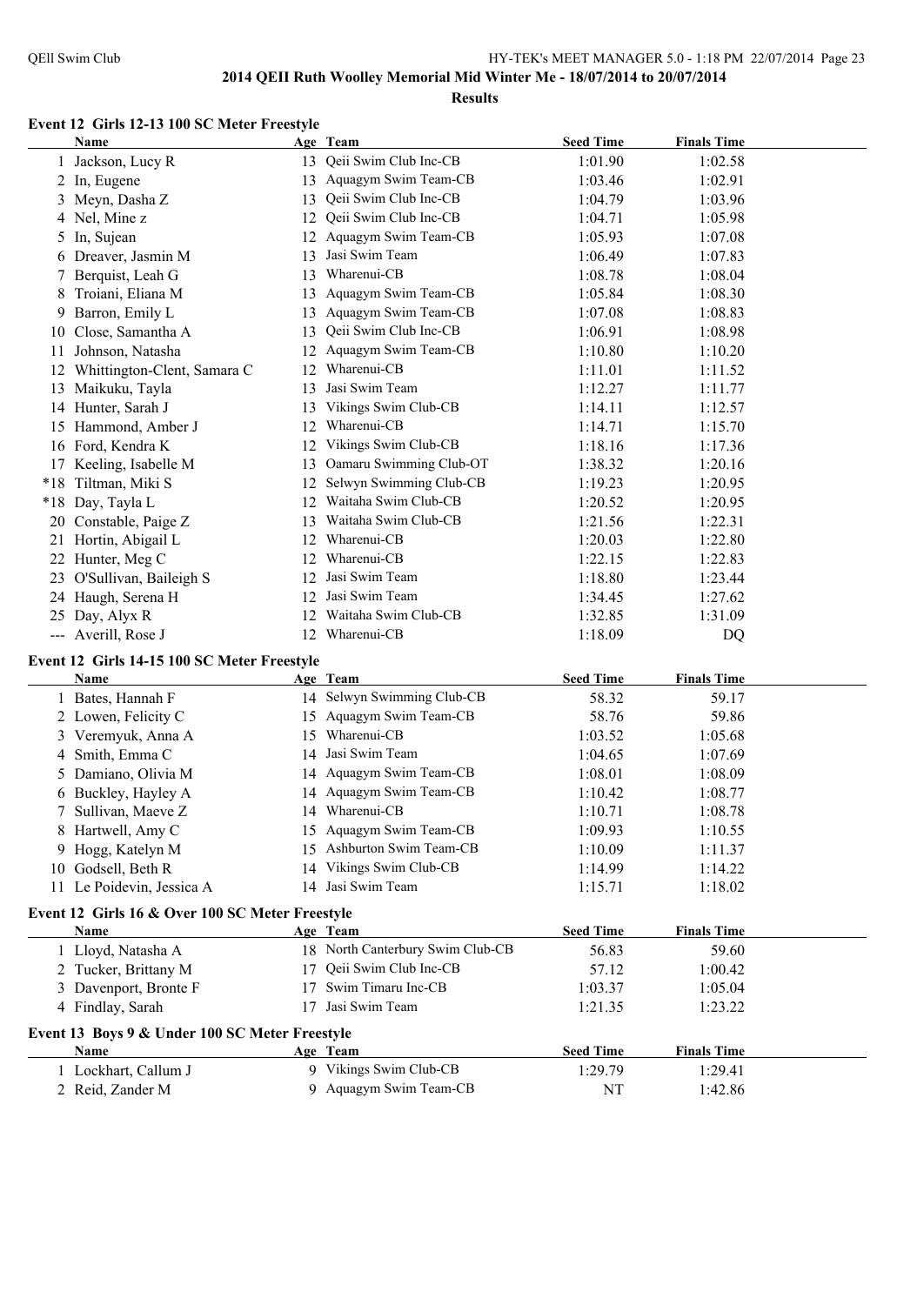# 2014 QEII Ruth Woolley Memorial Mid Winter Me - 18/07/2014 to 20/07/2014

## Results

### Event 12 Girls 12-13 100 SC Meter Freestyle

| | Name | Age | Team | Seed Time | Finals Time |
|---|---|---|---|---|---|
| 1 | Jackson, Lucy R | 13 | Qeii Swim Club Inc-CB | 1:01.90 | 1:02.58 |
| 2 | In, Eugene | 13 | Aquagym Swim Team-CB | 1:03.46 | 1:02.91 |
| 3 | Meyn, Dasha Z | 13 | Qeii Swim Club Inc-CB | 1:04.79 | 1:03.96 |
| 4 | Nel, Mine z | 12 | Qeii Swim Club Inc-CB | 1:04.71 | 1:05.98 |
| 5 | In, Sujean | 12 | Aquagym Swim Team-CB | 1:05.93 | 1:07.08 |
| 6 | Dreaver, Jasmin M | 13 | Jasi Swim Team | 1:06.49 | 1:07.83 |
| 7 | Berquist, Leah G | 13 | Wharenui-CB | 1:08.78 | 1:08.04 |
| 8 | Troiani, Eliana M | 13 | Aquagym Swim Team-CB | 1:05.84 | 1:08.30 |
| 9 | Barron, Emily L | 13 | Aquagym Swim Team-CB | 1:07.08 | 1:08.83 |
| 10 | Close, Samantha A | 13 | Qeii Swim Club Inc-CB | 1:06.91 | 1:08.98 |
| 11 | Johnson, Natasha | 12 | Aquagym Swim Team-CB | 1:10.80 | 1:10.20 |
| 12 | Whittington-Clent, Samara C | 12 | Wharenui-CB | 1:11.01 | 1:11.52 |
| 13 | Maikuku, Tayla | 13 | Jasi Swim Team | 1:12.27 | 1:11.77 |
| 14 | Hunter, Sarah J | 13 | Vikings Swim Club-CB | 1:14.11 | 1:12.57 |
| 15 | Hammond, Amber J | 12 | Wharenui-CB | 1:14.71 | 1:15.70 |
| 16 | Ford, Kendra K | 12 | Vikings Swim Club-CB | 1:18.16 | 1:17.36 |
| 17 | Keeling, Isabelle M | 13 | Oamaru Swimming Club-OT | 1:38.32 | 1:20.16 |
| *18 | Tiltman, Miki S | 12 | Selwyn Swimming Club-CB | 1:19.23 | 1:20.95 |
| *18 | Day, Tayla L | 12 | Waitaha Swim Club-CB | 1:20.52 | 1:20.95 |
| 20 | Constable, Paige Z | 13 | Waitaha Swim Club-CB | 1:21.56 | 1:22.31 |
| 21 | Hortin, Abigail L | 12 | Wharenui-CB | 1:20.03 | 1:22.80 |
| 22 | Hunter, Meg C | 12 | Wharenui-CB | 1:22.15 | 1:22.83 |
| 23 | O'Sullivan, Baileigh S | 12 | Jasi Swim Team | 1:18.80 | 1:23.44 |
| 24 | Haugh, Serena H | 12 | Jasi Swim Team | 1:34.45 | 1:27.62 |
| 25 | Day, Alyx R | 12 | Waitaha Swim Club-CB | 1:32.85 | 1:31.09 |
| --- | Averill, Rose J | 12 | Wharenui-CB | 1:18.09 | DQ |

### Event 12 Girls 14-15 100 SC Meter Freestyle

| | Name | Age | Team | Seed Time | Finals Time |
|---|---|---|---|---|---|
| 1 | Bates, Hannah F | 14 | Selwyn Swimming Club-CB | 58.32 | 59.17 |
| 2 | Lowen, Felicity C | 15 | Aquagym Swim Team-CB | 58.76 | 59.86 |
| 3 | Veremyuk, Anna A | 15 | Wharenui-CB | 1:03.52 | 1:05.68 |
| 4 | Smith, Emma C | 14 | Jasi Swim Team | 1:04.65 | 1:07.69 |
| 5 | Damiano, Olivia M | 14 | Aquagym Swim Team-CB | 1:08.01 | 1:08.09 |
| 6 | Buckley, Hayley A | 14 | Aquagym Swim Team-CB | 1:10.42 | 1:08.77 |
| 7 | Sullivan, Maeve Z | 14 | Wharenui-CB | 1:10.71 | 1:08.78 |
| 8 | Hartwell, Amy C | 15 | Aquagym Swim Team-CB | 1:09.93 | 1:10.55 |
| 9 | Hogg, Katelyn M | 15 | Ashburton Swim Team-CB | 1:10.09 | 1:11.37 |
| 10 | Godsell, Beth R | 14 | Vikings Swim Club-CB | 1:14.99 | 1:14.22 |
| 11 | Le Poidevin, Jessica A | 14 | Jasi Swim Team | 1:15.71 | 1:18.02 |

### Event 12 Girls 16 & Over 100 SC Meter Freestyle

| | Name | Age | Team | Seed Time | Finals Time |
|---|---|---|---|---|---|
| 1 | Lloyd, Natasha A | 18 | North Canterbury Swim Club-CB | 56.83 | 59.60 |
| 2 | Tucker, Brittany M | 17 | Qeii Swim Club Inc-CB | 57.12 | 1:00.42 |
| 3 | Davenport, Bronte F | 17 | Swim Timaru Inc-CB | 1:03.37 | 1:05.04 |
| 4 | Findlay, Sarah | 17 | Jasi Swim Team | 1:21.35 | 1:23.22 |

### Event 13 Boys 9 & Under 100 SC Meter Freestyle

| | Name | Age | Team | Seed Time | Finals Time |
|---|---|---|---|---|---|
| 1 | Lockhart, Callum J | 9 | Vikings Swim Club-CB | 1:29.79 | 1:29.41 |
| 2 | Reid, Zander M | 9 | Aquagym Swim Team-CB | NT | 1:42.86 |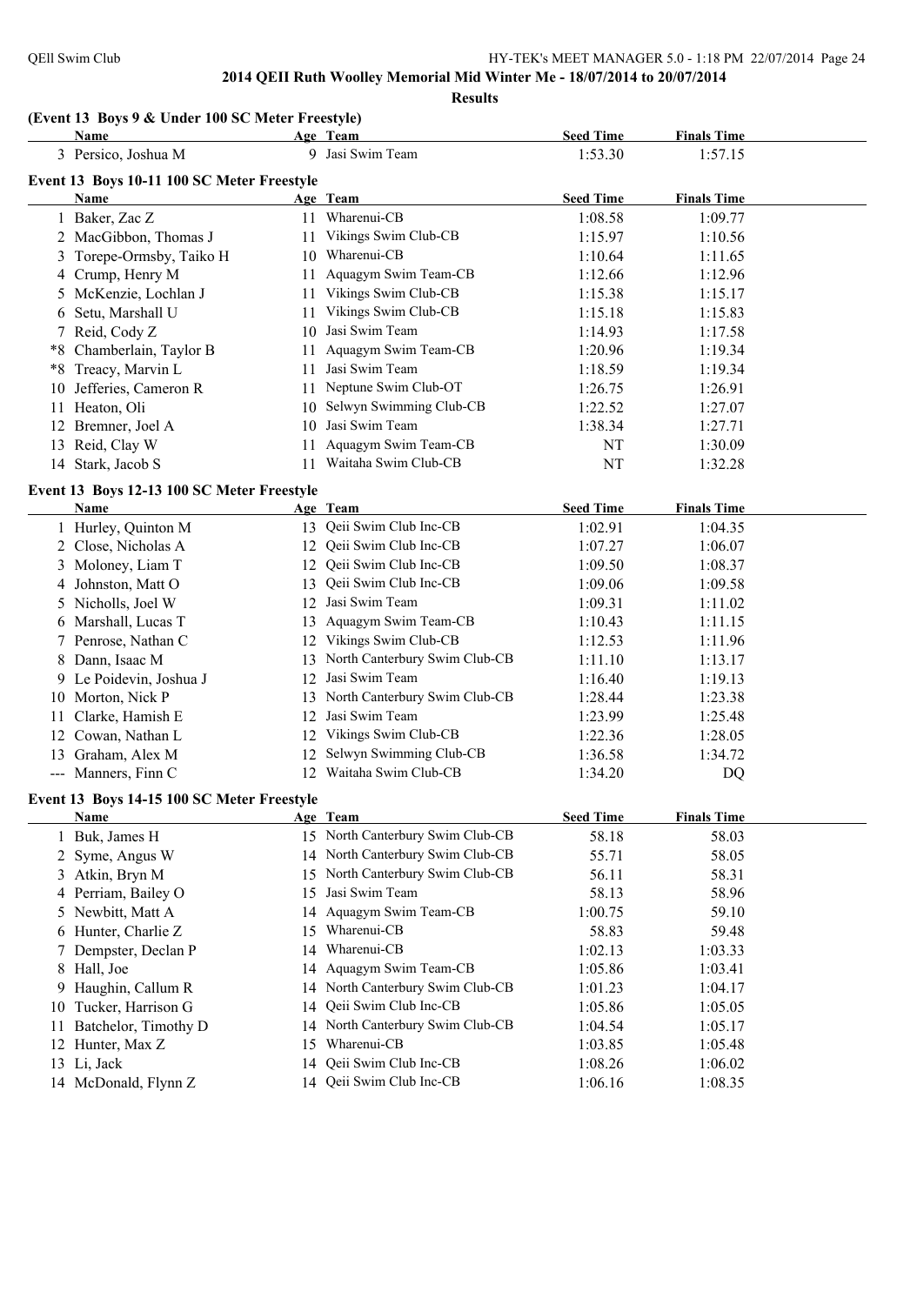## 2014 QEII Ruth Woolley Memorial Mid Winter Me - 18/07/2014 to 20/07/2014

**Results**

### (Event 13 Boys 9 & Under 100 SC Meter Freestyle)

| | Name | Age | Team | Seed Time | Finals Time |
|---|---|---|---|---|---|
| 3 | Persico, Joshua M | 9 | Jasi Swim Team | 1:53.30 | 1:57.15 |

### Event 13 Boys 10-11 100 SC Meter Freestyle

| | Name | Age | Team | Seed Time | Finals Time |
|---|---|---|---|---|---|
| 1 | Baker, Zac Z | 11 | Wharenui-CB | 1:08.58 | 1:09.77 |
| 2 | MacGibbon, Thomas J | 11 | Vikings Swim Club-CB | 1:15.97 | 1:10.56 |
| 3 | Torepe-Ormsby, Taiko H | 10 | Wharenui-CB | 1:10.64 | 1:11.65 |
| 4 | Crump, Henry M | 11 | Aquagym Swim Team-CB | 1:12.66 | 1:12.96 |
| 5 | McKenzie, Lochlan J | 11 | Vikings Swim Club-CB | 1:15.38 | 1:15.17 |
| 6 | Setu, Marshall U | 11 | Vikings Swim Club-CB | 1:15.18 | 1:15.83 |
| 7 | Reid, Cody Z | 10 | Jasi Swim Team | 1:14.93 | 1:17.58 |
| *8 | Chamberlain, Taylor B | 11 | Aquagym Swim Team-CB | 1:20.96 | 1:19.34 |
| *8 | Treacy, Marvin L | 11 | Jasi Swim Team | 1:18.59 | 1:19.34 |
| 10 | Jefferies, Cameron R | 11 | Neptune Swim Club-OT | 1:26.75 | 1:26.91 |
| 11 | Heaton, Oli | 10 | Selwyn Swimming Club-CB | 1:22.52 | 1:27.07 |
| 12 | Bremner, Joel A | 10 | Jasi Swim Team | 1:38.34 | 1:27.71 |
| 13 | Reid, Clay W | 11 | Aquagym Swim Team-CB | NT | 1:30.09 |
| 14 | Stark, Jacob S | 11 | Waitaha Swim Club-CB | NT | 1:32.28 |

### Event 13 Boys 12-13 100 SC Meter Freestyle

| | Name | Age | Team | Seed Time | Finals Time |
|---|---|---|---|---|---|
| 1 | Hurley, Quinton M | 13 | Qeii Swim Club Inc-CB | 1:02.91 | 1:04.35 |
| 2 | Close, Nicholas A | 12 | Qeii Swim Club Inc-CB | 1:07.27 | 1:06.07 |
| 3 | Moloney, Liam T | 12 | Qeii Swim Club Inc-CB | 1:09.50 | 1:08.37 |
| 4 | Johnston, Matt O | 13 | Qeii Swim Club Inc-CB | 1:09.06 | 1:09.58 |
| 5 | Nicholls, Joel W | 12 | Jasi Swim Team | 1:09.31 | 1:11.02 |
| 6 | Marshall, Lucas T | 13 | Aquagym Swim Team-CB | 1:10.43 | 1:11.15 |
| 7 | Penrose, Nathan C | 12 | Vikings Swim Club-CB | 1:12.53 | 1:11.96 |
| 8 | Dann, Isaac M | 13 | North Canterbury Swim Club-CB | 1:11.10 | 1:13.17 |
| 9 | Le Poidevin, Joshua J | 12 | Jasi Swim Team | 1:16.40 | 1:19.13 |
| 10 | Morton, Nick P | 13 | North Canterbury Swim Club-CB | 1:28.44 | 1:23.38 |
| 11 | Clarke, Hamish E | 12 | Jasi Swim Team | 1:23.99 | 1:25.48 |
| 12 | Cowan, Nathan L | 12 | Vikings Swim Club-CB | 1:22.36 | 1:28.05 |
| 13 | Graham, Alex M | 12 | Selwyn Swimming Club-CB | 1:36.58 | 1:34.72 |
| --- | Manners, Finn C | 12 | Waitaha Swim Club-CB | 1:34.20 | DQ |

### Event 13 Boys 14-15 100 SC Meter Freestyle

| | Name | Age | Team | Seed Time | Finals Time |
|---|---|---|---|---|---|
| 1 | Buk, James H | 15 | North Canterbury Swim Club-CB | 58.18 | 58.03 |
| 2 | Syme, Angus W | 14 | North Canterbury Swim Club-CB | 55.71 | 58.05 |
| 3 | Atkin, Bryn M | 15 | North Canterbury Swim Club-CB | 56.11 | 58.31 |
| 4 | Perriam, Bailey O | 15 | Jasi Swim Team | 58.13 | 58.96 |
| 5 | Newbitt, Matt A | 14 | Aquagym Swim Team-CB | 1:00.75 | 59.10 |
| 6 | Hunter, Charlie Z | 15 | Wharenui-CB | 58.83 | 59.48 |
| 7 | Dempster, Declan P | 14 | Wharenui-CB | 1:02.13 | 1:03.33 |
| 8 | Hall, Joe | 14 | Aquagym Swim Team-CB | 1:05.86 | 1:03.41 |
| 9 | Haughin, Callum R | 14 | North Canterbury Swim Club-CB | 1:01.23 | 1:04.17 |
| 10 | Tucker, Harrison G | 14 | Qeii Swim Club Inc-CB | 1:05.86 | 1:05.05 |
| 11 | Batchelor, Timothy D | 14 | North Canterbury Swim Club-CB | 1:04.54 | 1:05.17 |
| 12 | Hunter, Max Z | 15 | Wharenui-CB | 1:03.85 | 1:05.48 |
| 13 | Li, Jack | 14 | Qeii Swim Club Inc-CB | 1:08.26 | 1:06.02 |
| 14 | McDonald, Flynn Z | 14 | Qeii Swim Club Inc-CB | 1:06.16 | 1:08.35 |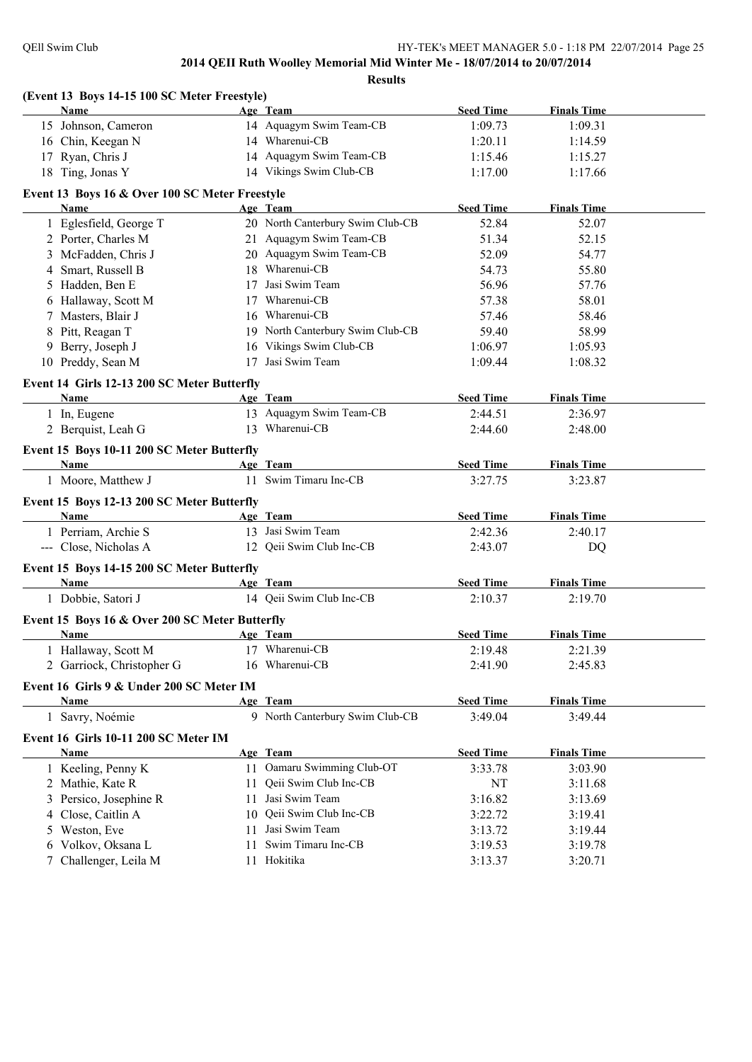**2014 QEII Ruth Woolley Memorial Mid Winter Me - 18/07/2014 to 20/07/2014**

**Results**

### (Event 13 Boys 14-15 100 SC Meter Freestyle)

| | Name | Age | Team | Seed Time | Finals Time |
|---|---|---|---|---|---|
| 15 | Johnson, Cameron | 14 | Aquagym Swim Team-CB | 1:09.73 | 1:09.31 |
| 16 | Chin, Keegan N | 14 | Wharenui-CB | 1:20.11 | 1:14.59 |
| 17 | Ryan, Chris J | 14 | Aquagym Swim Team-CB | 1:15.46 | 1:15.27 |
| 18 | Ting, Jonas Y | 14 | Vikings Swim Club-CB | 1:17.00 | 1:17.66 |

### Event 13 Boys 16 & Over 100 SC Meter Freestyle

| | Name | Age | Team | Seed Time | Finals Time |
|---|---|---|---|---|---|
| 1 | Eglesfield, George T | 20 | North Canterbury Swim Club-CB | 52.84 | 52.07 |
| 2 | Porter, Charles M | 21 | Aquagym Swim Team-CB | 51.34 | 52.15 |
| 3 | McFadden, Chris J | 20 | Aquagym Swim Team-CB | 52.09 | 54.77 |
| 4 | Smart, Russell B | 18 | Wharenui-CB | 54.73 | 55.80 |
| 5 | Hadden, Ben E | 17 | Jasi Swim Team | 56.96 | 57.76 |
| 6 | Hallaway, Scott M | 17 | Wharenui-CB | 57.38 | 58.01 |
| 7 | Masters, Blair J | 16 | Wharenui-CB | 57.46 | 58.46 |
| 8 | Pitt, Reagan T | 19 | North Canterbury Swim Club-CB | 59.40 | 58.99 |
| 9 | Berry, Joseph J | 16 | Vikings Swim Club-CB | 1:06.97 | 1:05.93 |
| 10 | Preddy, Sean M | 17 | Jasi Swim Team | 1:09.44 | 1:08.32 |

### Event 14 Girls 12-13 200 SC Meter Butterfly

| | Name | Age | Team | Seed Time | Finals Time |
|---|---|---|---|---|---|
| 1 | In, Eugene | 13 | Aquagym Swim Team-CB | 2:44.51 | 2:36.97 |
| 2 | Berquist, Leah G | 13 | Wharenui-CB | 2:44.60 | 2:48.00 |

### Event 15 Boys 10-11 200 SC Meter Butterfly

| | Name | Age | Team | Seed Time | Finals Time |
|---|---|---|---|---|---|
| 1 | Moore, Matthew J | 11 | Swim Timaru Inc-CB | 3:27.75 | 3:23.87 |

### Event 15 Boys 12-13 200 SC Meter Butterfly

| | Name | Age | Team | Seed Time | Finals Time |
|---|---|---|---|---|---|
| 1 | Perriam, Archie S | 13 | Jasi Swim Team | 2:42.36 | 2:40.17 |
| --- | Close, Nicholas A | 12 | Qeii Swim Club Inc-CB | 2:43.07 | DQ |

### Event 15 Boys 14-15 200 SC Meter Butterfly

| | Name | Age | Team | Seed Time | Finals Time |
|---|---|---|---|---|---|
| 1 | Dobbie, Satori J | 14 | Qeii Swim Club Inc-CB | 2:10.37 | 2:19.70 |

### Event 15 Boys 16 & Over 200 SC Meter Butterfly

| | Name | Age | Team | Seed Time | Finals Time |
|---|---|---|---|---|---|
| 1 | Hallaway, Scott M | 17 | Wharenui-CB | 2:19.48 | 2:21.39 |
| 2 | Garriock, Christopher G | 16 | Wharenui-CB | 2:41.90 | 2:45.83 |

### Event 16 Girls 9 & Under 200 SC Meter IM

| | Name | Age | Team | Seed Time | Finals Time |
|---|---|---|---|---|---|
| 1 | Savry, Noémie | 9 | North Canterbury Swim Club-CB | 3:49.04 | 3:49.44 |

### Event 16 Girls 10-11 200 SC Meter IM

| | Name | Age | Team | Seed Time | Finals Time |
|---|---|---|---|---|---|
| 1 | Keeling, Penny K | 11 | Oamaru Swimming Club-OT | 3:33.78 | 3:03.90 |
| 2 | Mathie, Kate R | 11 | Qeii Swim Club Inc-CB | NT | 3:11.68 |
| 3 | Persico, Josephine R | 11 | Jasi Swim Team | 3:16.82 | 3:13.69 |
| 4 | Close, Caitlin A | 10 | Qeii Swim Club Inc-CB | 3:22.72 | 3:19.41 |
| 5 | Weston, Eve | 11 | Jasi Swim Team | 3:13.72 | 3:19.44 |
| 6 | Volkov, Oksana L | 11 | Swim Timaru Inc-CB | 3:19.53 | 3:19.78 |
| 7 | Challenger, Leila M | 11 | Hokitika | 3:13.37 | 3:20.71 |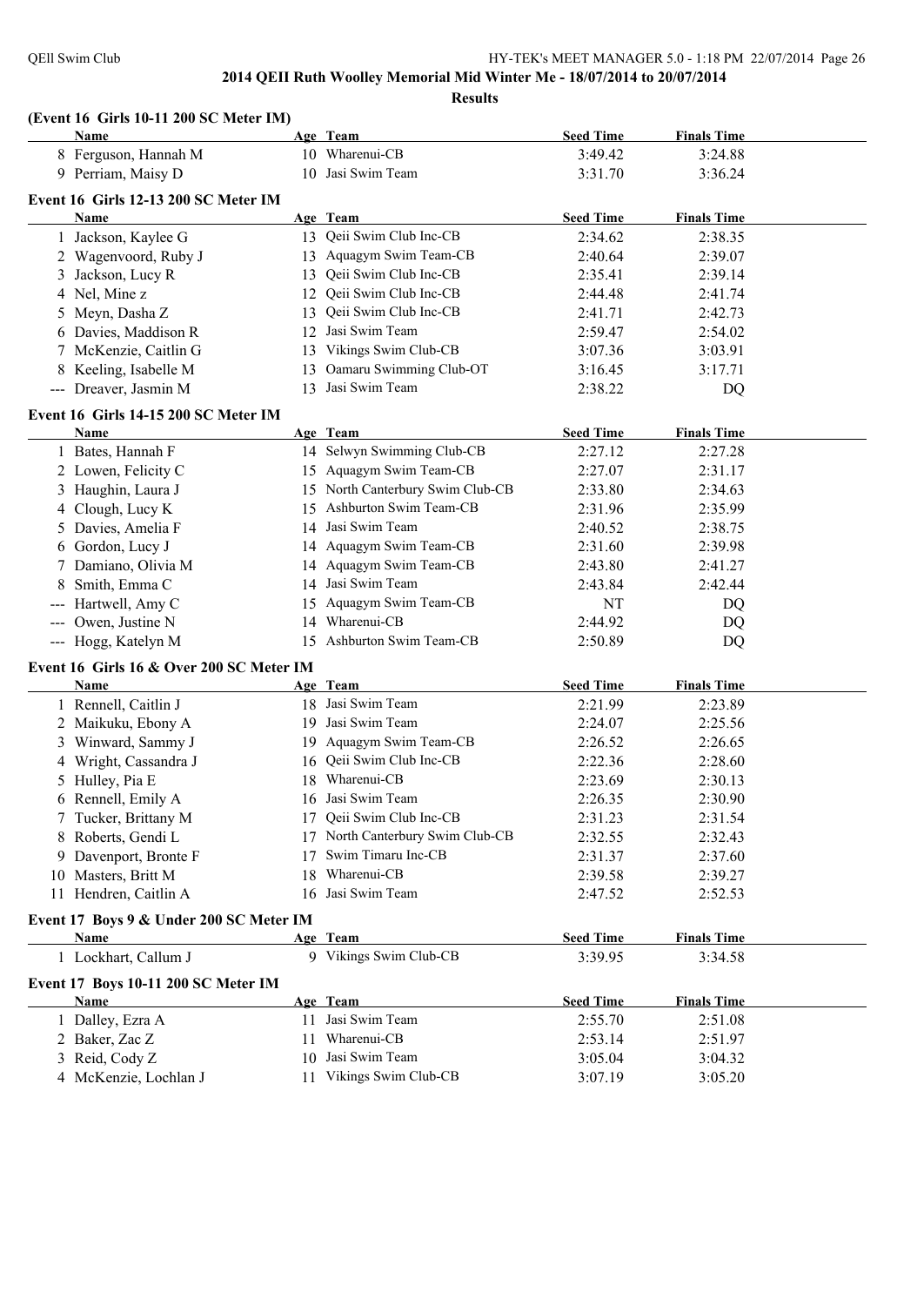**2014 QEII Ruth Woolley Memorial Mid Winter Me - 18/07/2014 to 20/07/2014**

**Results**

### (Event 16 Girls 10-11 200 SC Meter IM)

| | Name | Age | Team | Seed Time | Finals Time |
|---|---|---|---|---|---|
| 8 | Ferguson, Hannah M | 10 | Wharenui-CB | 3:49.42 | 3:24.88 |
| 9 | Perriam, Maisy D | 10 | Jasi Swim Team | 3:31.70 | 3:36.24 |

### Event 16 Girls 12-13 200 SC Meter IM

| | Name | Age | Team | Seed Time | Finals Time |
|---|---|---|---|---|---|
| 1 | Jackson, Kaylee G | 13 | Qeii Swim Club Inc-CB | 2:34.62 | 2:38.35 |
| 2 | Wagenvoord, Ruby J | 13 | Aquagym Swim Team-CB | 2:40.64 | 2:39.07 |
| 3 | Jackson, Lucy R | 13 | Qeii Swim Club Inc-CB | 2:35.41 | 2:39.14 |
| 4 | Nel, Mine z | 12 | Qeii Swim Club Inc-CB | 2:44.48 | 2:41.74 |
| 5 | Meyn, Dasha Z | 13 | Qeii Swim Club Inc-CB | 2:41.71 | 2:42.73 |
| 6 | Davies, Maddison R | 12 | Jasi Swim Team | 2:59.47 | 2:54.02 |
| 7 | McKenzie, Caitlin G | 13 | Vikings Swim Club-CB | 3:07.36 | 3:03.91 |
| 8 | Keeling, Isabelle M | 13 | Oamaru Swimming Club-OT | 3:16.45 | 3:17.71 |
| --- | Dreaver, Jasmin M | 13 | Jasi Swim Team | 2:38.22 | DQ |

### Event 16 Girls 14-15 200 SC Meter IM

| | Name | Age | Team | Seed Time | Finals Time |
|---|---|---|---|---|---|
| 1 | Bates, Hannah F | 14 | Selwyn Swimming Club-CB | 2:27.12 | 2:27.28 |
| 2 | Lowen, Felicity C | 15 | Aquagym Swim Team-CB | 2:27.07 | 2:31.17 |
| 3 | Haughin, Laura J | 15 | North Canterbury Swim Club-CB | 2:33.80 | 2:34.63 |
| 4 | Clough, Lucy K | 15 | Ashburton Swim Team-CB | 2:31.96 | 2:35.99 |
| 5 | Davies, Amelia F | 14 | Jasi Swim Team | 2:40.52 | 2:38.75 |
| 6 | Gordon, Lucy J | 14 | Aquagym Swim Team-CB | 2:31.60 | 2:39.98 |
| 7 | Damiano, Olivia M | 14 | Aquagym Swim Team-CB | 2:43.80 | 2:41.27 |
| 8 | Smith, Emma C | 14 | Jasi Swim Team | 2:43.84 | 2:42.44 |
| --- | Hartwell, Amy C | 15 | Aquagym Swim Team-CB | NT | DQ |
| --- | Owen, Justine N | 14 | Wharenui-CB | 2:44.92 | DQ |
| --- | Hogg, Katelyn M | 15 | Ashburton Swim Team-CB | 2:50.89 | DQ |

### Event 16 Girls 16 & Over 200 SC Meter IM

| | Name | Age | Team | Seed Time | Finals Time |
|---|---|---|---|---|---|
| 1 | Rennell, Caitlin J | 18 | Jasi Swim Team | 2:21.99 | 2:23.89 |
| 2 | Maikuku, Ebony A | 19 | Jasi Swim Team | 2:24.07 | 2:25.56 |
| 3 | Winward, Sammy J | 19 | Aquagym Swim Team-CB | 2:26.52 | 2:26.65 |
| 4 | Wright, Cassandra J | 16 | Qeii Swim Club Inc-CB | 2:22.36 | 2:28.60 |
| 5 | Hulley, Pia E | 18 | Wharenui-CB | 2:23.69 | 2:30.13 |
| 6 | Rennell, Emily A | 16 | Jasi Swim Team | 2:26.35 | 2:30.90 |
| 7 | Tucker, Brittany M | 17 | Qeii Swim Club Inc-CB | 2:31.23 | 2:31.54 |
| 8 | Roberts, Gendi L | 17 | North Canterbury Swim Club-CB | 2:32.55 | 2:32.43 |
| 9 | Davenport, Bronte F | 17 | Swim Timaru Inc-CB | 2:31.37 | 2:37.60 |
| 10 | Masters, Britt M | 18 | Wharenui-CB | 2:39.58 | 2:39.27 |
| 11 | Hendren, Caitlin A | 16 | Jasi Swim Team | 2:47.52 | 2:52.53 |

### Event 17 Boys 9 & Under 200 SC Meter IM

| | Name | Age | Team | Seed Time | Finals Time |
|---|---|---|---|---|---|
| 1 | Lockhart, Callum J | 9 | Vikings Swim Club-CB | 3:39.95 | 3:34.58 |

### Event 17 Boys 10-11 200 SC Meter IM

| | Name | Age | Team | Seed Time | Finals Time |
|---|---|---|---|---|---|
| 1 | Dalley, Ezra A | 11 | Jasi Swim Team | 2:55.70 | 2:51.08 |
| 2 | Baker, Zac Z | 11 | Wharenui-CB | 2:53.14 | 2:51.97 |
| 3 | Reid, Cody Z | 10 | Jasi Swim Team | 3:05.04 | 3:04.32 |
| 4 | McKenzie, Lochlan J | 11 | Vikings Swim Club-CB | 3:07.19 | 3:05.20 |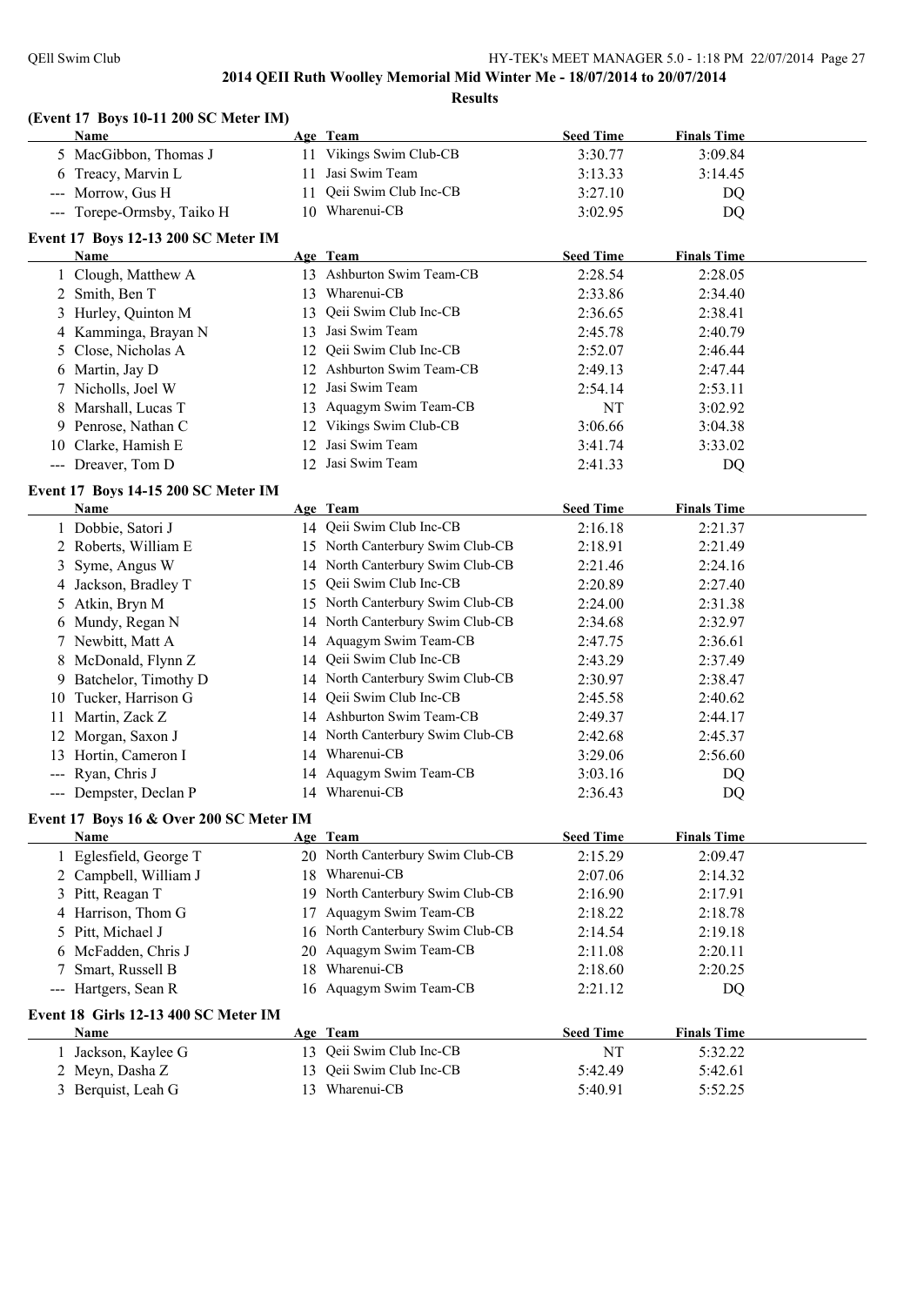## 2014 QEII Ruth Woolley Memorial Mid Winter Me - 18/07/2014 to 20/07/2014

**Results**

### (Event 17 Boys 10-11 200 SC Meter IM)

| | Name | Age | Team | Seed Time | Finals Time |
|---|---|---|---|---|---|
| 5 | MacGibbon, Thomas J | 11 | Vikings Swim Club-CB | 3:30.77 | 3:09.84 |
| 6 | Treacy, Marvin L | 11 | Jasi Swim Team | 3:13.33 | 3:14.45 |
| --- | Morrow, Gus H | 11 | Qeii Swim Club Inc-CB | 3:27.10 | DQ |
| --- | Torepe-Ormsby, Taiko H | 10 | Wharenui-CB | 3:02.95 | DQ |

### Event 17 Boys 12-13 200 SC Meter IM

| | Name | Age | Team | Seed Time | Finals Time |
|---|---|---|---|---|---|
| 1 | Clough, Matthew A | 13 | Ashburton Swim Team-CB | 2:28.54 | 2:28.05 |
| 2 | Smith, Ben T | 13 | Wharenui-CB | 2:33.86 | 2:34.40 |
| 3 | Hurley, Quinton M | 13 | Qeii Swim Club Inc-CB | 2:36.65 | 2:38.41 |
| 4 | Kamminga, Brayan N | 13 | Jasi Swim Team | 2:45.78 | 2:40.79 |
| 5 | Close, Nicholas A | 12 | Qeii Swim Club Inc-CB | 2:52.07 | 2:46.44 |
| 6 | Martin, Jay D | 12 | Ashburton Swim Team-CB | 2:49.13 | 2:47.44 |
| 7 | Nicholls, Joel W | 12 | Jasi Swim Team | 2:54.14 | 2:53.11 |
| 8 | Marshall, Lucas T | 13 | Aquagym Swim Team-CB | NT | 3:02.92 |
| 9 | Penrose, Nathan C | 12 | Vikings Swim Club-CB | 3:06.66 | 3:04.38 |
| 10 | Clarke, Hamish E | 12 | Jasi Swim Team | 3:41.74 | 3:33.02 |
| --- | Dreaver, Tom D | 12 | Jasi Swim Team | 2:41.33 | DQ |

### Event 17 Boys 14-15 200 SC Meter IM

| | Name | Age | Team | Seed Time | Finals Time |
|---|---|---|---|---|---|
| 1 | Dobbie, Satori J | 14 | Qeii Swim Club Inc-CB | 2:16.18 | 2:21.37 |
| 2 | Roberts, William E | 15 | North Canterbury Swim Club-CB | 2:18.91 | 2:21.49 |
| 3 | Syme, Angus W | 14 | North Canterbury Swim Club-CB | 2:21.46 | 2:24.16 |
| 4 | Jackson, Bradley T | 15 | Qeii Swim Club Inc-CB | 2:20.89 | 2:27.40 |
| 5 | Atkin, Bryn M | 15 | North Canterbury Swim Club-CB | 2:24.00 | 2:31.38 |
| 6 | Mundy, Regan N | 14 | North Canterbury Swim Club-CB | 2:34.68 | 2:32.97 |
| 7 | Newbitt, Matt A | 14 | Aquagym Swim Team-CB | 2:47.75 | 2:36.61 |
| 8 | McDonald, Flynn Z | 14 | Qeii Swim Club Inc-CB | 2:43.29 | 2:37.49 |
| 9 | Batchelor, Timothy D | 14 | North Canterbury Swim Club-CB | 2:30.97 | 2:38.47 |
| 10 | Tucker, Harrison G | 14 | Qeii Swim Club Inc-CB | 2:45.58 | 2:40.62 |
| 11 | Martin, Zack Z | 14 | Ashburton Swim Team-CB | 2:49.37 | 2:44.17 |
| 12 | Morgan, Saxon J | 14 | North Canterbury Swim Club-CB | 2:42.68 | 2:45.37 |
| 13 | Hortin, Cameron I | 14 | Wharenui-CB | 3:29.06 | 2:56.60 |
| --- | Ryan, Chris J | 14 | Aquagym Swim Team-CB | 3:03.16 | DQ |
| --- | Dempster, Declan P | 14 | Wharenui-CB | 2:36.43 | DQ |

### Event 17 Boys 16 & Over 200 SC Meter IM

| | Name | Age | Team | Seed Time | Finals Time |
|---|---|---|---|---|---|
| 1 | Eglesfield, George T | 20 | North Canterbury Swim Club-CB | 2:15.29 | 2:09.47 |
| 2 | Campbell, William J | 18 | Wharenui-CB | 2:07.06 | 2:14.32 |
| 3 | Pitt, Reagan T | 19 | North Canterbury Swim Club-CB | 2:16.90 | 2:17.91 |
| 4 | Harrison, Thom G | 17 | Aquagym Swim Team-CB | 2:18.22 | 2:18.78 |
| 5 | Pitt, Michael J | 16 | North Canterbury Swim Club-CB | 2:14.54 | 2:19.18 |
| 6 | McFadden, Chris J | 20 | Aquagym Swim Team-CB | 2:11.08 | 2:20.11 |
| 7 | Smart, Russell B | 18 | Wharenui-CB | 2:18.60 | 2:20.25 |
| --- | Hartgers, Sean R | 16 | Aquagym Swim Team-CB | 2:21.12 | DQ |

### Event 18 Girls 12-13 400 SC Meter IM

| | Name | Age | Team | Seed Time | Finals Time |
|---|---|---|---|---|---|
| 1 | Jackson, Kaylee G | 13 | Qeii Swim Club Inc-CB | NT | 5:32.22 |
| 2 | Meyn, Dasha Z | 13 | Qeii Swim Club Inc-CB | 5:42.49 | 5:42.61 |
| 3 | Berquist, Leah G | 13 | Wharenui-CB | 5:40.91 | 5:52.25 |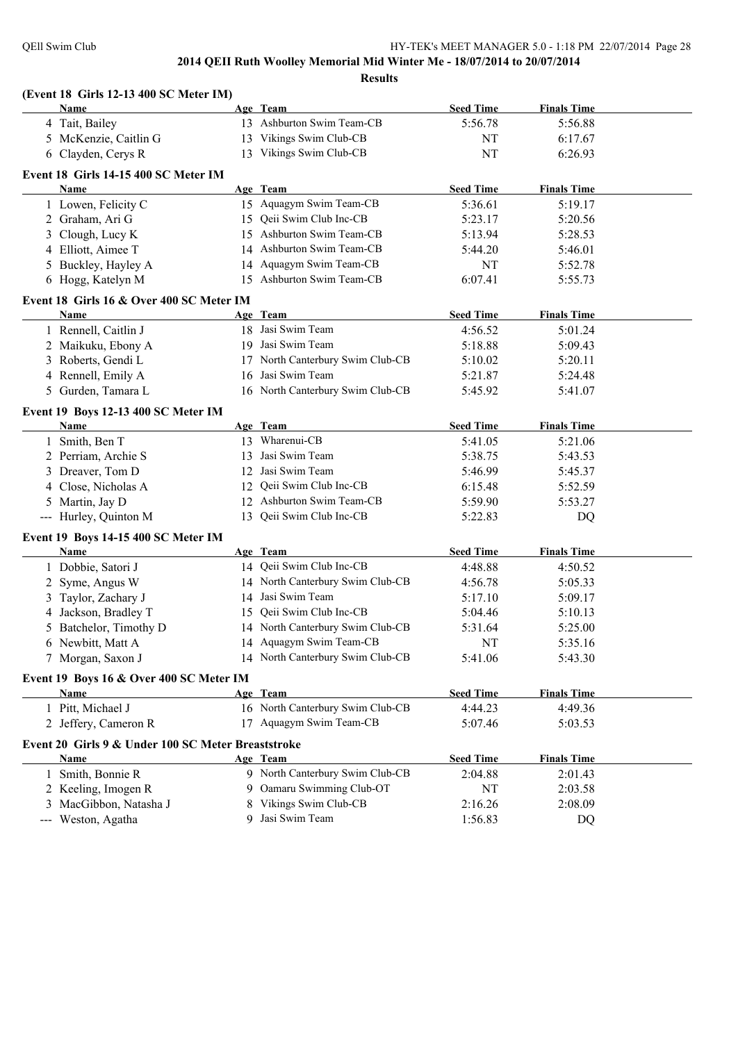# 2014 QEII Ruth Woolley Memorial Mid Winter Me - 18/07/2014 to 20/07/2014

## Results

### (Event 18 Girls 12-13 400 SC Meter IM)

| | Name | Age | Team | Seed Time | Finals Time |
|---|---|---|---|---|---|
| 4 | Tait, Bailey | 13 | Ashburton Swim Team-CB | 5:56.78 | 5:56.88 |
| 5 | McKenzie, Caitlin G | 13 | Vikings Swim Club-CB | NT | 6:17.67 |
| 6 | Clayden, Cerys R | 13 | Vikings Swim Club-CB | NT | 6:26.93 |

### Event 18 Girls 14-15 400 SC Meter IM

| | Name | Age | Team | Seed Time | Finals Time |
|---|---|---|---|---|---|
| 1 | Lowen, Felicity C | 15 | Aquagym Swim Team-CB | 5:36.61 | 5:19.17 |
| 2 | Graham, Ari G | 15 | Qeii Swim Club Inc-CB | 5:23.17 | 5:20.56 |
| 3 | Clough, Lucy K | 15 | Ashburton Swim Team-CB | 5:13.94 | 5:28.53 |
| 4 | Elliott, Aimee T | 14 | Ashburton Swim Team-CB | 5:44.20 | 5:46.01 |
| 5 | Buckley, Hayley A | 14 | Aquagym Swim Team-CB | NT | 5:52.78 |
| 6 | Hogg, Katelyn M | 15 | Ashburton Swim Team-CB | 6:07.41 | 5:55.73 |

### Event 18 Girls 16 & Over 400 SC Meter IM

| | Name | Age | Team | Seed Time | Finals Time |
|---|---|---|---|---|---|
| 1 | Rennell, Caitlin J | 18 | Jasi Swim Team | 4:56.52 | 5:01.24 |
| 2 | Maikuku, Ebony A | 19 | Jasi Swim Team | 5:18.88 | 5:09.43 |
| 3 | Roberts, Gendi L | 17 | North Canterbury Swim Club-CB | 5:10.02 | 5:20.11 |
| 4 | Rennell, Emily A | 16 | Jasi Swim Team | 5:21.87 | 5:24.48 |
| 5 | Gurden, Tamara L | 16 | North Canterbury Swim Club-CB | 5:45.92 | 5:41.07 |

### Event 19 Boys 12-13 400 SC Meter IM

| | Name | Age | Team | Seed Time | Finals Time |
|---|---|---|---|---|---|
| 1 | Smith, Ben T | 13 | Wharenui-CB | 5:41.05 | 5:21.06 |
| 2 | Perriam, Archie S | 13 | Jasi Swim Team | 5:38.75 | 5:43.53 |
| 3 | Dreaver, Tom D | 12 | Jasi Swim Team | 5:46.99 | 5:45.37 |
| 4 | Close, Nicholas A | 12 | Qeii Swim Club Inc-CB | 6:15.48 | 5:52.59 |
| 5 | Martin, Jay D | 12 | Ashburton Swim Team-CB | 5:59.90 | 5:53.27 |
| --- | Hurley, Quinton M | 13 | Qeii Swim Club Inc-CB | 5:22.83 | DQ |

### Event 19 Boys 14-15 400 SC Meter IM

| | Name | Age | Team | Seed Time | Finals Time |
|---|---|---|---|---|---|
| 1 | Dobbie, Satori J | 14 | Qeii Swim Club Inc-CB | 4:48.88 | 4:50.52 |
| 2 | Syme, Angus W | 14 | North Canterbury Swim Club-CB | 4:56.78 | 5:05.33 |
| 3 | Taylor, Zachary J | 14 | Jasi Swim Team | 5:17.10 | 5:09.17 |
| 4 | Jackson, Bradley T | 15 | Qeii Swim Club Inc-CB | 5:04.46 | 5:10.13 |
| 5 | Batchelor, Timothy D | 14 | North Canterbury Swim Club-CB | 5:31.64 | 5:25.00 |
| 6 | Newbitt, Matt A | 14 | Aquagym Swim Team-CB | NT | 5:35.16 |
| 7 | Morgan, Saxon J | 14 | North Canterbury Swim Club-CB | 5:41.06 | 5:43.30 |

### Event 19 Boys 16 & Over 400 SC Meter IM

| | Name | Age | Team | Seed Time | Finals Time |
|---|---|---|---|---|---|
| 1 | Pitt, Michael J | 16 | North Canterbury Swim Club-CB | 4:44.23 | 4:49.36 |
| 2 | Jeffery, Cameron R | 17 | Aquagym Swim Team-CB | 5:07.46 | 5:03.53 |

### Event 20 Girls 9 & Under 100 SC Meter Breaststroke

| | Name | Age | Team | Seed Time | Finals Time |
|---|---|---|---|---|---|
| 1 | Smith, Bonnie R | 9 | North Canterbury Swim Club-CB | 2:04.88 | 2:01.43 |
| 2 | Keeling, Imogen R | 9 | Oamaru Swimming Club-OT | NT | 2:03.58 |
| 3 | MacGibbon, Natasha J | 8 | Vikings Swim Club-CB | 2:16.26 | 2:08.09 |
| --- | Weston, Agatha | 9 | Jasi Swim Team | 1:56.83 | DQ |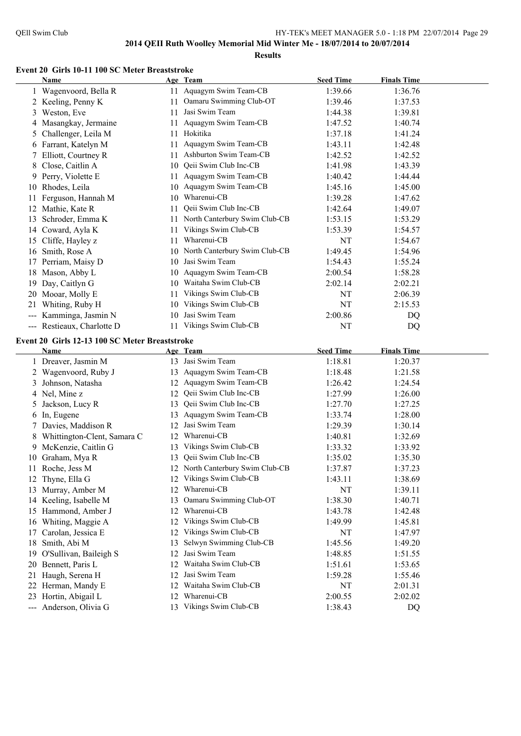**2014 QEII Ruth Woolley Memorial Mid Winter Me - 18/07/2014 to 20/07/2014**

**Results**

### Event 20 Girls 10-11 100 SC Meter Breaststroke

| | Name | Age | Team | Seed Time | Finals Time |
|---|---|---|---|---|---|
| 1 | Wagenvoord, Bella R | 11 | Aquagym Swim Team-CB | 1:39.66 | 1:36.76 |
| 2 | Keeling, Penny K | 11 | Oamaru Swimming Club-OT | 1:39.46 | 1:37.53 |
| 3 | Weston, Eve | 11 | Jasi Swim Team | 1:44.38 | 1:39.81 |
| 4 | Masangkay, Jermaine | 11 | Aquagym Swim Team-CB | 1:47.52 | 1:40.74 |
| 5 | Challenger, Leila M | 11 | Hokitika | 1:37.18 | 1:41.24 |
| 6 | Farrant, Katelyn M | 11 | Aquagym Swim Team-CB | 1:43.11 | 1:42.48 |
| 7 | Elliott, Courtney R | 11 | Ashburton Swim Team-CB | 1:42.52 | 1:42.52 |
| 8 | Close, Caitlin A | 10 | Qeii Swim Club Inc-CB | 1:41.98 | 1:43.39 |
| 9 | Perry, Violette E | 11 | Aquagym Swim Team-CB | 1:40.42 | 1:44.44 |
| 10 | Rhodes, Leila | 10 | Aquagym Swim Team-CB | 1:45.16 | 1:45.00 |
| 11 | Ferguson, Hannah M | 10 | Wharenui-CB | 1:39.28 | 1:47.62 |
| 12 | Mathie, Kate R | 11 | Qeii Swim Club Inc-CB | 1:42.64 | 1:49.07 |
| 13 | Schroder, Emma K | 11 | North Canterbury Swim Club-CB | 1:53.15 | 1:53.29 |
| 14 | Coward, Ayla K | 11 | Vikings Swim Club-CB | 1:53.39 | 1:54.57 |
| 15 | Cliffe, Hayley z | 11 | Wharenui-CB | NT | 1:54.67 |
| 16 | Smith, Rose A | 10 | North Canterbury Swim Club-CB | 1:49.45 | 1:54.96 |
| 17 | Perriam, Maisy D | 10 | Jasi Swim Team | 1:54.43 | 1:55.24 |
| 18 | Mason, Abby L | 10 | Aquagym Swim Team-CB | 2:00.54 | 1:58.28 |
| 19 | Day, Caitlyn G | 10 | Waitaha Swim Club-CB | 2:02.14 | 2:02.21 |
| 20 | Mooar, Molly E | 11 | Vikings Swim Club-CB | NT | 2:06.39 |
| 21 | Whiting, Ruby H | 10 | Vikings Swim Club-CB | NT | 2:15.53 |
| --- | Kamminga, Jasmin N | 10 | Jasi Swim Team | 2:00.86 | DQ |
| --- | Restieaux, Charlotte D | 11 | Vikings Swim Club-CB | NT | DQ |

### Event 20 Girls 12-13 100 SC Meter Breaststroke

| | Name | Age | Team | Seed Time | Finals Time |
|---|---|---|---|---|---|
| 1 | Dreaver, Jasmin M | 13 | Jasi Swim Team | 1:18.81 | 1:20.37 |
| 2 | Wagenvoord, Ruby J | 13 | Aquagym Swim Team-CB | 1:18.48 | 1:21.58 |
| 3 | Johnson, Natasha | 12 | Aquagym Swim Team-CB | 1:26.42 | 1:24.54 |
| 4 | Nel, Mine z | 12 | Qeii Swim Club Inc-CB | 1:27.99 | 1:26.00 |
| 5 | Jackson, Lucy R | 13 | Qeii Swim Club Inc-CB | 1:27.70 | 1:27.25 |
| 6 | In, Eugene | 13 | Aquagym Swim Team-CB | 1:33.74 | 1:28.00 |
| 7 | Davies, Maddison R | 12 | Jasi Swim Team | 1:29.39 | 1:30.14 |
| 8 | Whittington-Clent, Samara C | 12 | Wharenui-CB | 1:40.81 | 1:32.69 |
| 9 | McKenzie, Caitlin G | 13 | Vikings Swim Club-CB | 1:33.32 | 1:33.92 |
| 10 | Graham, Mya R | 13 | Qeii Swim Club Inc-CB | 1:35.02 | 1:35.30 |
| 11 | Roche, Jess M | 12 | North Canterbury Swim Club-CB | 1:37.87 | 1:37.23 |
| 12 | Thyne, Ella G | 12 | Vikings Swim Club-CB | 1:43.11 | 1:38.69 |
| 13 | Murray, Amber M | 12 | Wharenui-CB | NT | 1:39.11 |
| 14 | Keeling, Isabelle M | 13 | Oamaru Swimming Club-OT | 1:38.30 | 1:40.71 |
| 15 | Hammond, Amber J | 12 | Wharenui-CB | 1:43.78 | 1:42.48 |
| 16 | Whiting, Maggie A | 12 | Vikings Swim Club-CB | 1:49.99 | 1:45.81 |
| 17 | Carolan, Jessica E | 12 | Vikings Swim Club-CB | NT | 1:47.97 |
| 18 | Smith, Abi M | 13 | Selwyn Swimming Club-CB | 1:45.56 | 1:49.20 |
| 19 | O'Sullivan, Baileigh S | 12 | Jasi Swim Team | 1:48.85 | 1:51.55 |
| 20 | Bennett, Paris L | 12 | Waitaha Swim Club-CB | 1:51.61 | 1:53.65 |
| 21 | Haugh, Serena H | 12 | Jasi Swim Team | 1:59.28 | 1:55.46 |
| 22 | Herman, Mandy E | 12 | Waitaha Swim Club-CB | NT | 2:01.31 |
| 23 | Hortin, Abigail L | 12 | Wharenui-CB | 2:00.55 | 2:02.02 |
| --- | Anderson, Olivia G | 13 | Vikings Swim Club-CB | 1:38.43 | DQ |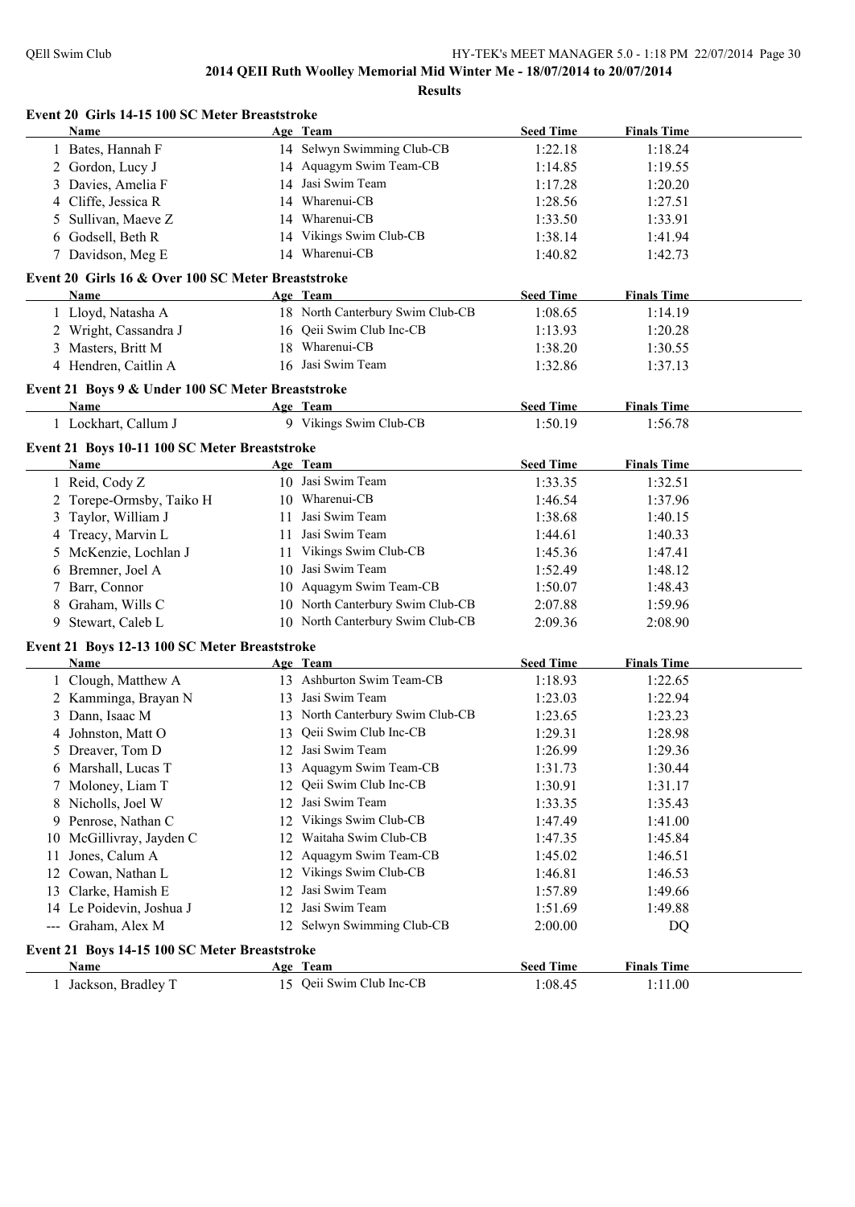**2014 QEII Ruth Woolley Memorial Mid Winter Me - 18/07/2014 to 20/07/2014**

**Results**

### Event 20 Girls 14-15 100 SC Meter Breaststroke

| | Name | Age | Team | Seed Time | Finals Time |
|---|---|---|---|---|---|
| 1 | Bates, Hannah F | 14 | Selwyn Swimming Club-CB | 1:22.18 | 1:18.24 |
| 2 | Gordon, Lucy J | 14 | Aquagym Swim Team-CB | 1:14.85 | 1:19.55 |
| 3 | Davies, Amelia F | 14 | Jasi Swim Team | 1:17.28 | 1:20.20 |
| 4 | Cliffe, Jessica R | 14 | Wharenui-CB | 1:28.56 | 1:27.51 |
| 5 | Sullivan, Maeve Z | 14 | Wharenui-CB | 1:33.50 | 1:33.91 |
| 6 | Godsell, Beth R | 14 | Vikings Swim Club-CB | 1:38.14 | 1:41.94 |
| 7 | Davidson, Meg E | 14 | Wharenui-CB | 1:40.82 | 1:42.73 |

### Event 20 Girls 16 & Over 100 SC Meter Breaststroke

| | Name | Age | Team | Seed Time | Finals Time |
|---|---|---|---|---|---|
| 1 | Lloyd, Natasha A | 18 | North Canterbury Swim Club-CB | 1:08.65 | 1:14.19 |
| 2 | Wright, Cassandra J | 16 | Qeii Swim Club Inc-CB | 1:13.93 | 1:20.28 |
| 3 | Masters, Britt M | 18 | Wharenui-CB | 1:38.20 | 1:30.55 |
| 4 | Hendren, Caitlin A | 16 | Jasi Swim Team | 1:32.86 | 1:37.13 |

### Event 21 Boys 9 & Under 100 SC Meter Breaststroke

| | Name | Age | Team | Seed Time | Finals Time |
|---|---|---|---|---|---|
| 1 | Lockhart, Callum J | 9 | Vikings Swim Club-CB | 1:50.19 | 1:56.78 |

### Event 21 Boys 10-11 100 SC Meter Breaststroke

| | Name | Age | Team | Seed Time | Finals Time |
|---|---|---|---|---|---|
| 1 | Reid, Cody Z | 10 | Jasi Swim Team | 1:33.35 | 1:32.51 |
| 2 | Torepe-Ormsby, Taiko H | 10 | Wharenui-CB | 1:46.54 | 1:37.96 |
| 3 | Taylor, William J | 11 | Jasi Swim Team | 1:38.68 | 1:40.15 |
| 4 | Treacy, Marvin L | 11 | Jasi Swim Team | 1:44.61 | 1:40.33 |
| 5 | McKenzie, Lochlan J | 11 | Vikings Swim Club-CB | 1:45.36 | 1:47.41 |
| 6 | Bremner, Joel A | 10 | Jasi Swim Team | 1:52.49 | 1:48.12 |
| 7 | Barr, Connor | 10 | Aquagym Swim Team-CB | 1:50.07 | 1:48.43 |
| 8 | Graham, Wills C | 10 | North Canterbury Swim Club-CB | 2:07.88 | 1:59.96 |
| 9 | Stewart, Caleb L | 10 | North Canterbury Swim Club-CB | 2:09.36 | 2:08.90 |

### Event 21 Boys 12-13 100 SC Meter Breaststroke

| | Name | Age | Team | Seed Time | Finals Time |
|---|---|---|---|---|---|
| 1 | Clough, Matthew A | 13 | Ashburton Swim Team-CB | 1:18.93 | 1:22.65 |
| 2 | Kamminga, Brayan N | 13 | Jasi Swim Team | 1:23.03 | 1:22.94 |
| 3 | Dann, Isaac M | 13 | North Canterbury Swim Club-CB | 1:23.65 | 1:23.23 |
| 4 | Johnston, Matt O | 13 | Qeii Swim Club Inc-CB | 1:29.31 | 1:28.98 |
| 5 | Dreaver, Tom D | 12 | Jasi Swim Team | 1:26.99 | 1:29.36 |
| 6 | Marshall, Lucas T | 13 | Aquagym Swim Team-CB | 1:31.73 | 1:30.44 |
| 7 | Moloney, Liam T | 12 | Qeii Swim Club Inc-CB | 1:30.91 | 1:31.17 |
| 8 | Nicholls, Joel W | 12 | Jasi Swim Team | 1:33.35 | 1:35.43 |
| 9 | Penrose, Nathan C | 12 | Vikings Swim Club-CB | 1:47.49 | 1:41.00 |
| 10 | McGillivray, Jayden C | 12 | Waitaha Swim Club-CB | 1:47.35 | 1:45.84 |
| 11 | Jones, Calum A | 12 | Aquagym Swim Team-CB | 1:45.02 | 1:46.51 |
| 12 | Cowan, Nathan L | 12 | Vikings Swim Club-CB | 1:46.81 | 1:46.53 |
| 13 | Clarke, Hamish E | 12 | Jasi Swim Team | 1:57.89 | 1:49.66 |
| 14 | Le Poidevin, Joshua J | 12 | Jasi Swim Team | 1:51.69 | 1:49.88 |
| --- | Graham, Alex M | 12 | Selwyn Swimming Club-CB | 2:00.00 | DQ |

### Event 21 Boys 14-15 100 SC Meter Breaststroke

| | Name | Age | Team | Seed Time | Finals Time |
|---|---|---|---|---|---|
| 1 | Jackson, Bradley T | 15 | Qeii Swim Club Inc-CB | 1:08.45 | 1:11.00 |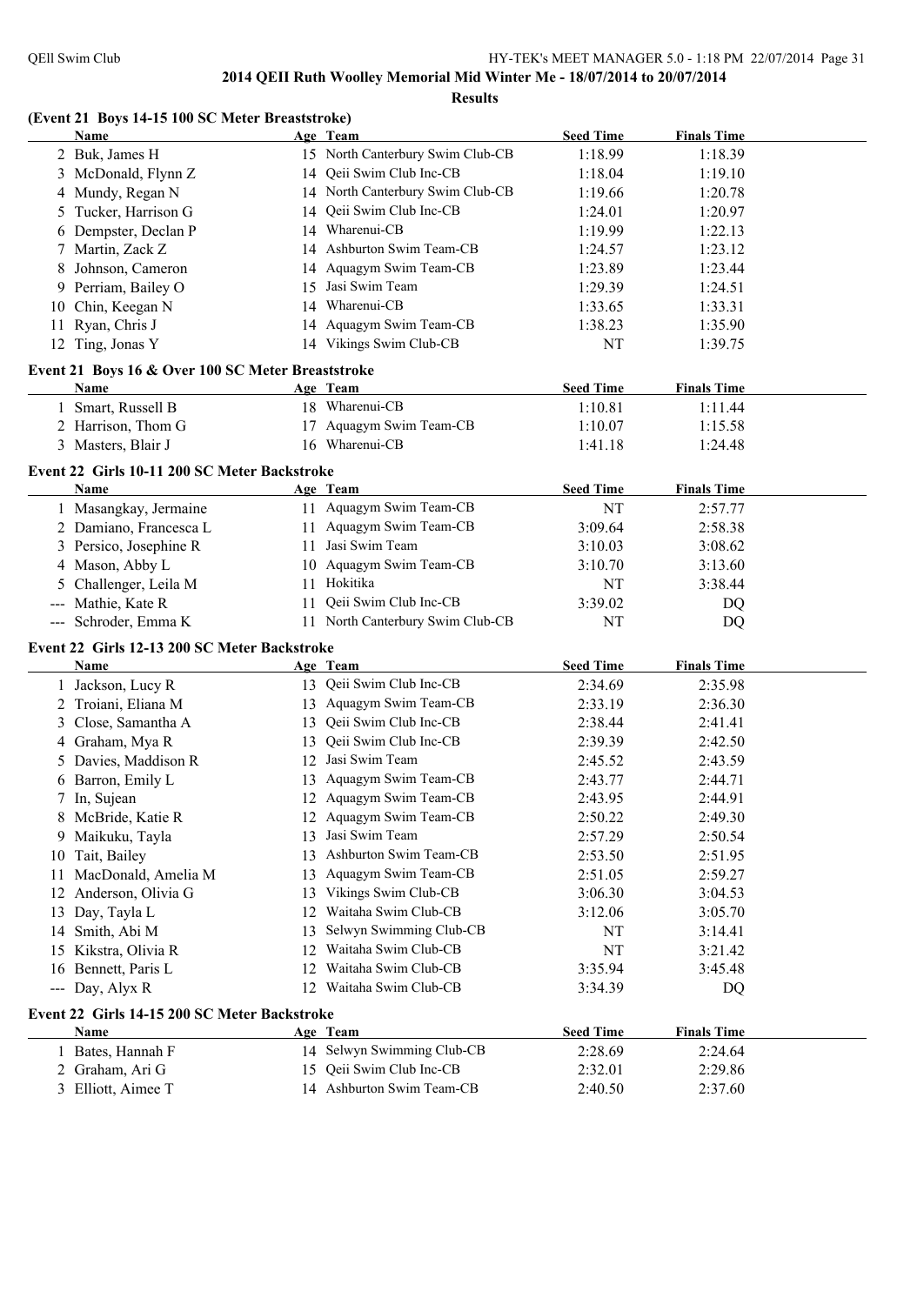## 2014 QEII Ruth Woolley Memorial Mid Winter Me - 18/07/2014 to 20/07/2014

### Results

### (Event 21 Boys 14-15 100 SC Meter Breaststroke)

| | Name | Age | Team | Seed Time | Finals Time |
|---|---|---|---|---|---|
| 2 | Buk, James H | 15 | North Canterbury Swim Club-CB | 1:18.99 | 1:18.39 |
| 3 | McDonald, Flynn Z | 14 | Qeii Swim Club Inc-CB | 1:18.04 | 1:19.10 |
| 4 | Mundy, Regan N | 14 | North Canterbury Swim Club-CB | 1:19.66 | 1:20.78 |
| 5 | Tucker, Harrison G | 14 | Qeii Swim Club Inc-CB | 1:24.01 | 1:20.97 |
| 6 | Dempster, Declan P | 14 | Wharenui-CB | 1:19.99 | 1:22.13 |
| 7 | Martin, Zack Z | 14 | Ashburton Swim Team-CB | 1:24.57 | 1:23.12 |
| 8 | Johnson, Cameron | 14 | Aquagym Swim Team-CB | 1:23.89 | 1:23.44 |
| 9 | Perriam, Bailey O | 15 | Jasi Swim Team | 1:29.39 | 1:24.51 |
| 10 | Chin, Keegan N | 14 | Wharenui-CB | 1:33.65 | 1:33.31 |
| 11 | Ryan, Chris J | 14 | Aquagym Swim Team-CB | 1:38.23 | 1:35.90 |
| 12 | Ting, Jonas Y | 14 | Vikings Swim Club-CB | NT | 1:39.75 |

### Event 21 Boys 16 & Over 100 SC Meter Breaststroke

| | Name | Age | Team | Seed Time | Finals Time |
|---|---|---|---|---|---|
| 1 | Smart, Russell B | 18 | Wharenui-CB | 1:10.81 | 1:11.44 |
| 2 | Harrison, Thom G | 17 | Aquagym Swim Team-CB | 1:10.07 | 1:15.58 |
| 3 | Masters, Blair J | 16 | Wharenui-CB | 1:41.18 | 1:24.48 |

### Event 22 Girls 10-11 200 SC Meter Backstroke

| | Name | Age | Team | Seed Time | Finals Time |
|---|---|---|---|---|---|
| 1 | Masangkay, Jermaine | 11 | Aquagym Swim Team-CB | NT | 2:57.77 |
| 2 | Damiano, Francesca L | 11 | Aquagym Swim Team-CB | 3:09.64 | 2:58.38 |
| 3 | Persico, Josephine R | 11 | Jasi Swim Team | 3:10.03 | 3:08.62 |
| 4 | Mason, Abby L | 10 | Aquagym Swim Team-CB | 3:10.70 | 3:13.60 |
| 5 | Challenger, Leila M | 11 | Hokitika | NT | 3:38.44 |
| --- | Mathie, Kate R | 11 | Qeii Swim Club Inc-CB | 3:39.02 | DQ |
| --- | Schroder, Emma K | 11 | North Canterbury Swim Club-CB | NT | DQ |

### Event 22 Girls 12-13 200 SC Meter Backstroke

| | Name | Age | Team | Seed Time | Finals Time |
|---|---|---|---|---|---|
| 1 | Jackson, Lucy R | 13 | Qeii Swim Club Inc-CB | 2:34.69 | 2:35.98 |
| 2 | Troiani, Eliana M | 13 | Aquagym Swim Team-CB | 2:33.19 | 2:36.30 |
| 3 | Close, Samantha A | 13 | Qeii Swim Club Inc-CB | 2:38.44 | 2:41.41 |
| 4 | Graham, Mya R | 13 | Qeii Swim Club Inc-CB | 2:39.39 | 2:42.50 |
| 5 | Davies, Maddison R | 12 | Jasi Swim Team | 2:45.52 | 2:43.59 |
| 6 | Barron, Emily L | 13 | Aquagym Swim Team-CB | 2:43.77 | 2:44.71 |
| 7 | In, Sujean | 12 | Aquagym Swim Team-CB | 2:43.95 | 2:44.91 |
| 8 | McBride, Katie R | 12 | Aquagym Swim Team-CB | 2:50.22 | 2:49.30 |
| 9 | Maikuku, Tayla | 13 | Jasi Swim Team | 2:57.29 | 2:50.54 |
| 10 | Tait, Bailey | 13 | Ashburton Swim Team-CB | 2:53.50 | 2:51.95 |
| 11 | MacDonald, Amelia M | 13 | Aquagym Swim Team-CB | 2:51.05 | 2:59.27 |
| 12 | Anderson, Olivia G | 13 | Vikings Swim Club-CB | 3:06.30 | 3:04.53 |
| 13 | Day, Tayla L | 12 | Waitaha Swim Club-CB | 3:12.06 | 3:05.70 |
| 14 | Smith, Abi M | 13 | Selwyn Swimming Club-CB | NT | 3:14.41 |
| 15 | Kikstra, Olivia R | 12 | Waitaha Swim Club-CB | NT | 3:21.42 |
| 16 | Bennett, Paris L | 12 | Waitaha Swim Club-CB | 3:35.94 | 3:45.48 |
| --- | Day, Alyx R | 12 | Waitaha Swim Club-CB | 3:34.39 | DQ |

### Event 22 Girls 14-15 200 SC Meter Backstroke

| | Name | Age | Team | Seed Time | Finals Time |
|---|---|---|---|---|---|
| 1 | Bates, Hannah F | 14 | Selwyn Swimming Club-CB | 2:28.69 | 2:24.64 |
| 2 | Graham, Ari G | 15 | Qeii Swim Club Inc-CB | 2:32.01 | 2:29.86 |
| 3 | Elliott, Aimee T | 14 | Ashburton Swim Team-CB | 2:40.50 | 2:37.60 |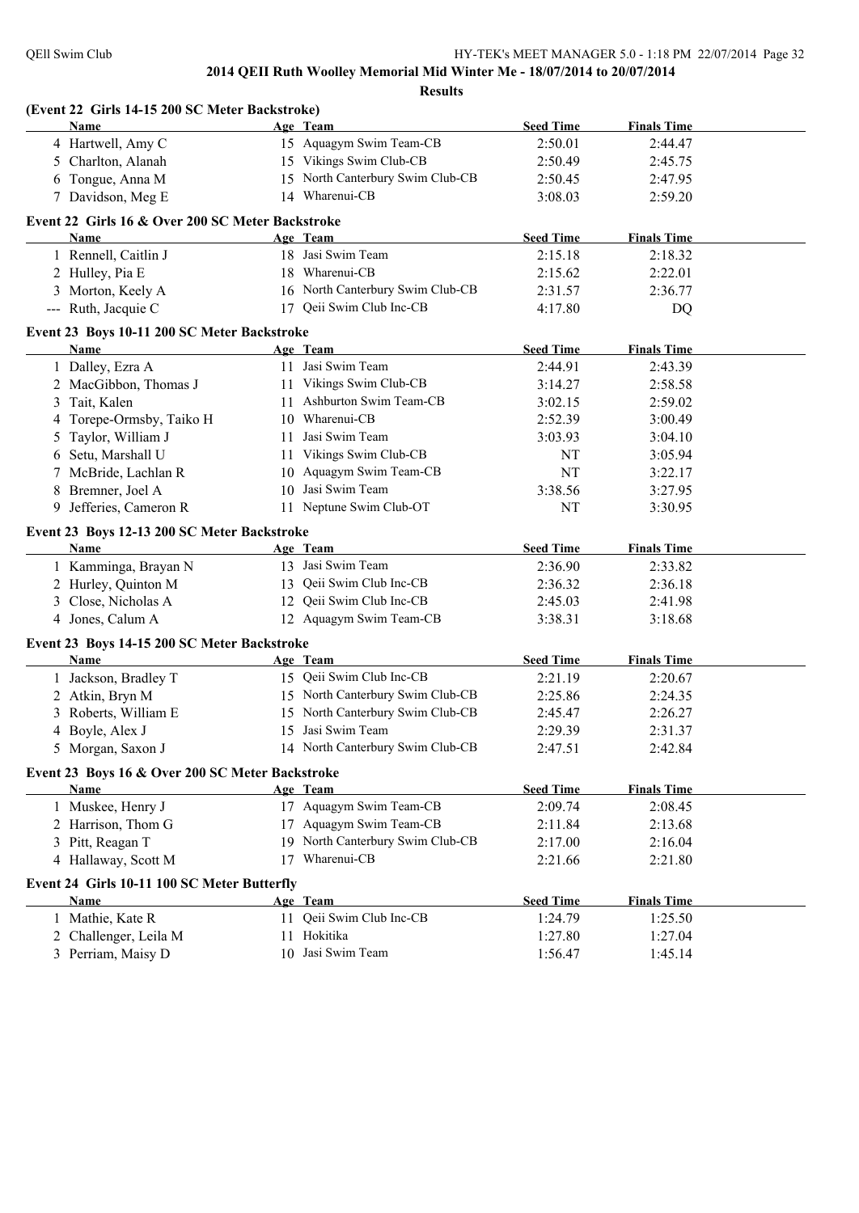**2014 QEII Ruth Woolley Memorial Mid Winter Me - 18/07/2014 to 20/07/2014**

**Results**

### (Event 22 Girls 14-15 200 SC Meter Backstroke)

| | Name | Age | Team | Seed Time | Finals Time |
|---|---|---|---|---|---|
| 4 | Hartwell, Amy C | 15 | Aquagym Swim Team-CB | 2:50.01 | 2:44.47 |
| 5 | Charlton, Alanah | 15 | Vikings Swim Club-CB | 2:50.49 | 2:45.75 |
| 6 | Tongue, Anna M | 15 | North Canterbury Swim Club-CB | 2:50.45 | 2:47.95 |
| 7 | Davidson, Meg E | 14 | Wharenui-CB | 3:08.03 | 2:59.20 |

### Event 22 Girls 16 & Over 200 SC Meter Backstroke

| | Name | Age | Team | Seed Time | Finals Time |
|---|---|---|---|---|---|
| 1 | Rennell, Caitlin J | 18 | Jasi Swim Team | 2:15.18 | 2:18.32 |
| 2 | Hulley, Pia E | 18 | Wharenui-CB | 2:15.62 | 2:22.01 |
| 3 | Morton, Keely A | 16 | North Canterbury Swim Club-CB | 2:31.57 | 2:36.77 |
| --- | Ruth, Jacquie C | 17 | Qeii Swim Club Inc-CB | 4:17.80 | DQ |

### Event 23 Boys 10-11 200 SC Meter Backstroke

| | Name | Age | Team | Seed Time | Finals Time |
|---|---|---|---|---|---|
| 1 | Dalley, Ezra A | 11 | Jasi Swim Team | 2:44.91 | 2:43.39 |
| 2 | MacGibbon, Thomas J | 11 | Vikings Swim Club-CB | 3:14.27 | 2:58.58 |
| 3 | Tait, Kalen | 11 | Ashburton Swim Team-CB | 3:02.15 | 2:59.02 |
| 4 | Torepe-Ormsby, Taiko H | 10 | Wharenui-CB | 2:52.39 | 3:00.49 |
| 5 | Taylor, William J | 11 | Jasi Swim Team | 3:03.93 | 3:04.10 |
| 6 | Setu, Marshall U | 11 | Vikings Swim Club-CB | NT | 3:05.94 |
| 7 | McBride, Lachlan R | 10 | Aquagym Swim Team-CB | NT | 3:22.17 |
| 8 | Bremner, Joel A | 10 | Jasi Swim Team | 3:38.56 | 3:27.95 |
| 9 | Jefferies, Cameron R | 11 | Neptune Swim Club-OT | NT | 3:30.95 |

### Event 23 Boys 12-13 200 SC Meter Backstroke

| | Name | Age | Team | Seed Time | Finals Time |
|---|---|---|---|---|---|
| 1 | Kamminga, Brayan N | 13 | Jasi Swim Team | 2:36.90 | 2:33.82 |
| 2 | Hurley, Quinton M | 13 | Qeii Swim Club Inc-CB | 2:36.32 | 2:36.18 |
| 3 | Close, Nicholas A | 12 | Qeii Swim Club Inc-CB | 2:45.03 | 2:41.98 |
| 4 | Jones, Calum A | 12 | Aquagym Swim Team-CB | 3:38.31 | 3:18.68 |

### Event 23 Boys 14-15 200 SC Meter Backstroke

| | Name | Age | Team | Seed Time | Finals Time |
|---|---|---|---|---|---|
| 1 | Jackson, Bradley T | 15 | Qeii Swim Club Inc-CB | 2:21.19 | 2:20.67 |
| 2 | Atkin, Bryn M | 15 | North Canterbury Swim Club-CB | 2:25.86 | 2:24.35 |
| 3 | Roberts, William E | 15 | North Canterbury Swim Club-CB | 2:45.47 | 2:26.27 |
| 4 | Boyle, Alex J | 15 | Jasi Swim Team | 2:29.39 | 2:31.37 |
| 5 | Morgan, Saxon J | 14 | North Canterbury Swim Club-CB | 2:47.51 | 2:42.84 |

### Event 23 Boys 16 & Over 200 SC Meter Backstroke

| | Name | Age | Team | Seed Time | Finals Time |
|---|---|---|---|---|---|
| 1 | Muskee, Henry J | 17 | Aquagym Swim Team-CB | 2:09.74 | 2:08.45 |
| 2 | Harrison, Thom G | 17 | Aquagym Swim Team-CB | 2:11.84 | 2:13.68 |
| 3 | Pitt, Reagan T | 19 | North Canterbury Swim Club-CB | 2:17.00 | 2:16.04 |
| 4 | Hallaway, Scott M | 17 | Wharenui-CB | 2:21.66 | 2:21.80 |

### Event 24 Girls 10-11 100 SC Meter Butterfly

| | Name | Age | Team | Seed Time | Finals Time |
|---|---|---|---|---|---|
| 1 | Mathie, Kate R | 11 | Qeii Swim Club Inc-CB | 1:24.79 | 1:25.50 |
| 2 | Challenger, Leila M | 11 | Hokitika | 1:27.80 | 1:27.04 |
| 3 | Perriam, Maisy D | 10 | Jasi Swim Team | 1:56.47 | 1:45.14 |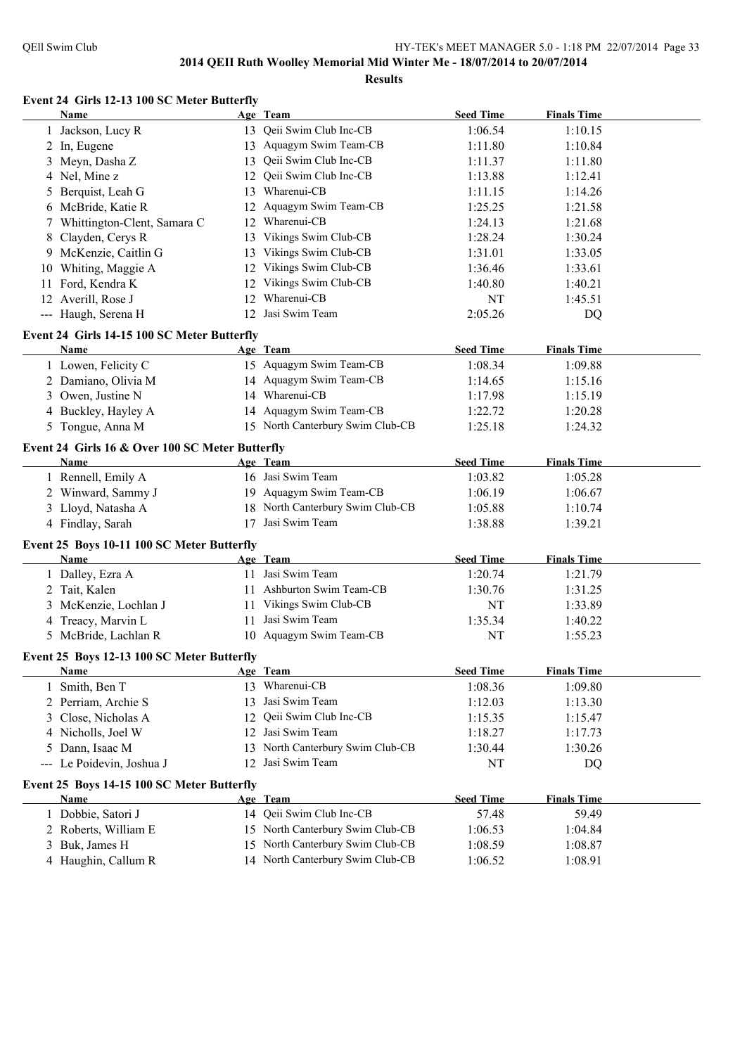# 2014 QEII Ruth Woolley Memorial Mid Winter Me - 18/07/2014 to 20/07/2014

## Results

### Event 24 Girls 12-13 100 SC Meter Butterfly

| | Name | Age | Team | Seed Time | Finals Time |
|---|---|---|---|---|---|
| 1 | Jackson, Lucy R | 13 | Qeii Swim Club Inc-CB | 1:06.54 | 1:10.15 |
| 2 | In, Eugene | 13 | Aquagym Swim Team-CB | 1:11.80 | 1:10.84 |
| 3 | Meyn, Dasha Z | 13 | Qeii Swim Club Inc-CB | 1:11.37 | 1:11.80 |
| 4 | Nel, Mine z | 12 | Qeii Swim Club Inc-CB | 1:13.88 | 1:12.41 |
| 5 | Berquist, Leah G | 13 | Wharenui-CB | 1:11.15 | 1:14.26 |
| 6 | McBride, Katie R | 12 | Aquagym Swim Team-CB | 1:25.25 | 1:21.58 |
| 7 | Whittington-Clent, Samara C | 12 | Wharenui-CB | 1:24.13 | 1:21.68 |
| 8 | Clayden, Cerys R | 13 | Vikings Swim Club-CB | 1:28.24 | 1:30.24 |
| 9 | McKenzie, Caitlin G | 13 | Vikings Swim Club-CB | 1:31.01 | 1:33.05 |
| 10 | Whiting, Maggie A | 12 | Vikings Swim Club-CB | 1:36.46 | 1:33.61 |
| 11 | Ford, Kendra K | 12 | Vikings Swim Club-CB | 1:40.80 | 1:40.21 |
| 12 | Averill, Rose J | 12 | Wharenui-CB | NT | 1:45.51 |
| --- | Haugh, Serena H | 12 | Jasi Swim Team | 2:05.26 | DQ |

### Event 24 Girls 14-15 100 SC Meter Butterfly

| | Name | Age | Team | Seed Time | Finals Time |
|---|---|---|---|---|---|
| 1 | Lowen, Felicity C | 15 | Aquagym Swim Team-CB | 1:08.34 | 1:09.88 |
| 2 | Damiano, Olivia M | 14 | Aquagym Swim Team-CB | 1:14.65 | 1:15.16 |
| 3 | Owen, Justine N | 14 | Wharenui-CB | 1:17.98 | 1:15.19 |
| 4 | Buckley, Hayley A | 14 | Aquagym Swim Team-CB | 1:22.72 | 1:20.28 |
| 5 | Tongue, Anna M | 15 | North Canterbury Swim Club-CB | 1:25.18 | 1:24.32 |

### Event 24 Girls 16 & Over 100 SC Meter Butterfly

| | Name | Age | Team | Seed Time | Finals Time |
|---|---|---|---|---|---|
| 1 | Rennell, Emily A | 16 | Jasi Swim Team | 1:03.82 | 1:05.28 |
| 2 | Winward, Sammy J | 19 | Aquagym Swim Team-CB | 1:06.19 | 1:06.67 |
| 3 | Lloyd, Natasha A | 18 | North Canterbury Swim Club-CB | 1:05.88 | 1:10.74 |
| 4 | Findlay, Sarah | 17 | Jasi Swim Team | 1:38.88 | 1:39.21 |

### Event 25 Boys 10-11 100 SC Meter Butterfly

| | Name | Age | Team | Seed Time | Finals Time |
|---|---|---|---|---|---|
| 1 | Dalley, Ezra A | 11 | Jasi Swim Team | 1:20.74 | 1:21.79 |
| 2 | Tait, Kalen | 11 | Ashburton Swim Team-CB | 1:30.76 | 1:31.25 |
| 3 | McKenzie, Lochlan J | 11 | Vikings Swim Club-CB | NT | 1:33.89 |
| 4 | Treacy, Marvin L | 11 | Jasi Swim Team | 1:35.34 | 1:40.22 |
| 5 | McBride, Lachlan R | 10 | Aquagym Swim Team-CB | NT | 1:55.23 |

### Event 25 Boys 12-13 100 SC Meter Butterfly

| | Name | Age | Team | Seed Time | Finals Time |
|---|---|---|---|---|---|
| 1 | Smith, Ben T | 13 | Wharenui-CB | 1:08.36 | 1:09.80 |
| 2 | Perriam, Archie S | 13 | Jasi Swim Team | 1:12.03 | 1:13.30 |
| 3 | Close, Nicholas A | 12 | Qeii Swim Club Inc-CB | 1:15.35 | 1:15.47 |
| 4 | Nicholls, Joel W | 12 | Jasi Swim Team | 1:18.27 | 1:17.73 |
| 5 | Dann, Isaac M | 13 | North Canterbury Swim Club-CB | 1:30.44 | 1:30.26 |
| --- | Le Poidevin, Joshua J | 12 | Jasi Swim Team | NT | DQ |

### Event 25 Boys 14-15 100 SC Meter Butterfly

| | Name | Age | Team | Seed Time | Finals Time |
|---|---|---|---|---|---|
| 1 | Dobbie, Satori J | 14 | Qeii Swim Club Inc-CB | 57.48 | 59.49 |
| 2 | Roberts, William E | 15 | North Canterbury Swim Club-CB | 1:06.53 | 1:04.84 |
| 3 | Buk, James H | 15 | North Canterbury Swim Club-CB | 1:08.59 | 1:08.87 |
| 4 | Haughin, Callum R | 14 | North Canterbury Swim Club-CB | 1:06.52 | 1:08.91 |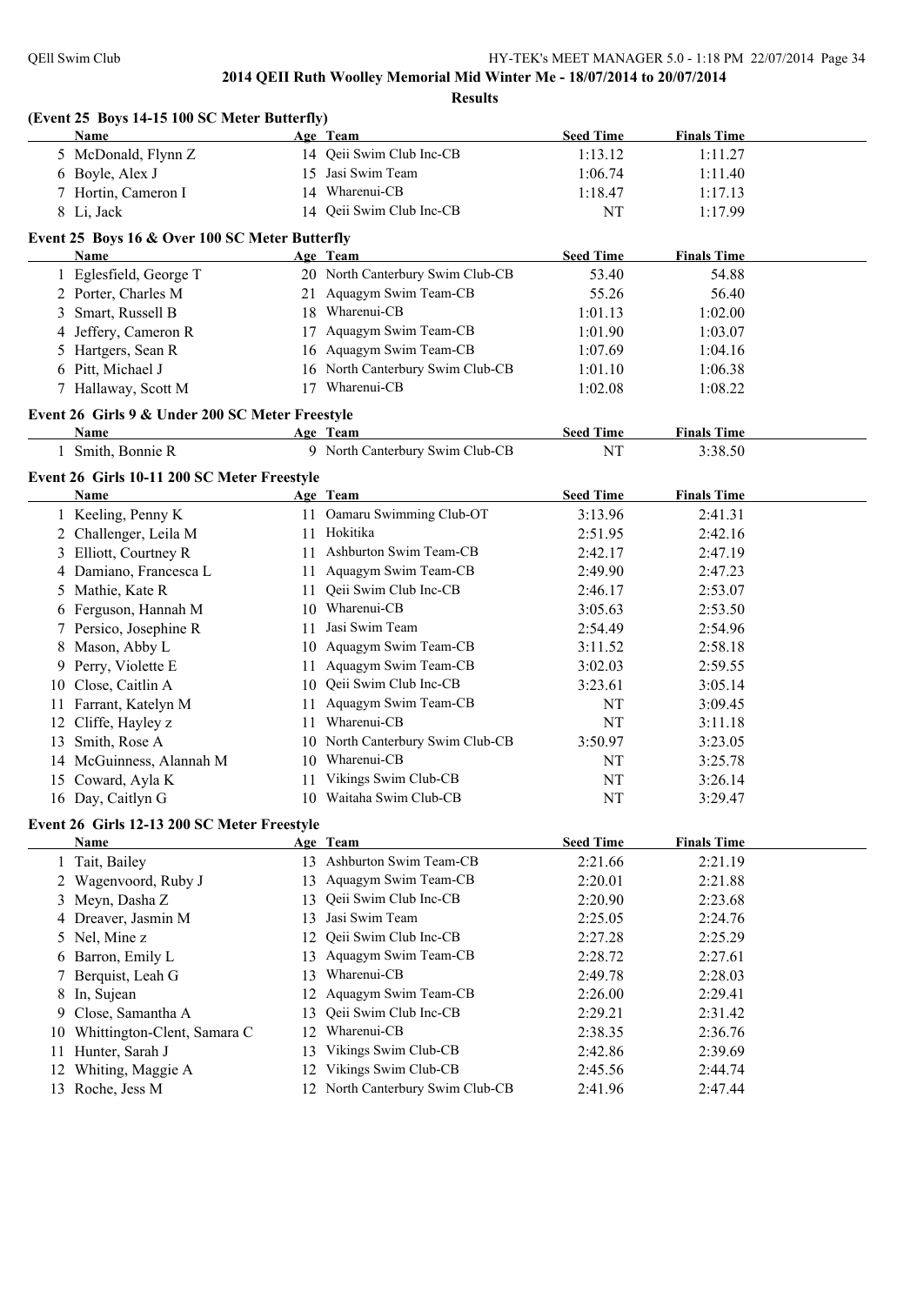## 2014 QEII Ruth Woolley Memorial Mid Winter Me - 18/07/2014 to 20/07/2014

**Results**

### (Event 25 Boys 14-15 100 SC Meter Butterfly)

| | Name | Age | Team | Seed Time | Finals Time |
|---|---|---|---|---|---|
| 5 | McDonald, Flynn Z | 14 | Qeii Swim Club Inc-CB | 1:13.12 | 1:11.27 |
| 6 | Boyle, Alex J | 15 | Jasi Swim Team | 1:06.74 | 1:11.40 |
| 7 | Hortin, Cameron I | 14 | Wharenui-CB | 1:18.47 | 1:17.13 |
| 8 | Li, Jack | 14 | Qeii Swim Club Inc-CB | NT | 1:17.99 |

### Event 25 Boys 16 & Over 100 SC Meter Butterfly

| | Name | Age | Team | Seed Time | Finals Time |
|---|---|---|---|---|---|
| 1 | Eglesfield, George T | 20 | North Canterbury Swim Club-CB | 53.40 | 54.88 |
| 2 | Porter, Charles M | 21 | Aquagym Swim Team-CB | 55.26 | 56.40 |
| 3 | Smart, Russell B | 18 | Wharenui-CB | 1:01.13 | 1:02.00 |
| 4 | Jeffery, Cameron R | 17 | Aquagym Swim Team-CB | 1:01.90 | 1:03.07 |
| 5 | Hartgers, Sean R | 16 | Aquagym Swim Team-CB | 1:07.69 | 1:04.16 |
| 6 | Pitt, Michael J | 16 | North Canterbury Swim Club-CB | 1:01.10 | 1:06.38 |
| 7 | Hallaway, Scott M | 17 | Wharenui-CB | 1:02.08 | 1:08.22 |

### Event 26 Girls 9 & Under 200 SC Meter Freestyle

| | Name | Age | Team | Seed Time | Finals Time |
|---|---|---|---|---|---|
| 1 | Smith, Bonnie R | 9 | North Canterbury Swim Club-CB | NT | 3:38.50 |

### Event 26 Girls 10-11 200 SC Meter Freestyle

| | Name | Age | Team | Seed Time | Finals Time |
|---|---|---|---|---|---|
| 1 | Keeling, Penny K | 11 | Oamaru Swimming Club-OT | 3:13.96 | 2:41.31 |
| 2 | Challenger, Leila M | 11 | Hokitika | 2:51.95 | 2:42.16 |
| 3 | Elliott, Courtney R | 11 | Ashburton Swim Team-CB | 2:42.17 | 2:47.19 |
| 4 | Damiano, Francesca L | 11 | Aquagym Swim Team-CB | 2:49.90 | 2:47.23 |
| 5 | Mathie, Kate R | 11 | Qeii Swim Club Inc-CB | 2:46.17 | 2:53.07 |
| 6 | Ferguson, Hannah M | 10 | Wharenui-CB | 3:05.63 | 2:53.50 |
| 7 | Persico, Josephine R | 11 | Jasi Swim Team | 2:54.49 | 2:54.96 |
| 8 | Mason, Abby L | 10 | Aquagym Swim Team-CB | 3:11.52 | 2:58.18 |
| 9 | Perry, Violette E | 11 | Aquagym Swim Team-CB | 3:02.03 | 2:59.55 |
| 10 | Close, Caitlin A | 10 | Qeii Swim Club Inc-CB | 3:23.61 | 3:05.14 |
| 11 | Farrant, Katelyn M | 11 | Aquagym Swim Team-CB | NT | 3:09.45 |
| 12 | Cliffe, Hayley z | 11 | Wharenui-CB | NT | 3:11.18 |
| 13 | Smith, Rose A | 10 | North Canterbury Swim Club-CB | 3:50.97 | 3:23.05 |
| 14 | McGuinness, Alannah M | 10 | Wharenui-CB | NT | 3:25.78 |
| 15 | Coward, Ayla K | 11 | Vikings Swim Club-CB | NT | 3:26.14 |
| 16 | Day, Caitlyn G | 10 | Waitaha Swim Club-CB | NT | 3:29.47 |

### Event 26 Girls 12-13 200 SC Meter Freestyle

| | Name | Age | Team | Seed Time | Finals Time |
|---|---|---|---|---|---|
| 1 | Tait, Bailey | 13 | Ashburton Swim Team-CB | 2:21.66 | 2:21.19 |
| 2 | Wagenvoord, Ruby J | 13 | Aquagym Swim Team-CB | 2:20.01 | 2:21.88 |
| 3 | Meyn, Dasha Z | 13 | Qeii Swim Club Inc-CB | 2:20.90 | 2:23.68 |
| 4 | Dreaver, Jasmin M | 13 | Jasi Swim Team | 2:25.05 | 2:24.76 |
| 5 | Nel, Mine z | 12 | Qeii Swim Club Inc-CB | 2:27.28 | 2:25.29 |
| 6 | Barron, Emily L | 13 | Aquagym Swim Team-CB | 2:28.72 | 2:27.61 |
| 7 | Berquist, Leah G | 13 | Wharenui-CB | 2:49.78 | 2:28.03 |
| 8 | In, Sujean | 12 | Aquagym Swim Team-CB | 2:26.00 | 2:29.41 |
| 9 | Close, Samantha A | 13 | Qeii Swim Club Inc-CB | 2:29.21 | 2:31.42 |
| 10 | Whittington-Clent, Samara C | 12 | Wharenui-CB | 2:38.35 | 2:36.76 |
| 11 | Hunter, Sarah J | 13 | Vikings Swim Club-CB | 2:42.86 | 2:39.69 |
| 12 | Whiting, Maggie A | 12 | Vikings Swim Club-CB | 2:45.56 | 2:44.74 |
| 13 | Roche, Jess M | 12 | North Canterbury Swim Club-CB | 2:41.96 | 2:47.44 |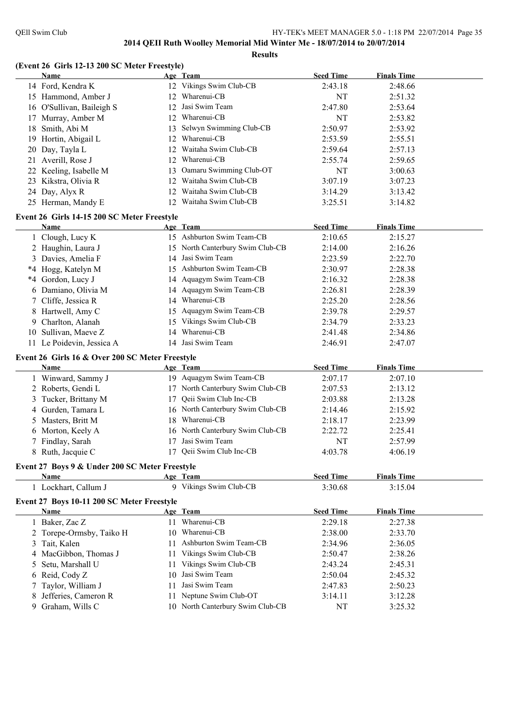**2014 QEII Ruth Woolley Memorial Mid Winter Me - 18/07/2014 to 20/07/2014**

**Results**

### (Event 26 Girls 12-13 200 SC Meter Freestyle)

| | Name | Age | Team | Seed Time | Finals Time |
|---|---|---|---|---|---|
| 14 | Ford, Kendra K | 12 | Vikings Swim Club-CB | 2:43.18 | 2:48.66 |
| 15 | Hammond, Amber J | 12 | Wharenui-CB | NT | 2:51.32 |
| 16 | O'Sullivan, Baileigh S | 12 | Jasi Swim Team | 2:47.80 | 2:53.64 |
| 17 | Murray, Amber M | 12 | Wharenui-CB | NT | 2:53.82 |
| 18 | Smith, Abi M | 13 | Selwyn Swimming Club-CB | 2:50.97 | 2:53.92 |
| 19 | Hortin, Abigail L | 12 | Wharenui-CB | 2:53.59 | 2:55.51 |
| 20 | Day, Tayla L | 12 | Waitaha Swim Club-CB | 2:59.64 | 2:57.13 |
| 21 | Averill, Rose J | 12 | Wharenui-CB | 2:55.74 | 2:59.65 |
| 22 | Keeling, Isabelle M | 13 | Oamaru Swimming Club-OT | NT | 3:00.63 |
| 23 | Kikstra, Olivia R | 12 | Waitaha Swim Club-CB | 3:07.19 | 3:07.23 |
| 24 | Day, Alyx R | 12 | Waitaha Swim Club-CB | 3:14.29 | 3:13.42 |
| 25 | Herman, Mandy E | 12 | Waitaha Swim Club-CB | 3:25.51 | 3:14.82 |

### Event 26 Girls 14-15 200 SC Meter Freestyle

| | Name | Age | Team | Seed Time | Finals Time |
|---|---|---|---|---|---|
| 1 | Clough, Lucy K | 15 | Ashburton Swim Team-CB | 2:10.65 | 2:15.27 |
| 2 | Haughin, Laura J | 15 | North Canterbury Swim Club-CB | 2:14.00 | 2:16.26 |
| 3 | Davies, Amelia F | 14 | Jasi Swim Team | 2:23.59 | 2:22.70 |
| *4 | Hogg, Katelyn M | 15 | Ashburton Swim Team-CB | 2:30.97 | 2:28.38 |
| *4 | Gordon, Lucy J | 14 | Aquagym Swim Team-CB | 2:16.32 | 2:28.38 |
| 6 | Damiano, Olivia M | 14 | Aquagym Swim Team-CB | 2:26.81 | 2:28.39 |
| 7 | Cliffe, Jessica R | 14 | Wharenui-CB | 2:25.20 | 2:28.56 |
| 8 | Hartwell, Amy C | 15 | Aquagym Swim Team-CB | 2:39.78 | 2:29.57 |
| 9 | Charlton, Alanah | 15 | Vikings Swim Club-CB | 2:34.79 | 2:33.23 |
| 10 | Sullivan, Maeve Z | 14 | Wharenui-CB | 2:41.48 | 2:34.86 |
| 11 | Le Poidevin, Jessica A | 14 | Jasi Swim Team | 2:46.91 | 2:47.07 |

### Event 26 Girls 16 & Over 200 SC Meter Freestyle

| | Name | Age | Team | Seed Time | Finals Time |
|---|---|---|---|---|---|
| 1 | Winward, Sammy J | 19 | Aquagym Swim Team-CB | 2:07.17 | 2:07.10 |
| 2 | Roberts, Gendi L | 17 | North Canterbury Swim Club-CB | 2:07.53 | 2:13.12 |
| 3 | Tucker, Brittany M | 17 | Qeii Swim Club Inc-CB | 2:03.88 | 2:13.28 |
| 4 | Gurden, Tamara L | 16 | North Canterbury Swim Club-CB | 2:14.46 | 2:15.92 |
| 5 | Masters, Britt M | 18 | Wharenui-CB | 2:18.17 | 2:23.99 |
| 6 | Morton, Keely A | 16 | North Canterbury Swim Club-CB | 2:22.72 | 2:25.41 |
| 7 | Findlay, Sarah | 17 | Jasi Swim Team | NT | 2:57.99 |
| 8 | Ruth, Jacquie C | 17 | Qeii Swim Club Inc-CB | 4:03.78 | 4:06.19 |

### Event 27 Boys 9 & Under 200 SC Meter Freestyle

| | Name | Age | Team | Seed Time | Finals Time |
|---|---|---|---|---|---|
| 1 | Lockhart, Callum J | 9 | Vikings Swim Club-CB | 3:30.68 | 3:15.04 |

### Event 27 Boys 10-11 200 SC Meter Freestyle

| | Name | Age | Team | Seed Time | Finals Time |
|---|---|---|---|---|---|
| 1 | Baker, Zac Z | 11 | Wharenui-CB | 2:29.18 | 2:27.38 |
| 2 | Torepe-Ormsby, Taiko H | 10 | Wharenui-CB | 2:38.00 | 2:33.70 |
| 3 | Tait, Kalen | 11 | Ashburton Swim Team-CB | 2:34.96 | 2:36.05 |
| 4 | MacGibbon, Thomas J | 11 | Vikings Swim Club-CB | 2:50.47 | 2:38.26 |
| 5 | Setu, Marshall U | 11 | Vikings Swim Club-CB | 2:43.24 | 2:45.31 |
| 6 | Reid, Cody Z | 10 | Jasi Swim Team | 2:50.04 | 2:45.32 |
| 7 | Taylor, William J | 11 | Jasi Swim Team | 2:47.83 | 2:50.23 |
| 8 | Jefferies, Cameron R | 11 | Neptune Swim Club-OT | 3:14.11 | 3:12.28 |
| 9 | Graham, Wills C | 10 | North Canterbury Swim Club-CB | NT | 3:25.32 |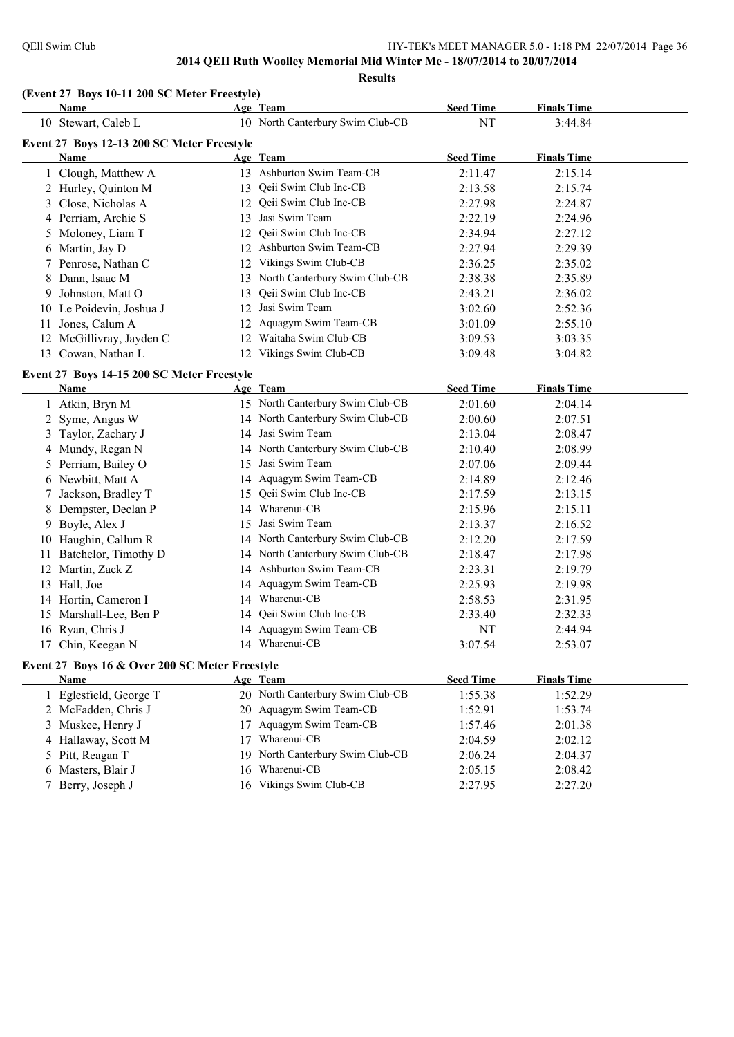**Results**

### (Event 27 Boys 10-11 200 SC Meter Freestyle)

| | Name | Age | Team | Seed Time | Finals Time |
|---|---|---|---|---|---|
| 10 | Stewart, Caleb L | 10 | North Canterbury Swim Club-CB | NT | 3:44.84 |

### Event 27 Boys 12-13 200 SC Meter Freestyle

| | Name | Age | Team | Seed Time | Finals Time |
|---|---|---|---|---|---|
| 1 | Clough, Matthew A | 13 | Ashburton Swim Team-CB | 2:11.47 | 2:15.14 |
| 2 | Hurley, Quinton M | 13 | Qeii Swim Club Inc-CB | 2:13.58 | 2:15.74 |
| 3 | Close, Nicholas A | 12 | Qeii Swim Club Inc-CB | 2:27.98 | 2:24.87 |
| 4 | Perriam, Archie S | 13 | Jasi Swim Team | 2:22.19 | 2:24.96 |
| 5 | Moloney, Liam T | 12 | Qeii Swim Club Inc-CB | 2:34.94 | 2:27.12 |
| 6 | Martin, Jay D | 12 | Ashburton Swim Team-CB | 2:27.94 | 2:29.39 |
| 7 | Penrose, Nathan C | 12 | Vikings Swim Club-CB | 2:36.25 | 2:35.02 |
| 8 | Dann, Isaac M | 13 | North Canterbury Swim Club-CB | 2:38.38 | 2:35.89 |
| 9 | Johnston, Matt O | 13 | Qeii Swim Club Inc-CB | 2:43.21 | 2:36.02 |
| 10 | Le Poidevin, Joshua J | 12 | Jasi Swim Team | 3:02.60 | 2:52.36 |
| 11 | Jones, Calum A | 12 | Aquagym Swim Team-CB | 3:01.09 | 2:55.10 |
| 12 | McGillivray, Jayden C | 12 | Waitaha Swim Club-CB | 3:09.53 | 3:03.35 |
| 13 | Cowan, Nathan L | 12 | Vikings Swim Club-CB | 3:09.48 | 3:04.82 |

### Event 27 Boys 14-15 200 SC Meter Freestyle

| | Name | Age | Team | Seed Time | Finals Time |
|---|---|---|---|---|---|
| 1 | Atkin, Bryn M | 15 | North Canterbury Swim Club-CB | 2:01.60 | 2:04.14 |
| 2 | Syme, Angus W | 14 | North Canterbury Swim Club-CB | 2:00.60 | 2:07.51 |
| 3 | Taylor, Zachary J | 14 | Jasi Swim Team | 2:13.04 | 2:08.47 |
| 4 | Mundy, Regan N | 14 | North Canterbury Swim Club-CB | 2:10.40 | 2:08.99 |
| 5 | Perriam, Bailey O | 15 | Jasi Swim Team | 2:07.06 | 2:09.44 |
| 6 | Newbitt, Matt A | 14 | Aquagym Swim Team-CB | 2:14.89 | 2:12.46 |
| 7 | Jackson, Bradley T | 15 | Qeii Swim Club Inc-CB | 2:17.59 | 2:13.15 |
| 8 | Dempster, Declan P | 14 | Wharenui-CB | 2:15.96 | 2:15.11 |
| 9 | Boyle, Alex J | 15 | Jasi Swim Team | 2:13.37 | 2:16.52 |
| 10 | Haughin, Callum R | 14 | North Canterbury Swim Club-CB | 2:12.20 | 2:17.59 |
| 11 | Batchelor, Timothy D | 14 | North Canterbury Swim Club-CB | 2:18.47 | 2:17.98 |
| 12 | Martin, Zack Z | 14 | Ashburton Swim Team-CB | 2:23.31 | 2:19.79 |
| 13 | Hall, Joe | 14 | Aquagym Swim Team-CB | 2:25.93 | 2:19.98 |
| 14 | Hortin, Cameron I | 14 | Wharenui-CB | 2:58.53 | 2:31.95 |
| 15 | Marshall-Lee, Ben P | 14 | Qeii Swim Club Inc-CB | 2:33.40 | 2:32.33 |
| 16 | Ryan, Chris J | 14 | Aquagym Swim Team-CB | NT | 2:44.94 |
| 17 | Chin, Keegan N | 14 | Wharenui-CB | 3:07.54 | 2:53.07 |

### Event 27 Boys 16 & Over 200 SC Meter Freestyle

| | Name | Age | Team | Seed Time | Finals Time |
|---|---|---|---|---|---|
| 1 | Eglesfield, George T | 20 | North Canterbury Swim Club-CB | 1:55.38 | 1:52.29 |
| 2 | McFadden, Chris J | 20 | Aquagym Swim Team-CB | 1:52.91 | 1:53.74 |
| 3 | Muskee, Henry J | 17 | Aquagym Swim Team-CB | 1:57.46 | 2:01.38 |
| 4 | Hallaway, Scott M | 17 | Wharenui-CB | 2:04.59 | 2:02.12 |
| 5 | Pitt, Reagan T | 19 | North Canterbury Swim Club-CB | 2:06.24 | 2:04.37 |
| 6 | Masters, Blair J | 16 | Wharenui-CB | 2:05.15 | 2:08.42 |
| 7 | Berry, Joseph J | 16 | Vikings Swim Club-CB | 2:27.95 | 2:27.20 |